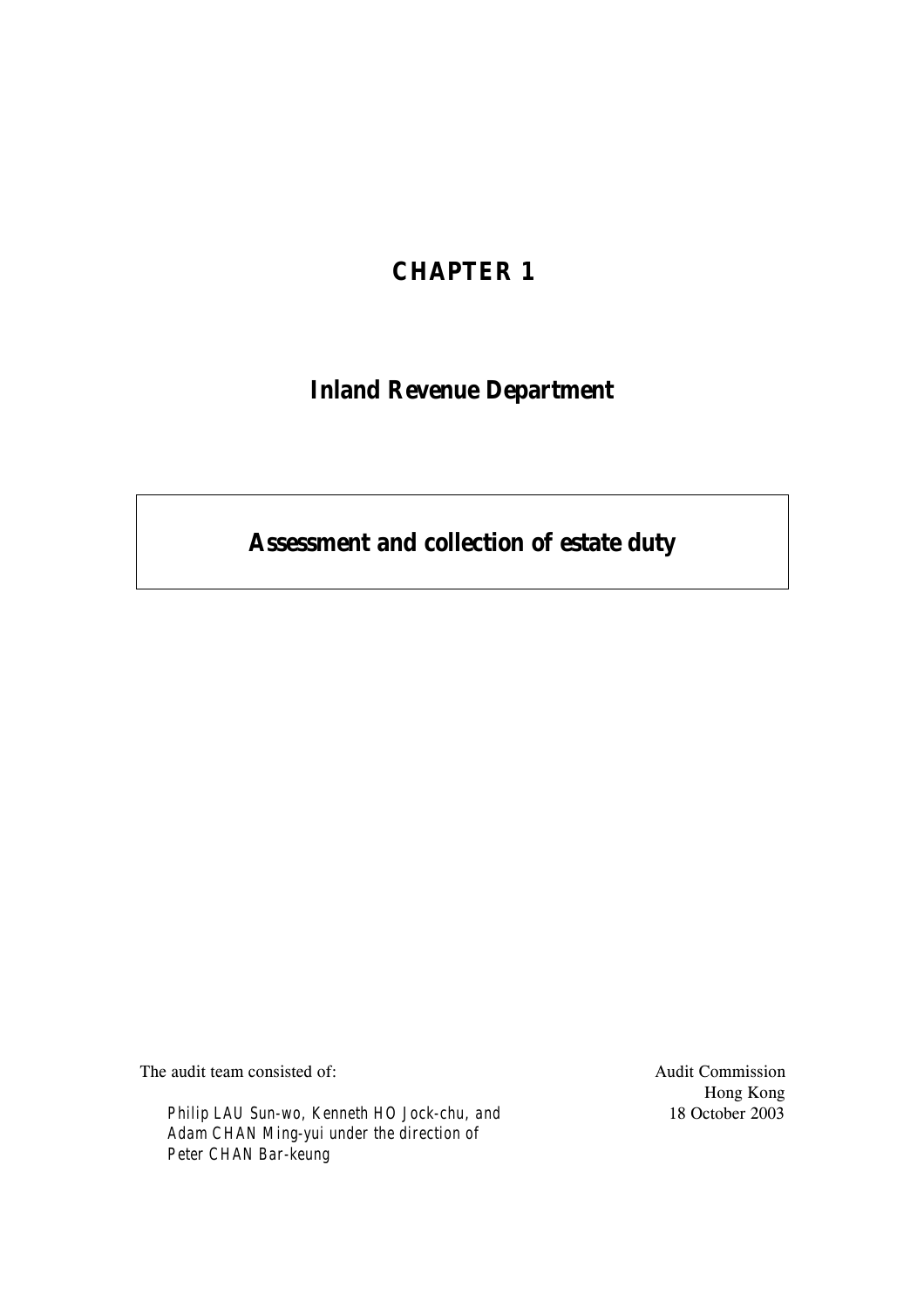# CHAPTER 1

## Inland Revenue Department

## Assessment and collection of estate duty

The audit team consisted of:

*Philip LAU Sun-wo, Kenneth HO Jock-chu, and Adam CHAN Ming-yui under the direction of Peter CHAN Bar-keung*

Audit Commission
Hong Kong
18 October 2003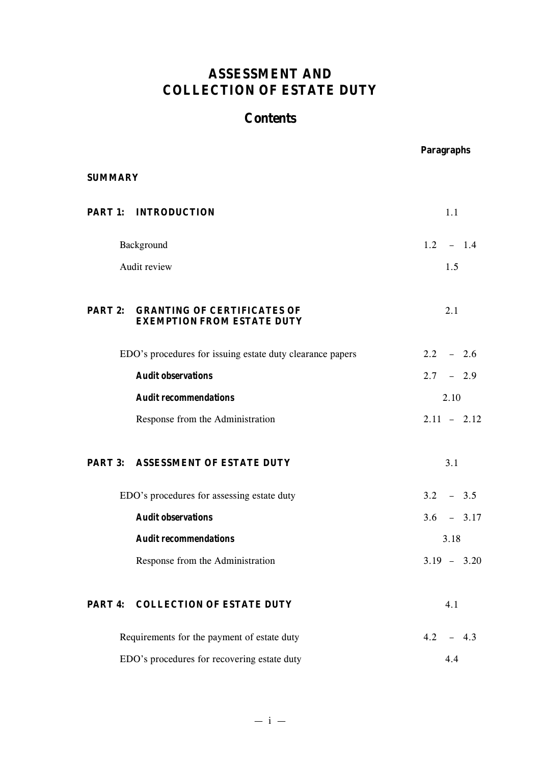# ASSESSMENT AND COLLECTION OF ESTATE DUTY

## Contents

| | Paragraphs |
|---|---|
| **SUMMARY** | |
| **PART 1: INTRODUCTION** | 1.1 |
| Background | 1.2 – 1.4 |
| Audit review | 1.5 |
| **PART 2: GRANTING OF CERTIFICATES OF EXEMPTION FROM ESTATE DUTY** | 2.1 |
| EDO's procedures for issuing estate duty clearance papers | 2.2 – 2.6 |
| ***Audit observations*** | 2.7 – 2.9 |
| ***Audit recommendations*** | 2.10 |
| Response from the Administration | 2.11 – 2.12 |
| **PART 3: ASSESSMENT OF ESTATE DUTY** | 3.1 |
| EDO's procedures for assessing estate duty | 3.2 – 3.5 |
| ***Audit observations*** | 3.6 – 3.17 |
| ***Audit recommendations*** | 3.18 |
| Response from the Administration | 3.19 – 3.20 |
| **PART 4: COLLECTION OF ESTATE DUTY** | 4.1 |
| Requirements for the payment of estate duty | 4.2 – 4.3 |
| EDO's procedures for recovering estate duty | 4.4 |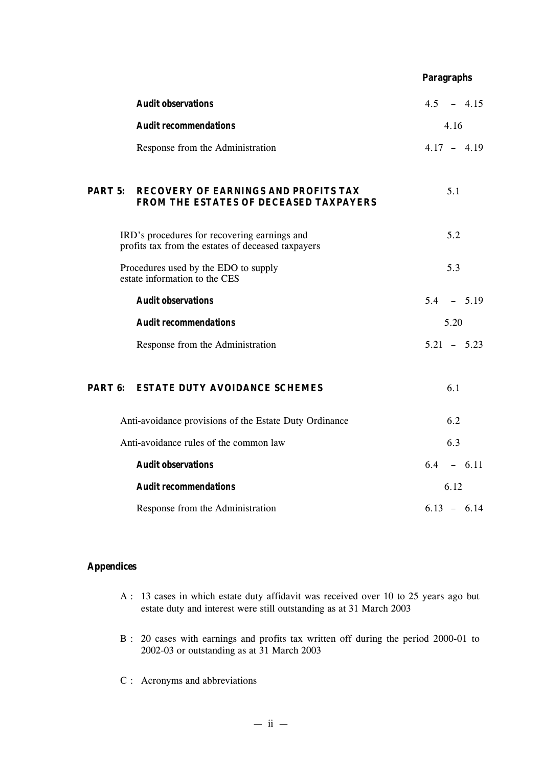| | Paragraphs |
|---|---|
| ***Audit observations*** | 4.5 – 4.15 |
| ***Audit recommendations*** | 4.16 |
| Response from the Administration | 4.17 – 4.19 |
| **PART 5: RECOVERY OF EARNINGS AND PROFITS TAX FROM THE ESTATES OF DECEASED TAXPAYERS** | 5.1 |
| IRD's procedures for recovering earnings and profits tax from the estates of deceased taxpayers | 5.2 |
| Procedures used by the EDO to supply estate information to the CES | 5.3 |
| ***Audit observations*** | 5.4 – 5.19 |
| ***Audit recommendations*** | 5.20 |
| Response from the Administration | 5.21 – 5.23 |
| **PART 6: ESTATE DUTY AVOIDANCE SCHEMES** | 6.1 |
| Anti-avoidance provisions of the Estate Duty Ordinance | 6.2 |
| Anti-avoidance rules of the common law | 6.3 |
| ***Audit observations*** | 6.4 – 6.11 |
| ***Audit recommendations*** | 6.12 |
| Response from the Administration | 6.13 – 6.14 |

**Appendices**

A : 13 cases in which estate duty affidavit was received over 10 to 25 years ago but estate duty and interest were still outstanding as at 31 March 2003

B : 20 cases with earnings and profits tax written off during the period 2000-01 to 2002-03 or outstanding as at 31 March 2003

C : Acronyms and abbreviations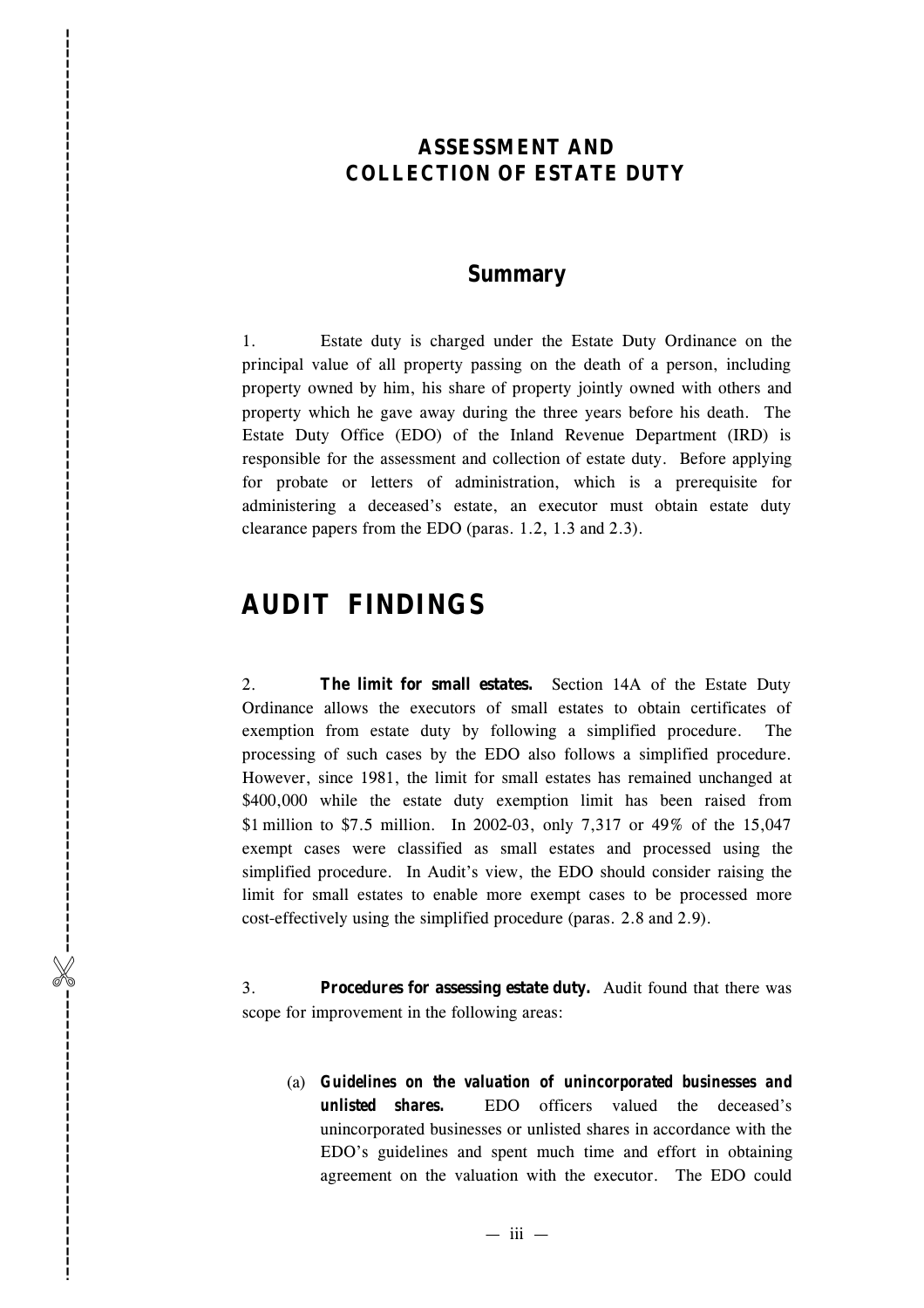# ASSESSMENT AND COLLECTION OF ESTATE DUTY

## Summary

1. Estate duty is charged under the Estate Duty Ordinance on the principal value of all property passing on the death of a person, including property owned by him, his share of property jointly owned with others and property which he gave away during the three years before his death. The Estate Duty Office (EDO) of the Inland Revenue Department (IRD) is responsible for the assessment and collection of estate duty. Before applying for probate or letters of administration, which is a prerequisite for administering a deceased's estate, an executor must obtain estate duty clearance papers from the EDO (paras. 1.2, 1.3 and 2.3).

# AUDIT FINDINGS

2. **The limit for small estates.** Section 14A of the Estate Duty Ordinance allows the executors of small estates to obtain certificates of exemption from estate duty by following a simplified procedure. The processing of such cases by the EDO also follows a simplified procedure. However, since 1981, the limit for small estates has remained unchanged at \$400,000 while the estate duty exemption limit has been raised from \$1 million to \$7.5 million. In 2002-03, only 7,317 or 49% of the 15,047 exempt cases were classified as small estates and processed using the simplified procedure. In Audit's view, the EDO should consider raising the limit for small estates to enable more exempt cases to be processed more cost-effectively using the simplified procedure (paras. 2.8 and 2.9).

3. **Procedures for assessing estate duty.** Audit found that there was scope for improvement in the following areas:

(a) **Guidelines on the valuation of unincorporated businesses and unlisted shares.** EDO officers valued the deceased's unincorporated businesses or unlisted shares in accordance with the EDO's guidelines and spent much time and effort in obtaining agreement on the valuation with the executor. The EDO could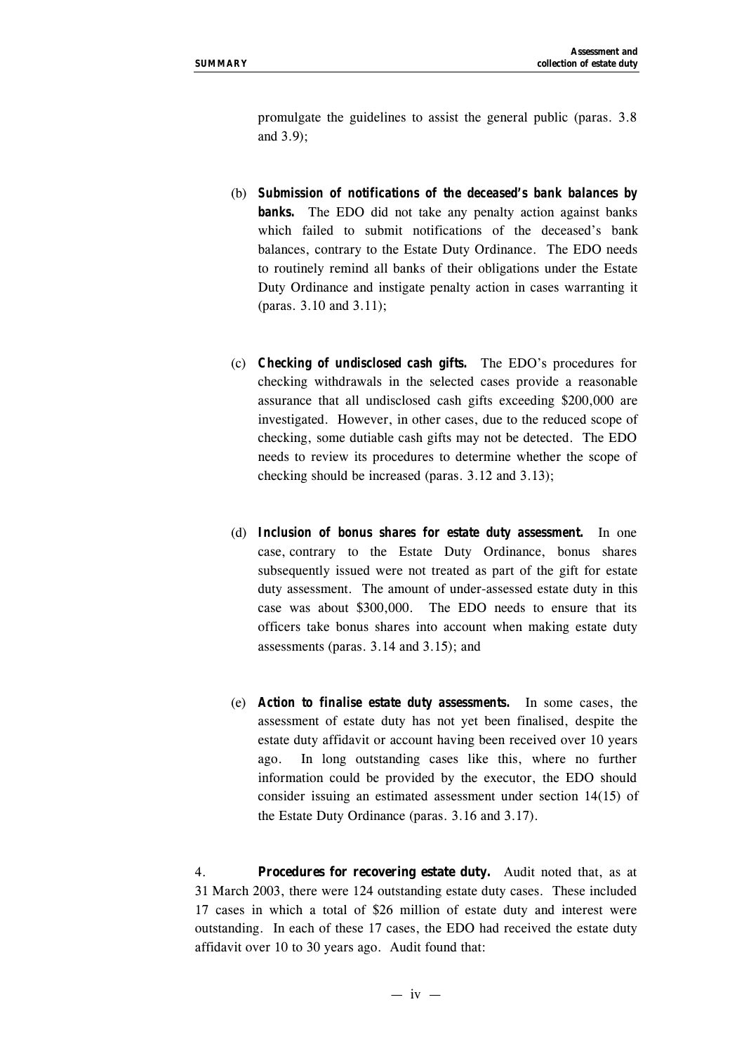promulgate the guidelines to assist the general public (paras. 3.8 and 3.9);

(b) **Submission of notifications of the deceased's bank balances by banks.** The EDO did not take any penalty action against banks which failed to submit notifications of the deceased's bank balances, contrary to the Estate Duty Ordinance. The EDO needs to routinely remind all banks of their obligations under the Estate Duty Ordinance and instigate penalty action in cases warranting it (paras. 3.10 and 3.11);

(c) **Checking of undisclosed cash gifts.** The EDO's procedures for checking withdrawals in the selected cases provide a reasonable assurance that all undisclosed cash gifts exceeding $200,000 are investigated. However, in other cases, due to the reduced scope of checking, some dutiable cash gifts may not be detected. The EDO needs to review its procedures to determine whether the scope of checking should be increased (paras. 3.12 and 3.13);

(d) **Inclusion of bonus shares for estate duty assessment.** In one case, contrary to the Estate Duty Ordinance, bonus shares subsequently issued were not treated as part of the gift for estate duty assessment. The amount of under-assessed estate duty in this case was about $300,000. The EDO needs to ensure that its officers take bonus shares into account when making estate duty assessments (paras. 3.14 and 3.15); and

(e) **Action to finalise estate duty assessments.** In some cases, the assessment of estate duty has not yet been finalised, despite the estate duty affidavit or account having been received over 10 years ago. In long outstanding cases like this, where no further information could be provided by the executor, the EDO should consider issuing an estimated assessment under section 14(15) of the Estate Duty Ordinance (paras. 3.16 and 3.17).

4. **Procedures for recovering estate duty.** Audit noted that, as at 31 March 2003, there were 124 outstanding estate duty cases. These included 17 cases in which a total of $26 million of estate duty and interest were outstanding. In each of these 17 cases, the EDO had received the estate duty affidavit over 10 to 30 years ago. Audit found that: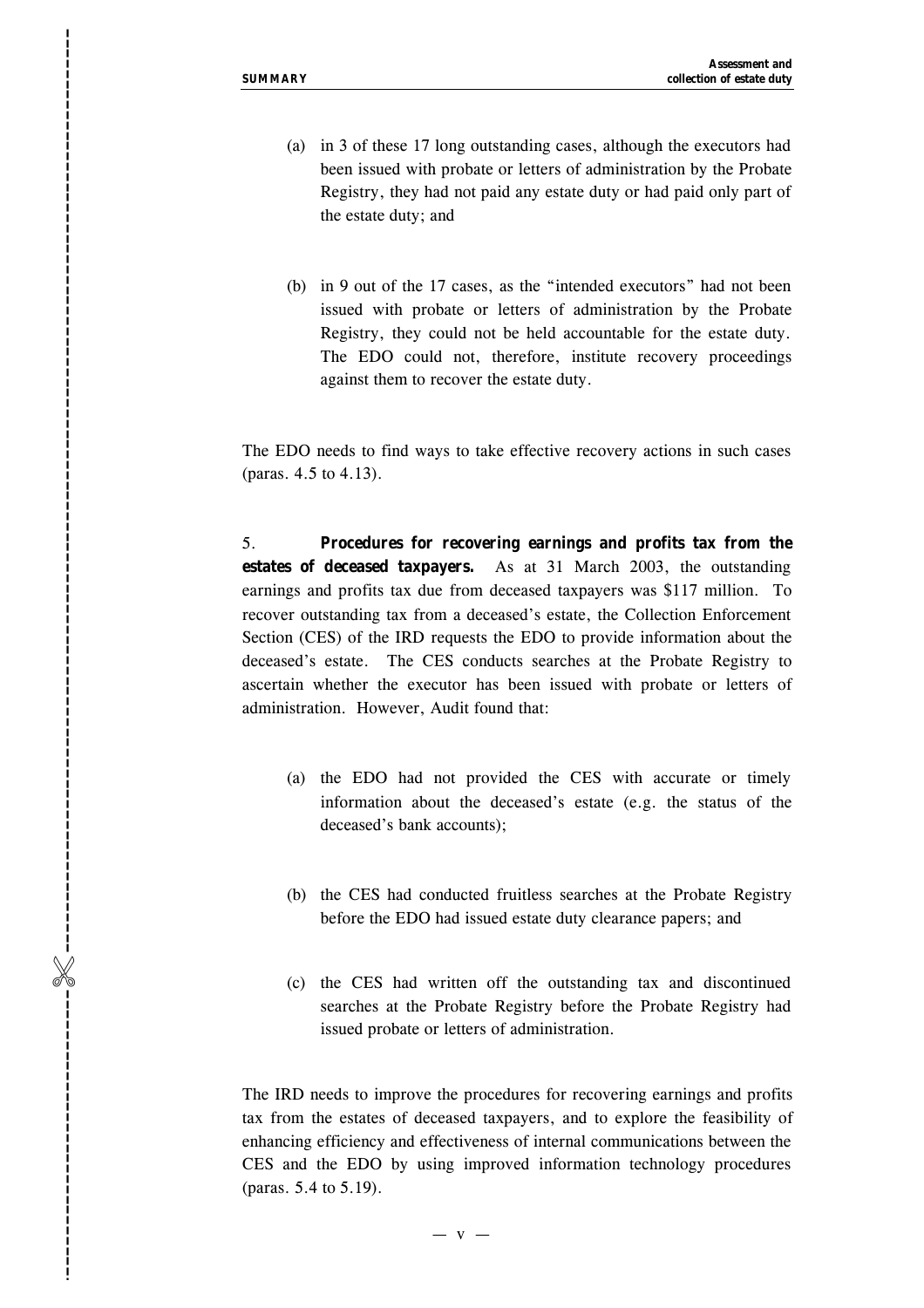(a) in 3 of these 17 long outstanding cases, although the executors had been issued with probate or letters of administration by the Probate Registry, they had not paid any estate duty or had paid only part of the estate duty; and

(b) in 9 out of the 17 cases, as the "intended executors" had not been issued with probate or letters of administration by the Probate Registry, they could not be held accountable for the estate duty. The EDO could not, therefore, institute recovery proceedings against them to recover the estate duty.

The EDO needs to find ways to take effective recovery actions in such cases (paras. 4.5 to 4.13).

5. **Procedures for recovering earnings and profits tax from the estates of deceased taxpayers.** As at 31 March 2003, the outstanding earnings and profits tax due from deceased taxpayers was $117 million. To recover outstanding tax from a deceased's estate, the Collection Enforcement Section (CES) of the IRD requests the EDO to provide information about the deceased's estate. The CES conducts searches at the Probate Registry to ascertain whether the executor has been issued with probate or letters of administration. However, Audit found that:

(a) the EDO had not provided the CES with accurate or timely information about the deceased's estate (e.g. the status of the deceased's bank accounts);

(b) the CES had conducted fruitless searches at the Probate Registry before the EDO had issued estate duty clearance papers; and

(c) the CES had written off the outstanding tax and discontinued searches at the Probate Registry before the Probate Registry had issued probate or letters of administration.

The IRD needs to improve the procedures for recovering earnings and profits tax from the estates of deceased taxpayers, and to explore the feasibility of enhancing efficiency and effectiveness of internal communications between the CES and the EDO by using improved information technology procedures (paras. 5.4 to 5.19).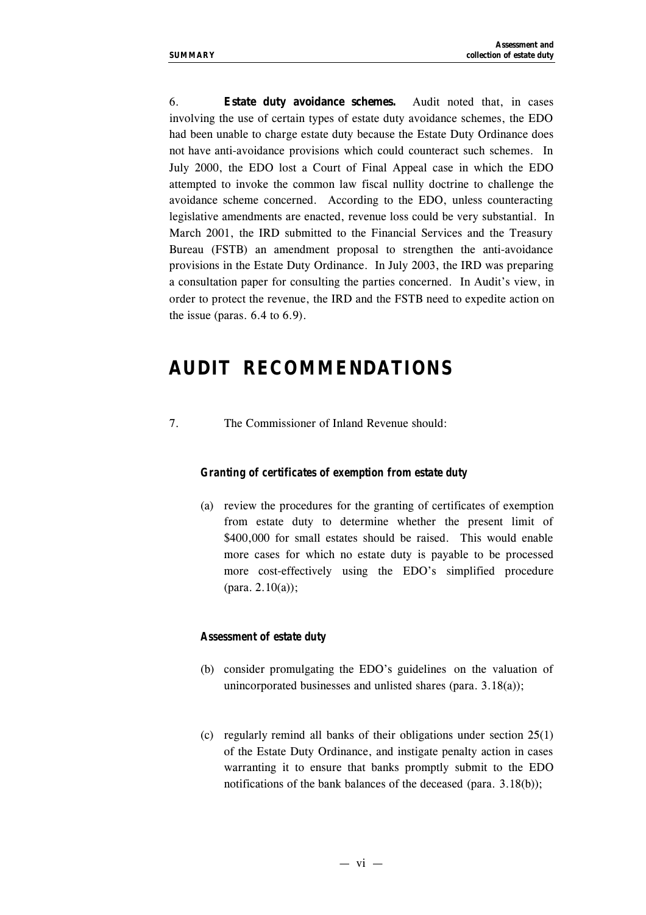6. **Estate duty avoidance schemes.** Audit noted that, in cases involving the use of certain types of estate duty avoidance schemes, the EDO had been unable to charge estate duty because the Estate Duty Ordinance does not have anti-avoidance provisions which could counteract such schemes. In July 2000, the EDO lost a Court of Final Appeal case in which the EDO attempted to invoke the common law fiscal nullity doctrine to challenge the avoidance scheme concerned. According to the EDO, unless counteracting legislative amendments are enacted, revenue loss could be very substantial. In March 2001, the IRD submitted to the Financial Services and the Treasury Bureau (FSTB) an amendment proposal to strengthen the anti-avoidance provisions in the Estate Duty Ordinance. In July 2003, the IRD was preparing a consultation paper for consulting the parties concerned. In Audit's view, in order to protect the revenue, the IRD and the FSTB need to expedite action on the issue (paras. 6.4 to 6.9).

# AUDIT RECOMMENDATIONS

7. The Commissioner of Inland Revenue should:

***Granting of certificates of exemption from estate duty***

(a) review the procedures for the granting of certificates of exemption from estate duty to determine whether the present limit of $400,000 for small estates should be raised. This would enable more cases for which no estate duty is payable to be processed more cost-effectively using the EDO's simplified procedure (para. 2.10(a));

***Assessment of estate duty***

(b) consider promulgating the EDO's guidelines on the valuation of unincorporated businesses and unlisted shares (para. 3.18(a));

(c) regularly remind all banks of their obligations under section 25(1) of the Estate Duty Ordinance, and instigate penalty action in cases warranting it to ensure that banks promptly submit to the EDO notifications of the bank balances of the deceased (para. 3.18(b));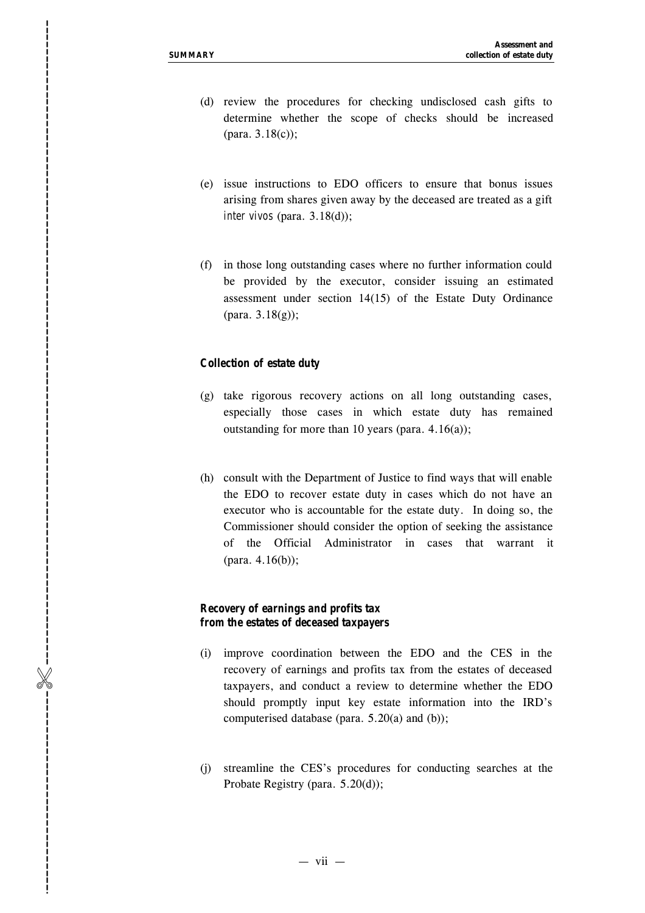(d) review the procedures for checking undisclosed cash gifts to determine whether the scope of checks should be increased (para. 3.18(c));

(e) issue instructions to EDO officers to ensure that bonus issues arising from shares given away by the deceased are treated as a gift *inter vivos* (para. 3.18(d));

(f) in those long outstanding cases where no further information could be provided by the executor, consider issuing an estimated assessment under section 14(15) of the Estate Duty Ordinance (para. 3.18(g));

**Collection of estate duty**

(g) take rigorous recovery actions on all long outstanding cases, especially those cases in which estate duty has remained outstanding for more than 10 years (para. 4.16(a));

(h) consult with the Department of Justice to find ways that will enable the EDO to recover estate duty in cases which do not have an executor who is accountable for the estate duty. In doing so, the Commissioner should consider the option of seeking the assistance of the Official Administrator in cases that warrant it (para. 4.16(b));

**Recovery of earnings and profits tax from the estates of deceased taxpayers**

(i) improve coordination between the EDO and the CES in the recovery of earnings and profits tax from the estates of deceased taxpayers, and conduct a review to determine whether the EDO should promptly input key estate information into the IRD's computerised database (para. 5.20(a) and (b));

(j) streamline the CES's procedures for conducting searches at the Probate Registry (para. 5.20(d));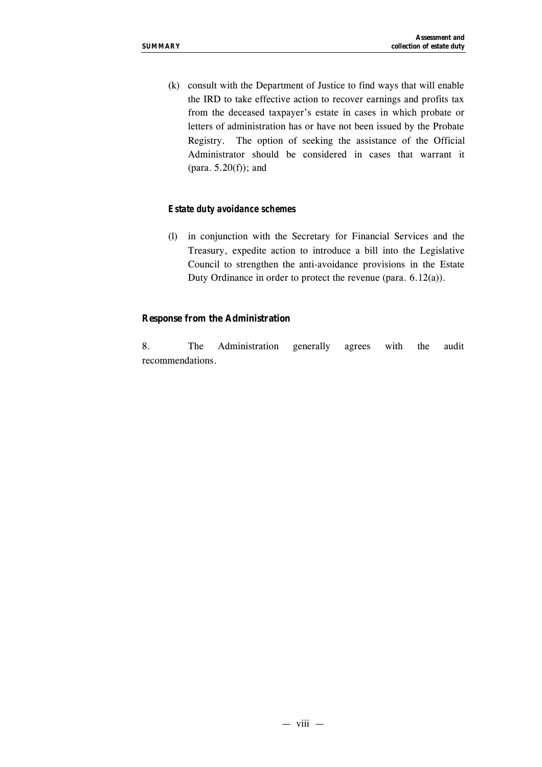(k) consult with the Department of Justice to find ways that will enable the IRD to take effective action to recover earnings and profits tax from the deceased taxpayer's estate in cases in which probate or letters of administration has or have not been issued by the Probate Registry. The option of seeking the assistance of the Official Administrator should be considered in cases that warrant it (para. 5.20(f)); and

**Estate duty avoidance schemes**

(l) in conjunction with the Secretary for Financial Services and the Treasury, expedite action to introduce a bill into the Legislative Council to strengthen the anti-avoidance provisions in the Estate Duty Ordinance in order to protect the revenue (para. 6.12(a)).

### Response from the Administration

8. The Administration generally agrees with the audit recommendations.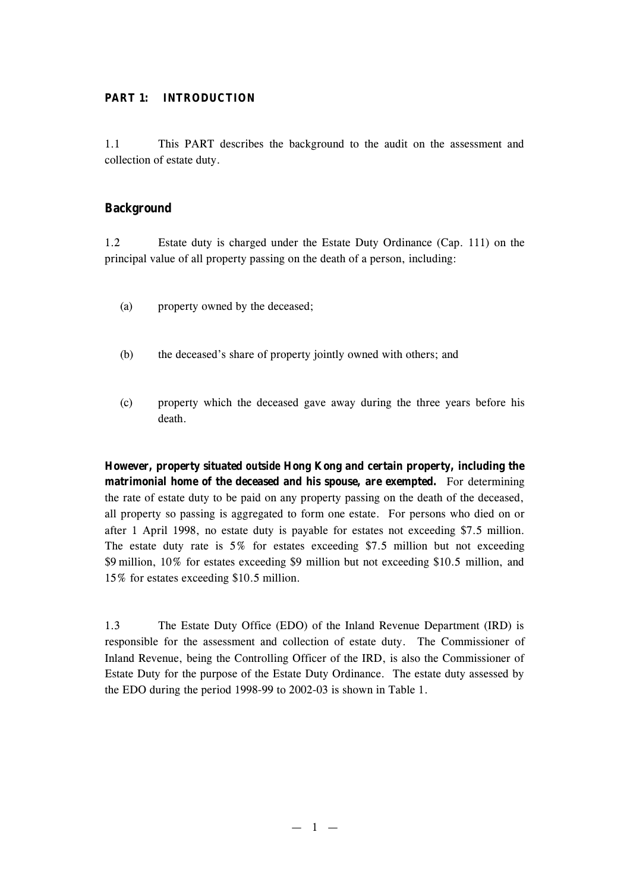## PART 1: INTRODUCTION

1.1 This PART describes the background to the audit on the assessment and collection of estate duty.

### Background

1.2 Estate duty is charged under the Estate Duty Ordinance (Cap. 111) on the principal value of all property passing on the death of a person, including:

(a) property owned by the deceased;

(b) the deceased's share of property jointly owned with others; and

(c) property which the deceased gave away during the three years before his death.

**However, property situated outside Hong Kong and certain property, including the matrimonial home of the deceased and his spouse, are exempted.** For determining the rate of estate duty to be paid on any property passing on the death of the deceased, all property so passing is aggregated to form one estate. For persons who died on or after 1 April 1998, no estate duty is payable for estates not exceeding $7.5 million. The estate duty rate is 5% for estates exceeding $7.5 million but not exceeding $9 million, 10% for estates exceeding $9 million but not exceeding $10.5 million, and 15% for estates exceeding $10.5 million.

1.3 The Estate Duty Office (EDO) of the Inland Revenue Department (IRD) is responsible for the assessment and collection of estate duty. The Commissioner of Inland Revenue, being the Controlling Officer of the IRD, is also the Commissioner of Estate Duty for the purpose of the Estate Duty Ordinance. The estate duty assessed by the EDO during the period 1998-99 to 2002-03 is shown in Table 1.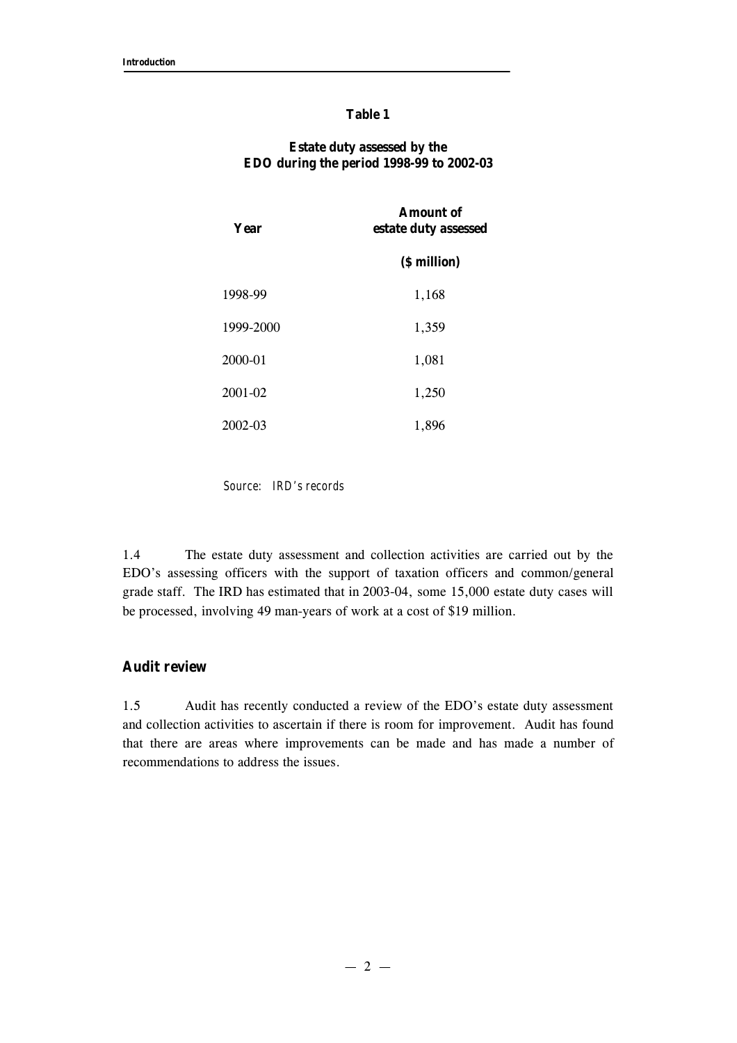**Table 1**

**Estate duty assessed by the EDO during the period 1998-99 to 2002-03**

| Year | Amount of estate duty assessed |
|---|---|
| | ($ million) |
| 1998-99 | 1,168 |
| 1999-2000 | 1,359 |
| 2000-01 | 1,081 |
| 2001-02 | 1,250 |
| 2002-03 | 1,896 |

*Source: IRD's records*

1.4 The estate duty assessment and collection activities are carried out by the EDO's assessing officers with the support of taxation officers and common/general grade staff. The IRD has estimated that in 2003-04, some 15,000 estate duty cases will be processed, involving 49 man-years of work at a cost of $19 million.

## Audit review

1.5 Audit has recently conducted a review of the EDO's estate duty assessment and collection activities to ascertain if there is room for improvement. Audit has found that there are areas where improvements can be made and has made a number of recommendations to address the issues.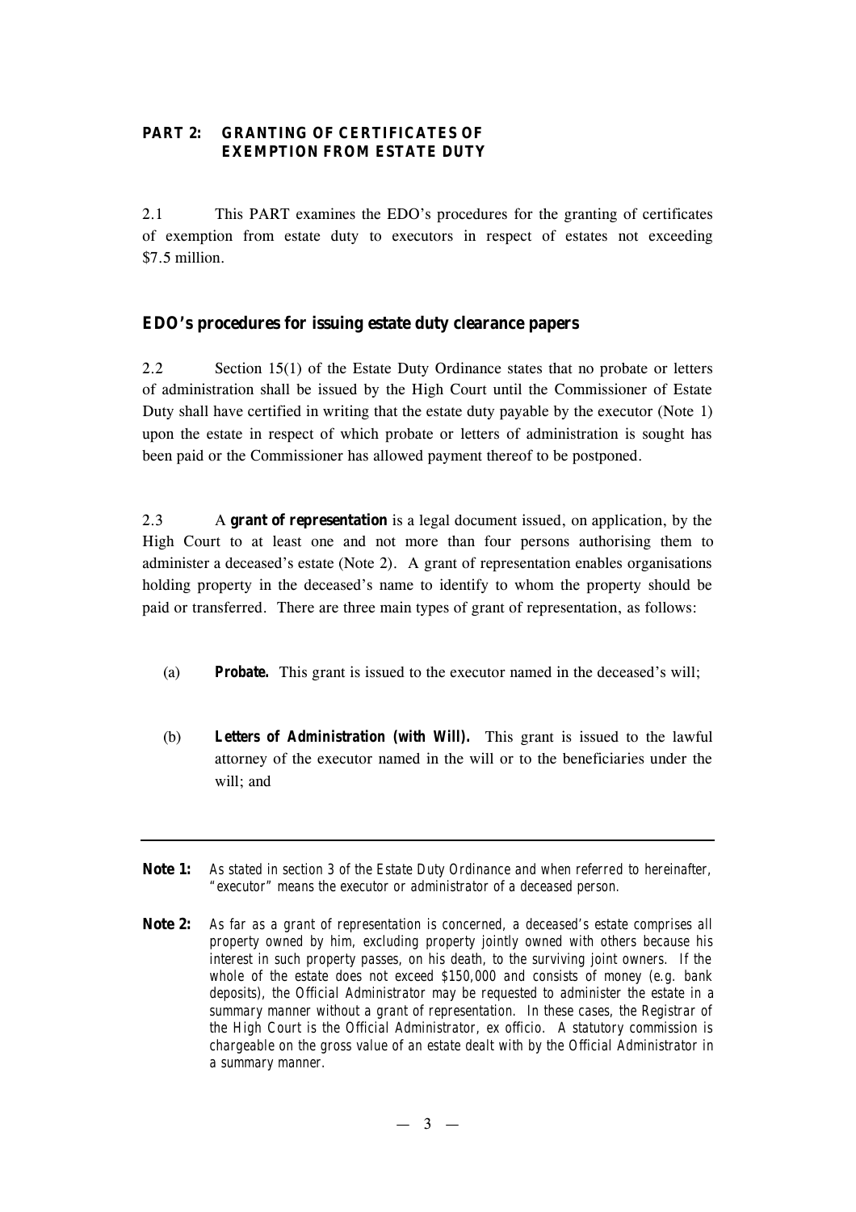## PART 2: GRANTING OF CERTIFICATES OF EXEMPTION FROM ESTATE DUTY

2.1 This PART examines the EDO's procedures for the granting of certificates of exemption from estate duty to executors in respect of estates not exceeding $7.5 million.

### EDO's procedures for issuing estate duty clearance papers

2.2 Section 15(1) of the Estate Duty Ordinance states that no probate or letters of administration shall be issued by the High Court until the Commissioner of Estate Duty shall have certified in writing that the estate duty payable by the executor (Note 1) upon the estate in respect of which probate or letters of administration is sought has been paid or the Commissioner has allowed payment thereof to be postponed.

2.3 A **grant of representation** is a legal document issued, on application, by the High Court to at least one and not more than four persons authorising them to administer a deceased's estate (Note 2). A grant of representation enables organisations holding property in the deceased's name to identify to whom the property should be paid or transferred. There are three main types of grant of representation, as follows:

(a) ***Probate.*** This grant is issued to the executor named in the deceased's will;

(b) ***Letters of Administration (with Will).*** This grant is issued to the lawful attorney of the executor named in the will or to the beneficiaries under the will; and

---

**Note 1:** *As stated in section 3 of the Estate Duty Ordinance and when referred to hereinafter, "executor" means the executor or administrator of a deceased person.*

**Note 2:** *As far as a grant of representation is concerned, a deceased's estate comprises all property owned by him, excluding property jointly owned with others because his interest in such property passes, on his death, to the surviving joint owners. If the whole of the estate does not exceed $150,000 and consists of money (e.g. bank deposits), the Official Administrator may be requested to administer the estate in a summary manner without a grant of representation. In these cases, the Registrar of the High Court is the Official Administrator, ex officio. A statutory commission is chargeable on the gross value of an estate dealt with by the Official Administrator in a summary manner.*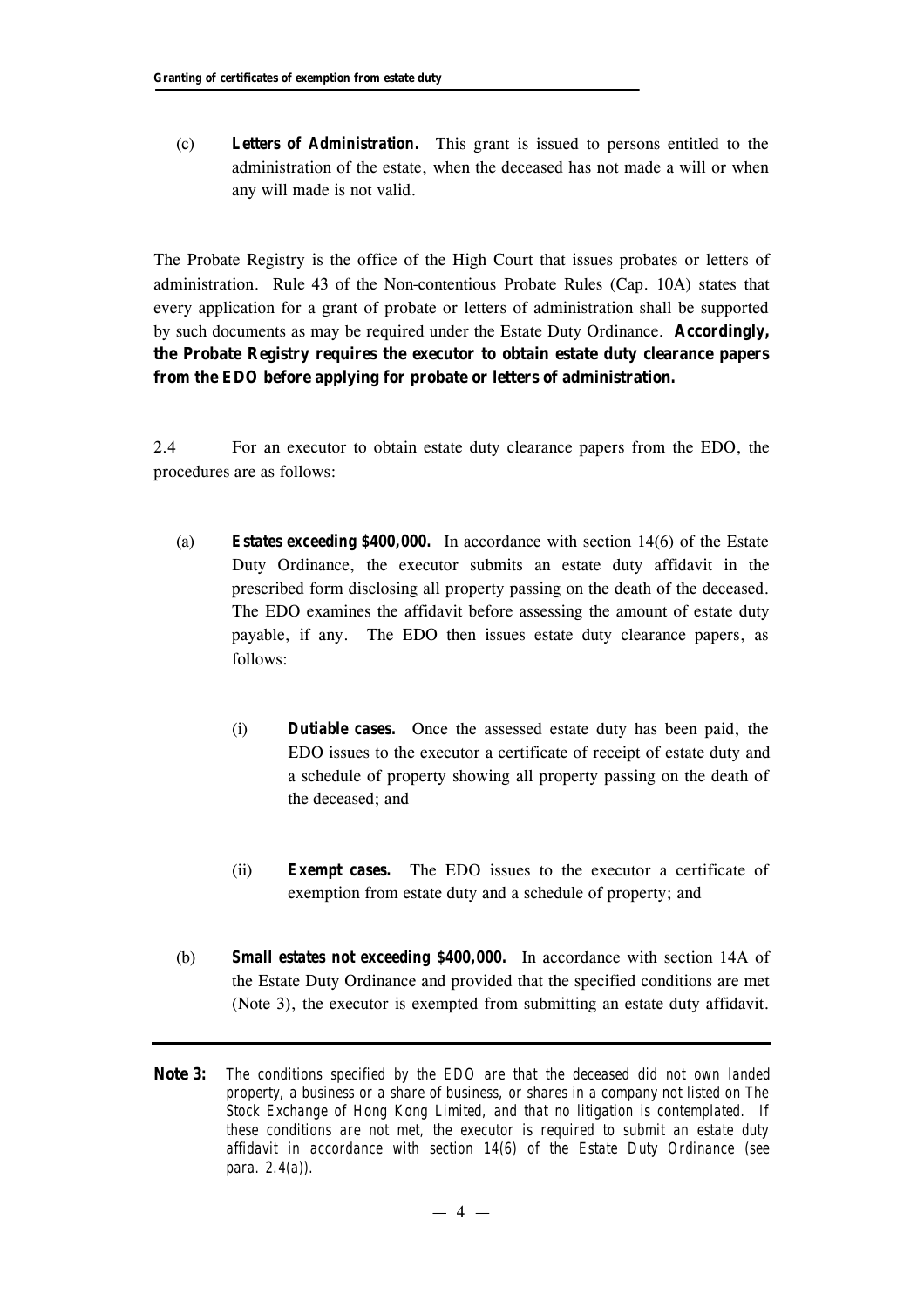(c) **Letters of Administration.** This grant is issued to persons entitled to the administration of the estate, when the deceased has not made a will or when any will made is not valid.

The Probate Registry is the office of the High Court that issues probates or letters of administration. Rule 43 of the Non-contentious Probate Rules (Cap. 10A) states that every application for a grant of probate or letters of administration shall be supported by such documents as may be required under the Estate Duty Ordinance. **Accordingly, the Probate Registry requires the executor to obtain estate duty clearance papers from the EDO before applying for probate or letters of administration.**

2.4 For an executor to obtain estate duty clearance papers from the EDO, the procedures are as follows:

(a) **Estates exceeding $400,000.** In accordance with section 14(6) of the Estate Duty Ordinance, the executor submits an estate duty affidavit in the prescribed form disclosing all property passing on the death of the deceased. The EDO examines the affidavit before assessing the amount of estate duty payable, if any. The EDO then issues estate duty clearance papers, as follows:

   (i) **Dutiable cases.** Once the assessed estate duty has been paid, the EDO issues to the executor a certificate of receipt of estate duty and a schedule of property showing all property passing on the death of the deceased; and

   (ii) **Exempt cases.** The EDO issues to the executor a certificate of exemption from estate duty and a schedule of property; and

(b) **Small estates not exceeding $400,000.** In accordance with section 14A of the Estate Duty Ordinance and provided that the specified conditions are met (Note 3), the executor is exempted from submitting an estate duty affidavit.

---

**Note 3:** *The conditions specified by the EDO are that the deceased did not own landed property, a business or a share of business, or shares in a company not listed on The Stock Exchange of Hong Kong Limited, and that no litigation is contemplated. If these conditions are not met, the executor is required to submit an estate duty affidavit in accordance with section 14(6) of the Estate Duty Ordinance (see para. 2.4(a)).*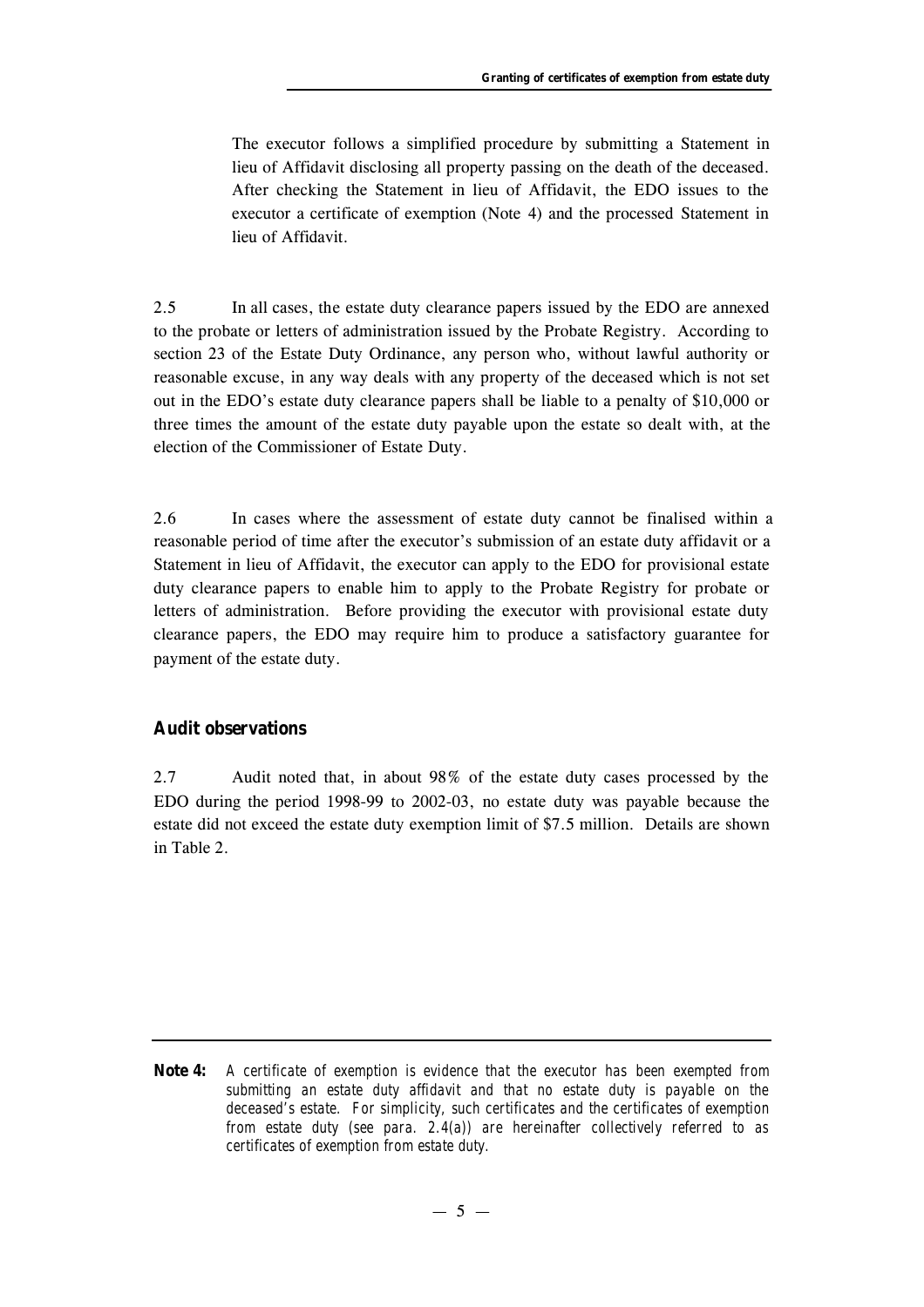The executor follows a simplified procedure by submitting a Statement in lieu of Affidavit disclosing all property passing on the death of the deceased. After checking the Statement in lieu of Affidavit, the EDO issues to the executor a certificate of exemption (Note 4) and the processed Statement in lieu of Affidavit.

2.5 In all cases, the estate duty clearance papers issued by the EDO are annexed to the probate or letters of administration issued by the Probate Registry. According to section 23 of the Estate Duty Ordinance, any person who, without lawful authority or reasonable excuse, in any way deals with any property of the deceased which is not set out in the EDO's estate duty clearance papers shall be liable to a penalty of $10,000 or three times the amount of the estate duty payable upon the estate so dealt with, at the election of the Commissioner of Estate Duty.

2.6 In cases where the assessment of estate duty cannot be finalised within a reasonable period of time after the executor's submission of an estate duty affidavit or a Statement in lieu of Affidavit, the executor can apply to the EDO for provisional estate duty clearance papers to enable him to apply to the Probate Registry for probate or letters of administration. Before providing the executor with provisional estate duty clearance papers, the EDO may require him to produce a satisfactory guarantee for payment of the estate duty.

## Audit observations

2.7 Audit noted that, in about 98% of the estate duty cases processed by the EDO during the period 1998-99 to 2002-03, no estate duty was payable because the estate did not exceed the estate duty exemption limit of $7.5 million. Details are shown in Table 2.

---

**Note 4:** *A certificate of exemption is evidence that the executor has been exempted from submitting an estate duty affidavit and that no estate duty is payable on the deceased's estate. For simplicity, such certificates and the certificates of exemption from estate duty (see para. 2.4(a)) are hereinafter collectively referred to as certificates of exemption from estate duty.*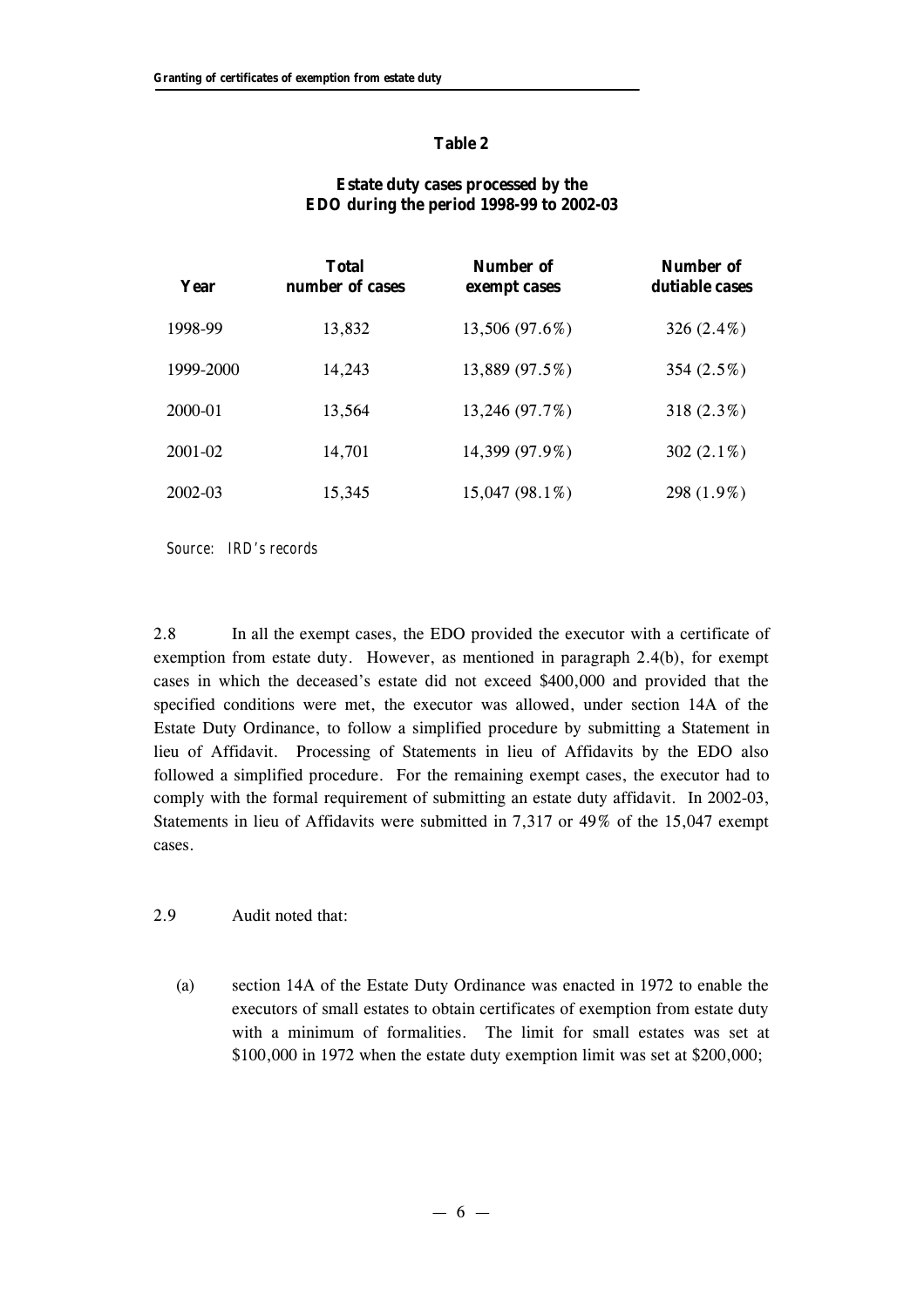**Table 2**

**Estate duty cases processed by the EDO during the period 1998-99 to 2002-03**

| Year | Total number of cases | Number of exempt cases | Number of dutiable cases |
|---|---|---|---|
| 1998-99 | 13,832 | 13,506 (97.6%) | 326 (2.4%) |
| 1999-2000 | 14,243 | 13,889 (97.5%) | 354 (2.5%) |
| 2000-01 | 13,564 | 13,246 (97.7%) | 318 (2.3%) |
| 2001-02 | 14,701 | 14,399 (97.9%) | 302 (2.1%) |
| 2002-03 | 15,345 | 15,047 (98.1%) | 298 (1.9%) |

*Source: IRD's records*

2.8 In all the exempt cases, the EDO provided the executor with a certificate of exemption from estate duty. However, as mentioned in paragraph 2.4(b), for exempt cases in which the deceased's estate did not exceed \$400,000 and provided that the specified conditions were met, the executor was allowed, under section 14A of the Estate Duty Ordinance, to follow a simplified procedure by submitting a Statement in lieu of Affidavit. Processing of Statements in lieu of Affidavits by the EDO also followed a simplified procedure. For the remaining exempt cases, the executor had to comply with the formal requirement of submitting an estate duty affidavit. In 2002-03, Statements in lieu of Affidavits were submitted in 7,317 or 49% of the 15,047 exempt cases.

2.9 Audit noted that:

(a) section 14A of the Estate Duty Ordinance was enacted in 1972 to enable the executors of small estates to obtain certificates of exemption from estate duty with a minimum of formalities. The limit for small estates was set at \$100,000 in 1972 when the estate duty exemption limit was set at \$200,000;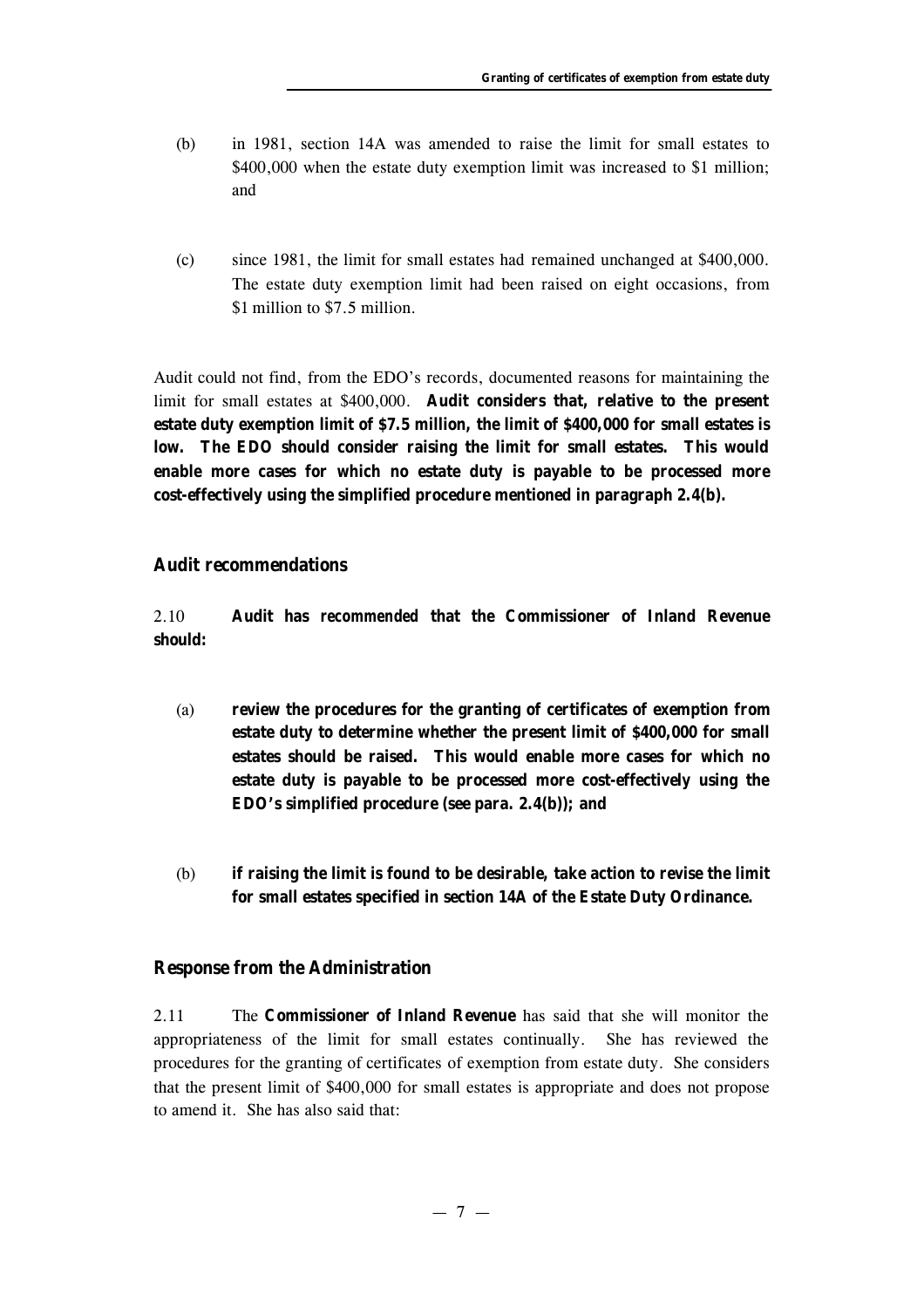(b) in 1981, section 14A was amended to raise the limit for small estates to $400,000 when the estate duty exemption limit was increased to $1 million; and

(c) since 1981, the limit for small estates had remained unchanged at $400,000. The estate duty exemption limit had been raised on eight occasions, from $1 million to $7.5 million.

Audit could not find, from the EDO's records, documented reasons for maintaining the limit for small estates at $400,000. **Audit considers that, relative to the present estate duty exemption limit of $7.5 million, the limit of $400,000 for small estates is low. The EDO should consider raising the limit for small estates. This would enable more cases for which no estate duty is payable to be processed more cost-effectively using the simplified procedure mentioned in paragraph 2.4(b).**

## Audit recommendations

2.10 **Audit has *recommended* that the Commissioner of Inland Revenue should:**

(a) **review the procedures for the granting of certificates of exemption from estate duty to determine whether the present limit of $400,000 for small estates should be raised. This would enable more cases for which no estate duty is payable to be processed more cost-effectively using the EDO's simplified procedure (see para. 2.4(b)); and**

(b) **if raising the limit is found to be desirable, take action to revise the limit for small estates specified in section 14A of the Estate Duty Ordinance.**

## Response from the Administration

2.11 The **Commissioner of Inland Revenue** has said that she will monitor the appropriateness of the limit for small estates continually. She has reviewed the procedures for the granting of certificates of exemption from estate duty. She considers that the present limit of $400,000 for small estates is appropriate and does not propose to amend it. She has also said that: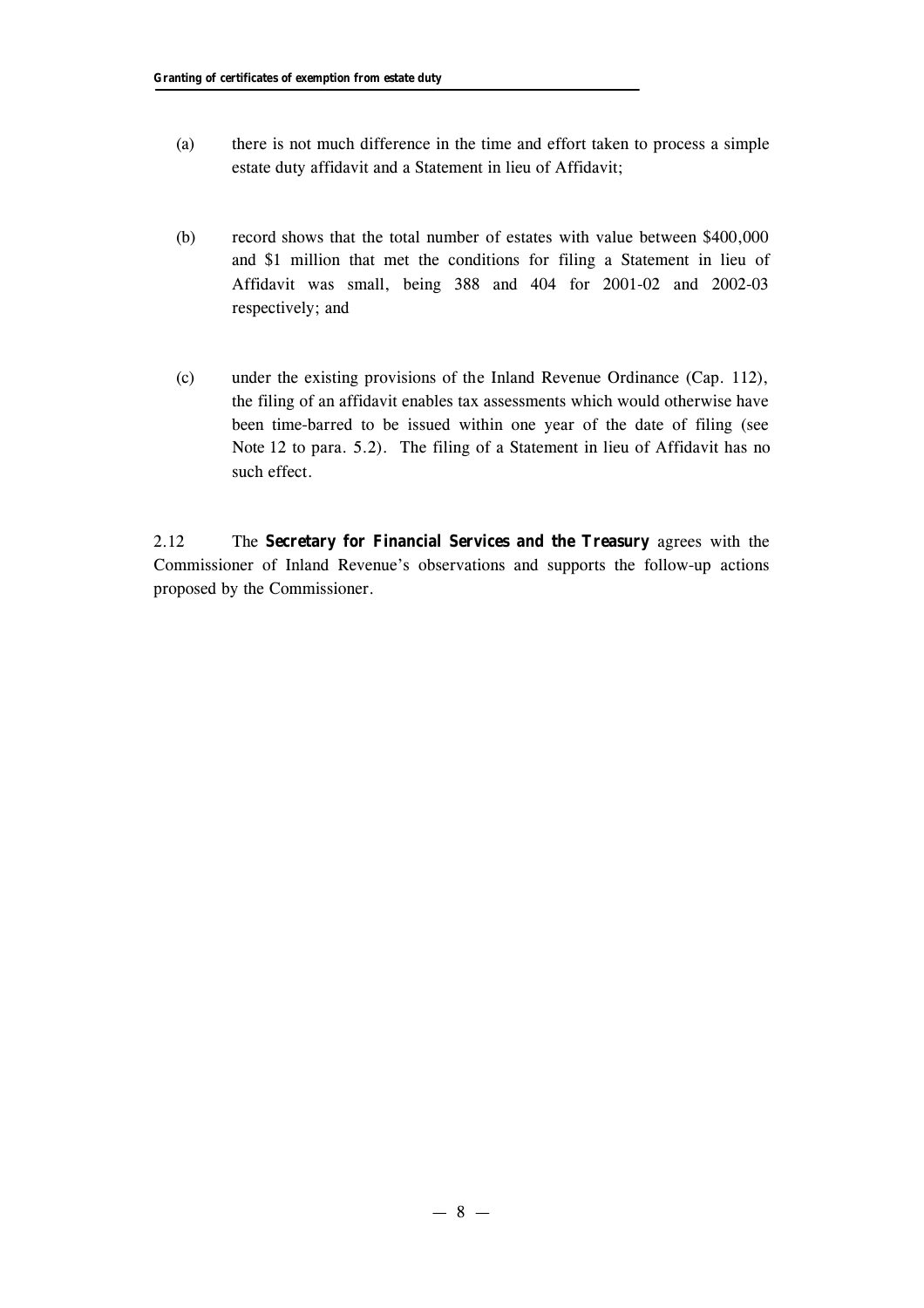(a) there is not much difference in the time and effort taken to process a simple estate duty affidavit and a Statement in lieu of Affidavit;

(b) record shows that the total number of estates with value between $400,000 and $1 million that met the conditions for filing a Statement in lieu of Affidavit was small, being 388 and 404 for 2001-02 and 2002-03 respectively; and

(c) under the existing provisions of the Inland Revenue Ordinance (Cap. 112), the filing of an affidavit enables tax assessments which would otherwise have been time-barred to be issued within one year of the date of filing (see Note 12 to para. 5.2). The filing of a Statement in lieu of Affidavit has no such effect.

2.12 The **Secretary for Financial Services and the Treasury** agrees with the Commissioner of Inland Revenue's observations and supports the follow-up actions proposed by the Commissioner.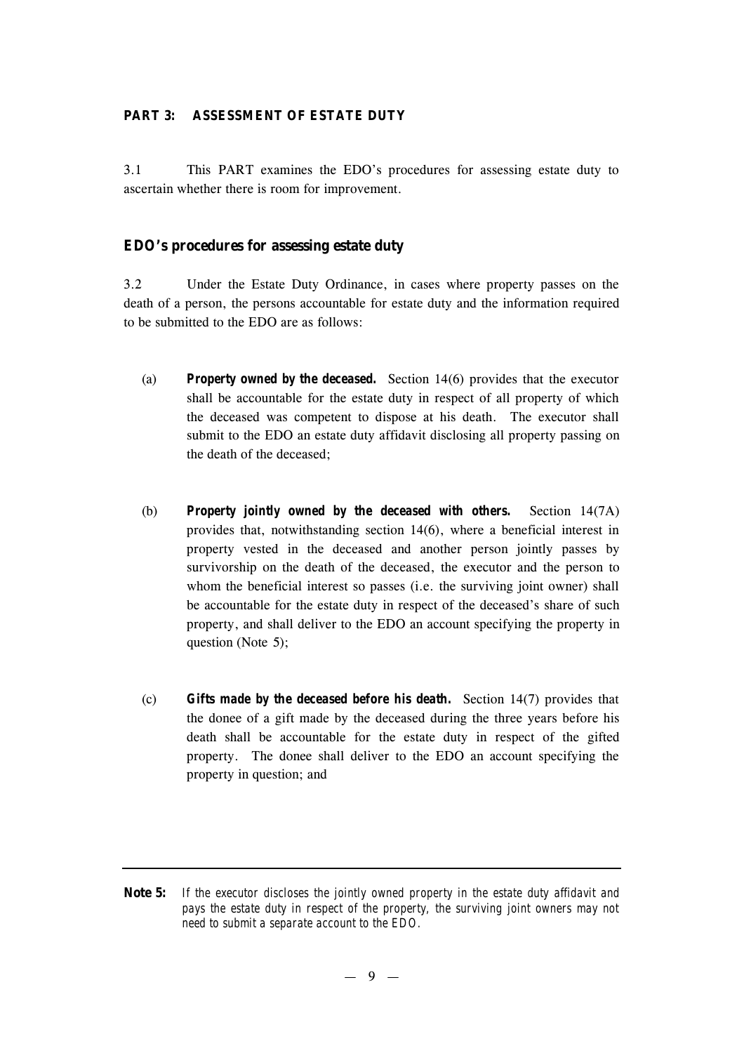## PART 3: ASSESSMENT OF ESTATE DUTY

3.1 This PART examines the EDO's procedures for assessing estate duty to ascertain whether there is room for improvement.

### EDO's procedures for assessing estate duty

3.2 Under the Estate Duty Ordinance, in cases where property passes on the death of a person, the persons accountable for estate duty and the information required to be submitted to the EDO are as follows:

(a) ***Property owned by the deceased.*** Section 14(6) provides that the executor shall be accountable for the estate duty in respect of all property of which the deceased was competent to dispose at his death. The executor shall submit to the EDO an estate duty affidavit disclosing all property passing on the death of the deceased;

(b) ***Property jointly owned by the deceased with others.*** Section 14(7A) provides that, notwithstanding section 14(6), where a beneficial interest in property vested in the deceased and another person jointly passes by survivorship on the death of the deceased, the executor and the person to whom the beneficial interest so passes (i.e. the surviving joint owner) shall be accountable for the estate duty in respect of the deceased's share of such property, and shall deliver to the EDO an account specifying the property in question (Note 5);

(c) ***Gifts made by the deceased before his death.*** Section 14(7) provides that the donee of a gift made by the deceased during the three years before his death shall be accountable for the estate duty in respect of the gifted property. The donee shall deliver to the EDO an account specifying the property in question; and

---

**Note 5:** *If the executor discloses the jointly owned property in the estate duty affidavit and pays the estate duty in respect of the property, the surviving joint owners may not need to submit a separate account to the EDO.*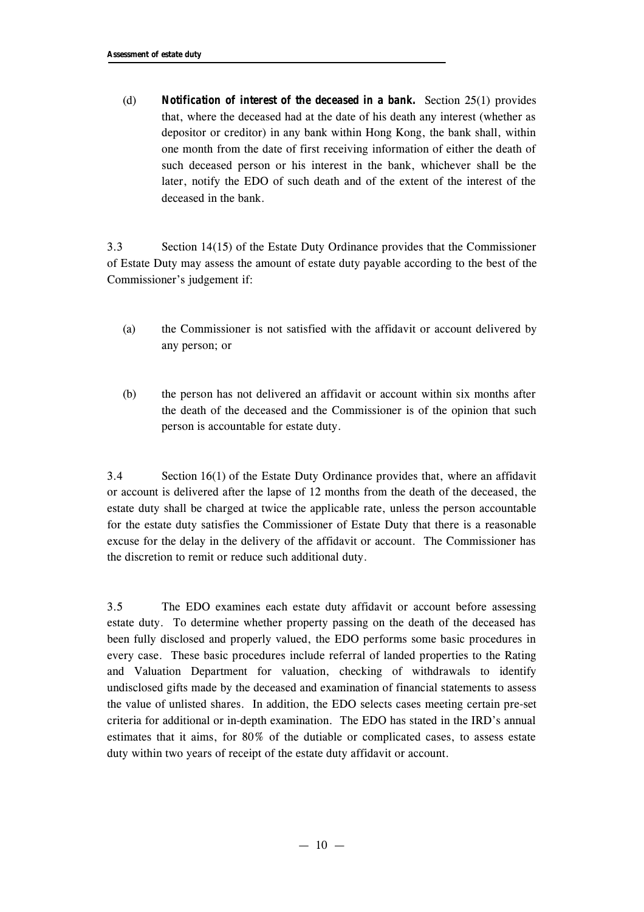(d) ***Notification of interest of the deceased in a bank.*** Section 25(1) provides that, where the deceased had at the date of his death any interest (whether as depositor or creditor) in any bank within Hong Kong, the bank shall, within one month from the date of first receiving information of either the death of such deceased person or his interest in the bank, whichever shall be the later, notify the EDO of such death and of the extent of the interest of the deceased in the bank.

3.3 Section 14(15) of the Estate Duty Ordinance provides that the Commissioner of Estate Duty may assess the amount of estate duty payable according to the best of the Commissioner's judgement if:

(a) the Commissioner is not satisfied with the affidavit or account delivered by any person; or

(b) the person has not delivered an affidavit or account within six months after the death of the deceased and the Commissioner is of the opinion that such person is accountable for estate duty.

3.4 Section 16(1) of the Estate Duty Ordinance provides that, where an affidavit or account is delivered after the lapse of 12 months from the death of the deceased, the estate duty shall be charged at twice the applicable rate, unless the person accountable for the estate duty satisfies the Commissioner of Estate Duty that there is a reasonable excuse for the delay in the delivery of the affidavit or account. The Commissioner has the discretion to remit or reduce such additional duty.

3.5 The EDO examines each estate duty affidavit or account before assessing estate duty. To determine whether property passing on the death of the deceased has been fully disclosed and properly valued, the EDO performs some basic procedures in every case. These basic procedures include referral of landed properties to the Rating and Valuation Department for valuation, checking of withdrawals to identify undisclosed gifts made by the deceased and examination of financial statements to assess the value of unlisted shares. In addition, the EDO selects cases meeting certain pre-set criteria for additional or in-depth examination. The EDO has stated in the IRD's annual estimates that it aims, for 80% of the dutiable or complicated cases, to assess estate duty within two years of receipt of the estate duty affidavit or account.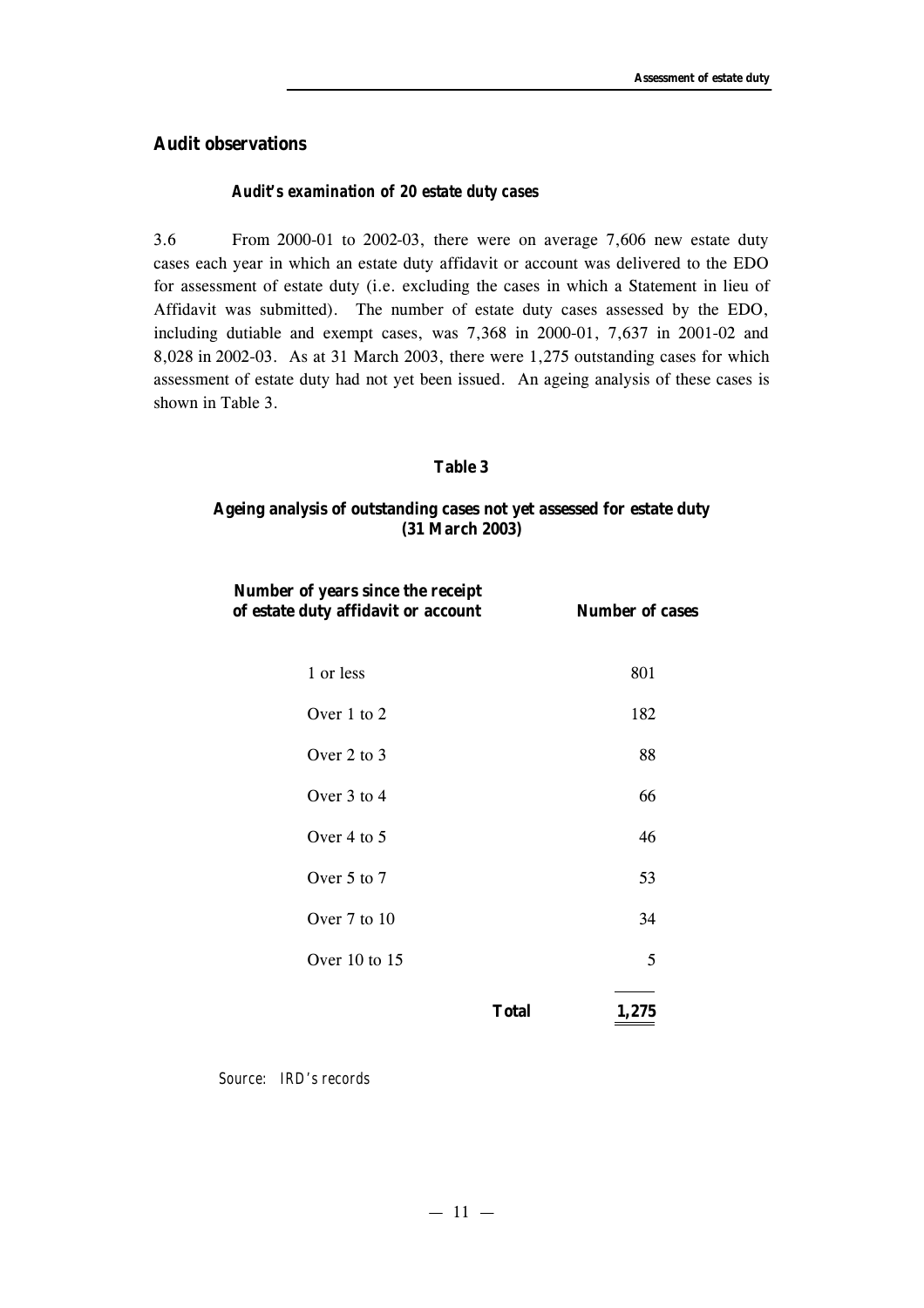## Audit observations

### *Audit's examination of 20 estate duty cases*

3.6 From 2000-01 to 2002-03, there were on average 7,606 new estate duty cases each year in which an estate duty affidavit or account was delivered to the EDO for assessment of estate duty (i.e. excluding the cases in which a Statement in lieu of Affidavit was submitted). The number of estate duty cases assessed by the EDO, including dutiable and exempt cases, was 7,368 in 2000-01, 7,637 in 2001-02 and 8,028 in 2002-03. As at 31 March 2003, there were 1,275 outstanding cases for which assessment of estate duty had not yet been issued. An ageing analysis of these cases is shown in Table 3.

**Table 3**

**Ageing analysis of outstanding cases not yet assessed for estate duty (31 March 2003)**

| Number of years since the receipt of estate duty affidavit or account | Number of cases |
|---|---|
| 1 or less | 801 |
| Over 1 to 2 | 182 |
| Over 2 to 3 | 88 |
| Over 3 to 4 | 66 |
| Over 4 to 5 | 46 |
| Over 5 to 7 | 53 |
| Over 7 to 10 | 34 |
| Over 10 to 15 | 5 |
| **Total** | **1,275** |

*Source: IRD's records*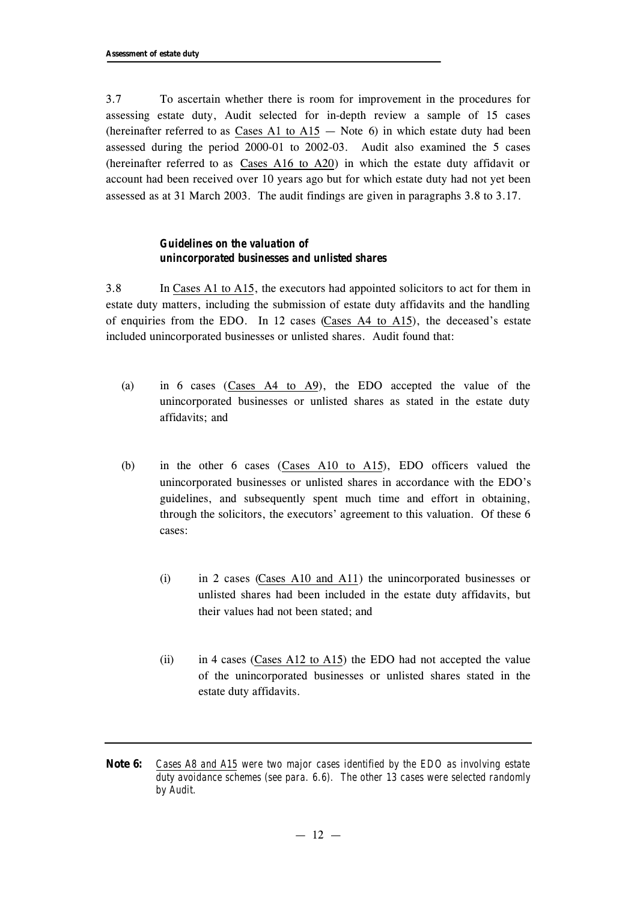3.7 To ascertain whether there is room for improvement in the procedures for assessing estate duty, Audit selected for in-depth review a sample of 15 cases (hereinafter referred to as Cases A1 to A15 — Note 6) in which estate duty had been assessed during the period 2000-01 to 2002-03. Audit also examined the 5 cases (hereinafter referred to as Cases A16 to A20) in which the estate duty affidavit or account had been received over 10 years ago but for which estate duty had not yet been assessed as at 31 March 2003. The audit findings are given in paragraphs 3.8 to 3.17.

### Guidelines on the valuation of unincorporated businesses and unlisted shares

3.8 In Cases A1 to A15, the executors had appointed solicitors to act for them in estate duty matters, including the submission of estate duty affidavits and the handling of enquiries from the EDO. In 12 cases (Cases A4 to A15), the deceased's estate included unincorporated businesses or unlisted shares. Audit found that:

(a) in 6 cases (Cases A4 to A9), the EDO accepted the value of the unincorporated businesses or unlisted shares as stated in the estate duty affidavits; and

(b) in the other 6 cases (Cases A10 to A15), EDO officers valued the unincorporated businesses or unlisted shares in accordance with the EDO's guidelines, and subsequently spent much time and effort in obtaining, through the solicitors, the executors' agreement to this valuation. Of these 6 cases:

   (i) in 2 cases (Cases A10 and A11) the unincorporated businesses or unlisted shares had been included in the estate duty affidavits, but their values had not been stated; and

   (ii) in 4 cases (Cases A12 to A15) the EDO had not accepted the value of the unincorporated businesses or unlisted shares stated in the estate duty affidavits.

---

**Note 6:** *Cases A8 and A15 were two major cases identified by the EDO as involving estate duty avoidance schemes (see para. 6.6). The other 13 cases were selected randomly by Audit.*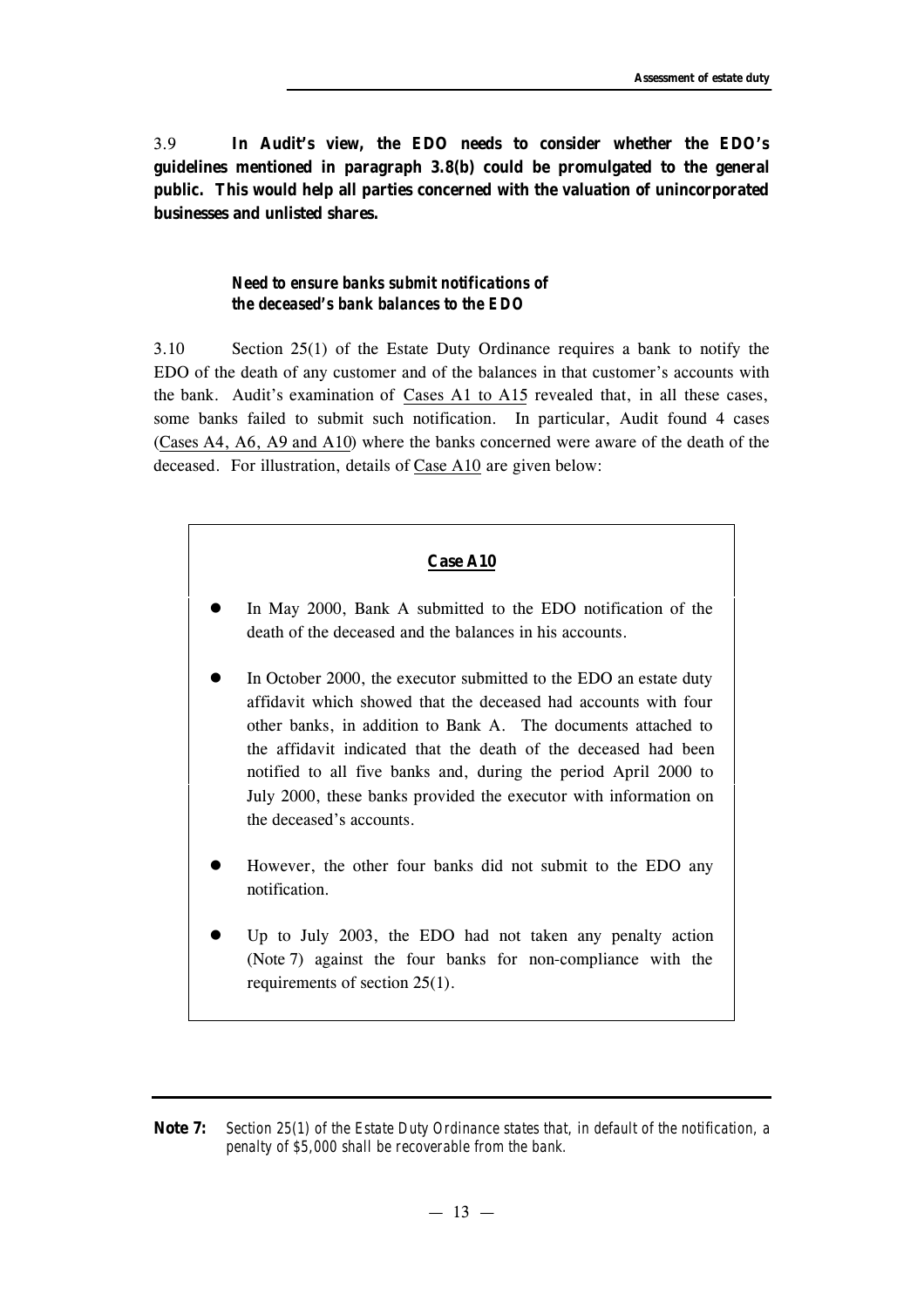3.9 **In Audit's view, the EDO needs to consider whether the EDO's guidelines mentioned in paragraph 3.8(b) could be promulgated to the general public. This would help all parties concerned with the valuation of unincorporated businesses and unlisted shares.**

### *Need to ensure banks submit notifications of the deceased's bank balances to the EDO*

3.10 Section 25(1) of the Estate Duty Ordinance requires a bank to notify the EDO of the death of any customer and of the balances in that customer's accounts with the bank. Audit's examination of Cases A1 to A15 revealed that, in all these cases, some banks failed to submit such notification. In particular, Audit found 4 cases (Cases A4, A6, A9 and A10) where the banks concerned were aware of the death of the deceased. For illustration, details of Case A10 are given below:

> **Case A10**
>
> - In May 2000, Bank A submitted to the EDO notification of the death of the deceased and the balances in his accounts.
> - In October 2000, the executor submitted to the EDO an estate duty affidavit which showed that the deceased had accounts with four other banks, in addition to Bank A. The documents attached to the affidavit indicated that the death of the deceased had been notified to all five banks and, during the period April 2000 to July 2000, these banks provided the executor with information on the deceased's accounts.
> - However, the other four banks did not submit to the EDO any notification.
> - Up to July 2003, the EDO had not taken any penalty action (Note 7) against the four banks for non-compliance with the requirements of section 25(1).

---

**Note 7:** *Section 25(1) of the Estate Duty Ordinance states that, in default of the notification, a penalty of $5,000 shall be recoverable from the bank.*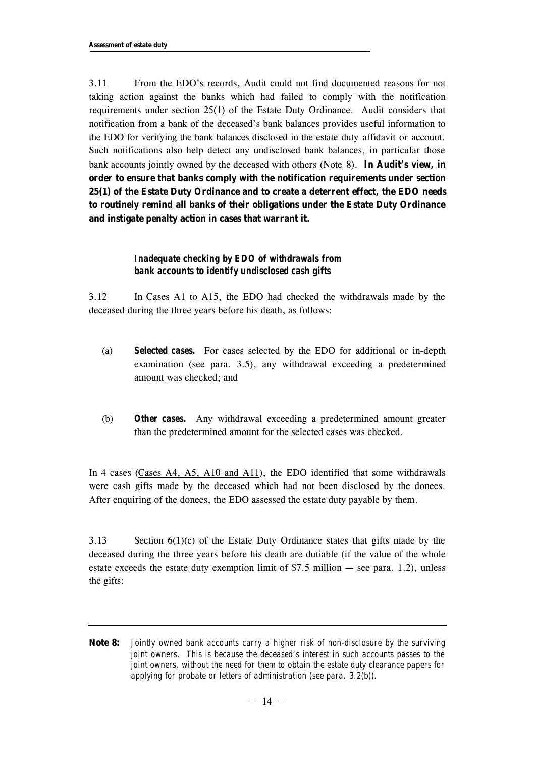3.11 From the EDO's records, Audit could not find documented reasons for not taking action against the banks which had failed to comply with the notification requirements under section 25(1) of the Estate Duty Ordinance. Audit considers that notification from a bank of the deceased's bank balances provides useful information to the EDO for verifying the bank balances disclosed in the estate duty affidavit or account. Such notifications also help detect any undisclosed bank balances, in particular those bank accounts jointly owned by the deceased with others (Note 8). **In Audit's view, in order to ensure that banks comply with the notification requirements under section 25(1) of the Estate Duty Ordinance and to create a deterrent effect, the EDO needs to routinely remind all banks of their obligations under the Estate Duty Ordinance and instigate penalty action in cases that warrant it.**

### *Inadequate checking by EDO of withdrawals from bank accounts to identify undisclosed cash gifts*

3.12 In Cases A1 to A15, the EDO had checked the withdrawals made by the deceased during the three years before his death, as follows:

(a) ***Selected cases.*** For cases selected by the EDO for additional or in-depth examination (see para. 3.5), any withdrawal exceeding a predetermined amount was checked; and

(b) ***Other cases.*** Any withdrawal exceeding a predetermined amount greater than the predetermined amount for the selected cases was checked.

In 4 cases (Cases A4, A5, A10 and A11), the EDO identified that some withdrawals were cash gifts made by the deceased which had not been disclosed by the donees. After enquiring of the donees, the EDO assessed the estate duty payable by them.

3.13 Section 6(1)(c) of the Estate Duty Ordinance states that gifts made by the deceased during the three years before his death are dutiable (if the value of the whole estate exceeds the estate duty exemption limit of $7.5 million — see para. 1.2), unless the gifts:

---

**Note 8:** *Jointly owned bank accounts carry a higher risk of non-disclosure by the surviving joint owners. This is because the deceased's interest in such accounts passes to the joint owners, without the need for them to obtain the estate duty clearance papers for applying for probate or letters of administration (see para. 3.2(b)).*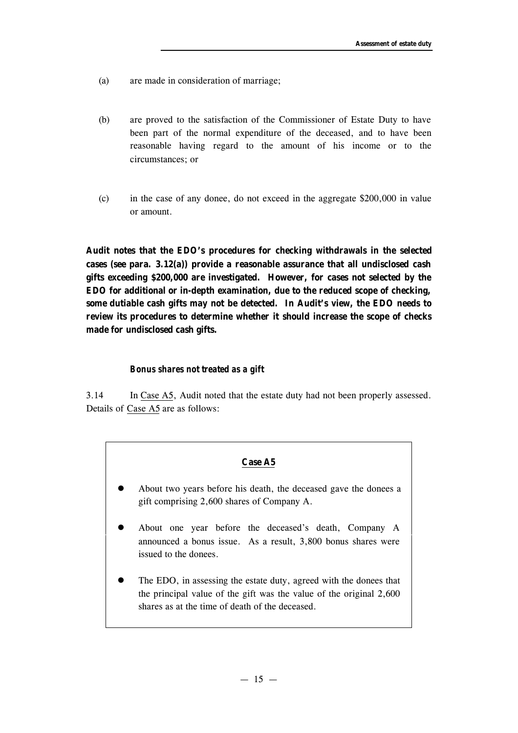(a) are made in consideration of marriage;

(b) are proved to the satisfaction of the Commissioner of Estate Duty to have been part of the normal expenditure of the deceased, and to have been reasonable having regard to the amount of his income or to the circumstances; or

(c) in the case of any donee, do not exceed in the aggregate $200,000 in value or amount.

**Audit notes that the EDO's procedures for checking withdrawals in the selected cases (see para. 3.12(a)) provide a reasonable assurance that all undisclosed cash gifts exceeding $200,000 are investigated. However, for cases not selected by the EDO for additional or in-depth examination, due to the reduced scope of checking, some dutiable cash gifts may not be detected. In Audit's view, the EDO needs to review its procedures to determine whether it should increase the scope of checks made for undisclosed cash gifts.**

***Bonus shares not treated as a gift***

3.14 In Case A5, Audit noted that the estate duty had not been properly assessed. Details of Case A5 are as follows:

**Case A5**

- About two years before his death, the deceased gave the donees a gift comprising 2,600 shares of Company A.
- About one year before the deceased's death, Company A announced a bonus issue. As a result, 3,800 bonus shares were issued to the donees.
- The EDO, in assessing the estate duty, agreed with the donees that the principal value of the gift was the value of the original 2,600 shares as at the time of death of the deceased.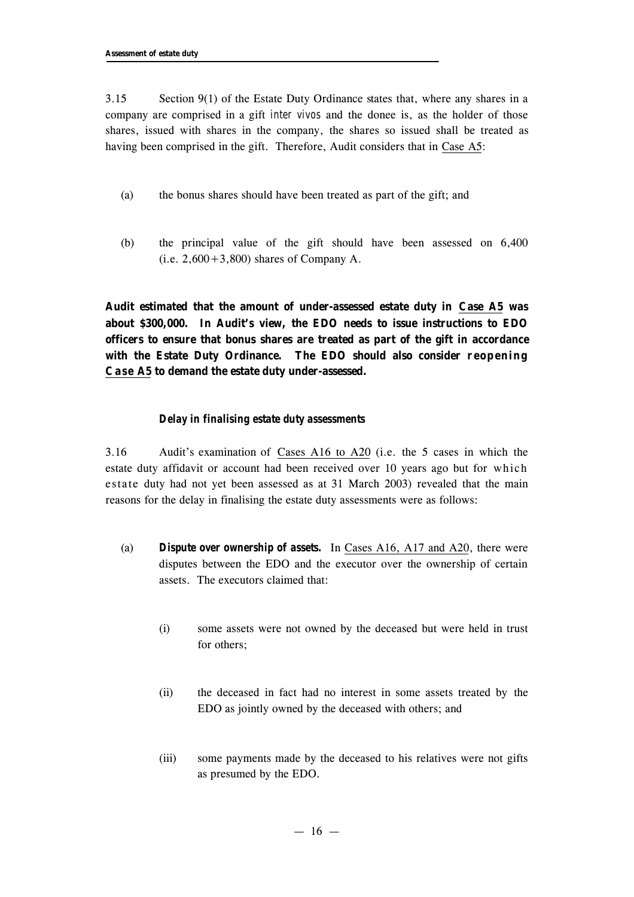3.15 Section 9(1) of the Estate Duty Ordinance states that, where any shares in a company are comprised in a gift *inter vivos* and the donee is, as the holder of those shares, issued with shares in the company, the shares so issued shall be treated as having been comprised in the gift. Therefore, Audit considers that in Case A5:

(a) the bonus shares should have been treated as part of the gift; and

(b) the principal value of the gift should have been assessed on 6,400 (i.e. 2,600+3,800) shares of Company A.

**Audit estimated that the amount of under-assessed estate duty in Case A5 was about $300,000. In Audit's view, the EDO needs to issue instructions to EDO officers to ensure that bonus shares are treated as part of the gift in accordance with the Estate Duty Ordinance. The EDO should also consider reopening Case A5 to demand the estate duty under-assessed.**

### *Delay in finalising estate duty assessments*

3.16 Audit's examination of Cases A16 to A20 (i.e. the 5 cases in which the estate duty affidavit or account had been received over 10 years ago but for which estate duty had not yet been assessed as at 31 March 2003) revealed that the main reasons for the delay in finalising the estate duty assessments were as follows:

(a) ***Dispute over ownership of assets.*** In Cases A16, A17 and A20, there were disputes between the EDO and the executor over the ownership of certain assets. The executors claimed that:

   (i) some assets were not owned by the deceased but were held in trust for others;

   (ii) the deceased in fact had no interest in some assets treated by the EDO as jointly owned by the deceased with others; and

   (iii) some payments made by the deceased to his relatives were not gifts as presumed by the EDO.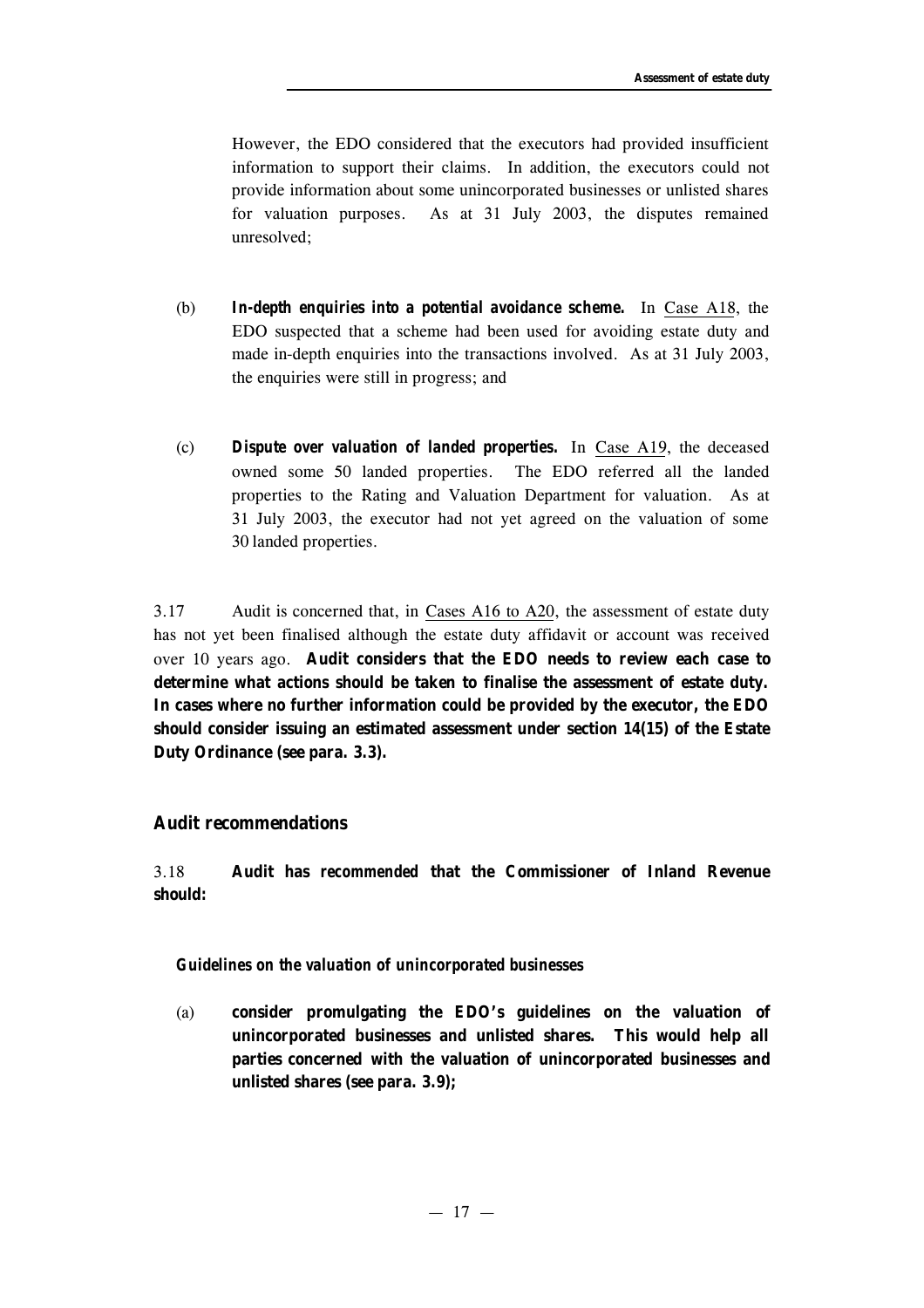However, the EDO considered that the executors had provided insufficient information to support their claims. In addition, the executors could not provide information about some unincorporated businesses or unlisted shares for valuation purposes. As at 31 July 2003, the disputes remained unresolved;

(b) ***In-depth enquiries into a potential avoidance scheme.*** In Case A18, the EDO suspected that a scheme had been used for avoiding estate duty and made in-depth enquiries into the transactions involved. As at 31 July 2003, the enquiries were still in progress; and

(c) ***Dispute over valuation of landed properties.*** In Case A19, the deceased owned some 50 landed properties. The EDO referred all the landed properties to the Rating and Valuation Department for valuation. As at 31 July 2003, the executor had not yet agreed on the valuation of some 30 landed properties.

3.17 Audit is concerned that, in Cases A16 to A20, the assessment of estate duty has not yet been finalised although the estate duty affidavit or account was received over 10 years ago. **Audit considers that the EDO needs to review each case to determine what actions should be taken to finalise the assessment of estate duty. In cases where no further information could be provided by the executor, the EDO should consider issuing an estimated assessment under section 14(15) of the Estate Duty Ordinance (see para. 3.3).**

## Audit recommendations

3.18 **Audit has recommended that the Commissioner of Inland Revenue should:**

***Guidelines on the valuation of unincorporated businesses***

(a) **consider promulgating the EDO's guidelines on the valuation of unincorporated businesses and unlisted shares. This would help all parties concerned with the valuation of unincorporated businesses and unlisted shares (see para. 3.9);**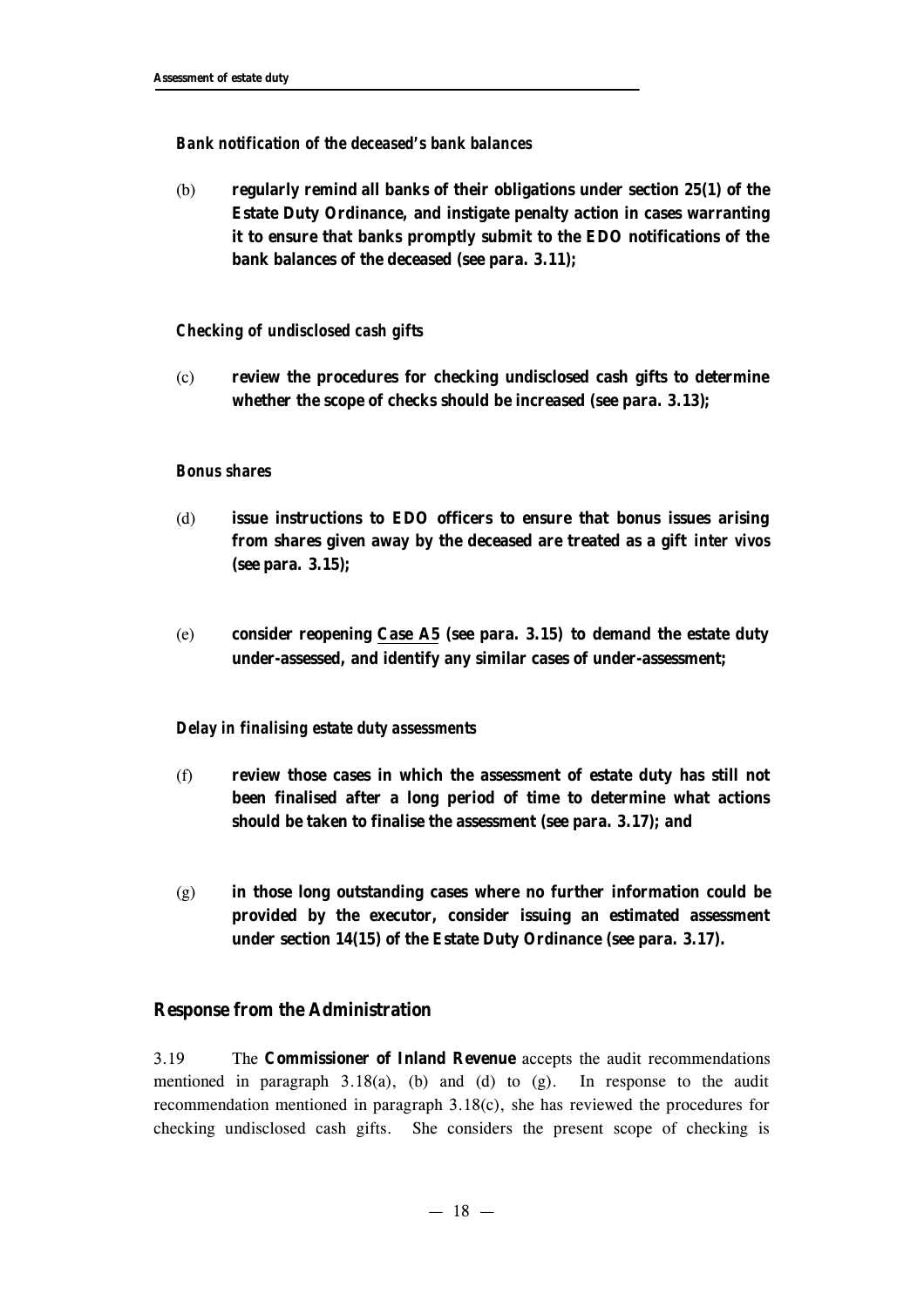*Bank notification of the deceased's bank balances*

(b) **regularly remind all banks of their obligations under section 25(1) of the Estate Duty Ordinance, and instigate penalty action in cases warranting it to ensure that banks promptly submit to the EDO notifications of the bank balances of the deceased (see para. 3.11);**

*Checking of undisclosed cash gifts*

(c) **review the procedures for checking undisclosed cash gifts to determine whether the scope of checks should be increased (see para. 3.13);**

*Bonus shares*

(d) **issue instructions to EDO officers to ensure that bonus issues arising from shares given away by the deceased are treated as a gift *inter vivos* (see para. 3.15);**

(e) **consider reopening Case A5 (see para. 3.15) to demand the estate duty under-assessed, and identify any similar cases of under-assessment;**

*Delay in finalising estate duty assessments*

(f) **review those cases in which the assessment of estate duty has still not been finalised after a long period of time to determine what actions should be taken to finalise the assessment (see para. 3.17); and**

(g) **in those long outstanding cases where no further information could be provided by the executor, consider issuing an estimated assessment under section 14(15) of the Estate Duty Ordinance (see para. 3.17).**

## Response from the Administration

3.19 The **Commissioner of Inland Revenue** accepts the audit recommendations mentioned in paragraph 3.18(a), (b) and (d) to (g). In response to the audit recommendation mentioned in paragraph 3.18(c), she has reviewed the procedures for checking undisclosed cash gifts. She considers the present scope of checking is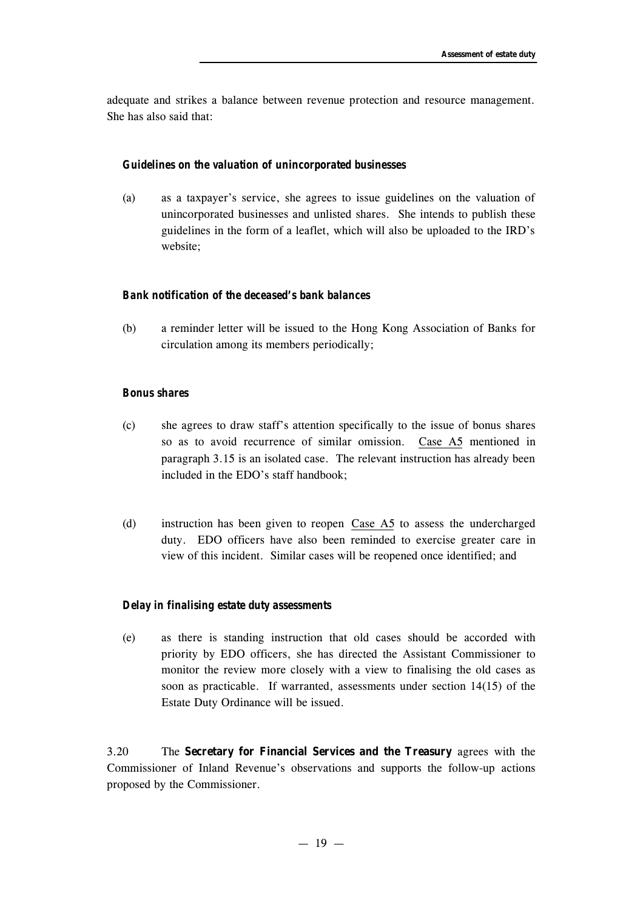adequate and strikes a balance between revenue protection and resource management. She has also said that:

***Guidelines on the valuation of unincorporated businesses***

(a) as a taxpayer's service, she agrees to issue guidelines on the valuation of unincorporated businesses and unlisted shares. She intends to publish these guidelines in the form of a leaflet, which will also be uploaded to the IRD's website;

***Bank notification of the deceased's bank balances***

(b) a reminder letter will be issued to the Hong Kong Association of Banks for circulation among its members periodically;

***Bonus shares***

(c) she agrees to draw staff's attention specifically to the issue of bonus shares so as to avoid recurrence of similar omission. Case A5 mentioned in paragraph 3.15 is an isolated case. The relevant instruction has already been included in the EDO's staff handbook;

(d) instruction has been given to reopen Case A5 to assess the undercharged duty. EDO officers have also been reminded to exercise greater care in view of this incident. Similar cases will be reopened once identified; and

***Delay in finalising estate duty assessments***

(e) as there is standing instruction that old cases should be accorded with priority by EDO officers, she has directed the Assistant Commissioner to monitor the review more closely with a view to finalising the old cases as soon as practicable. If warranted, assessments under section 14(15) of the Estate Duty Ordinance will be issued.

3.20 The **Secretary for Financial Services and the Treasury** agrees with the Commissioner of Inland Revenue's observations and supports the follow-up actions proposed by the Commissioner.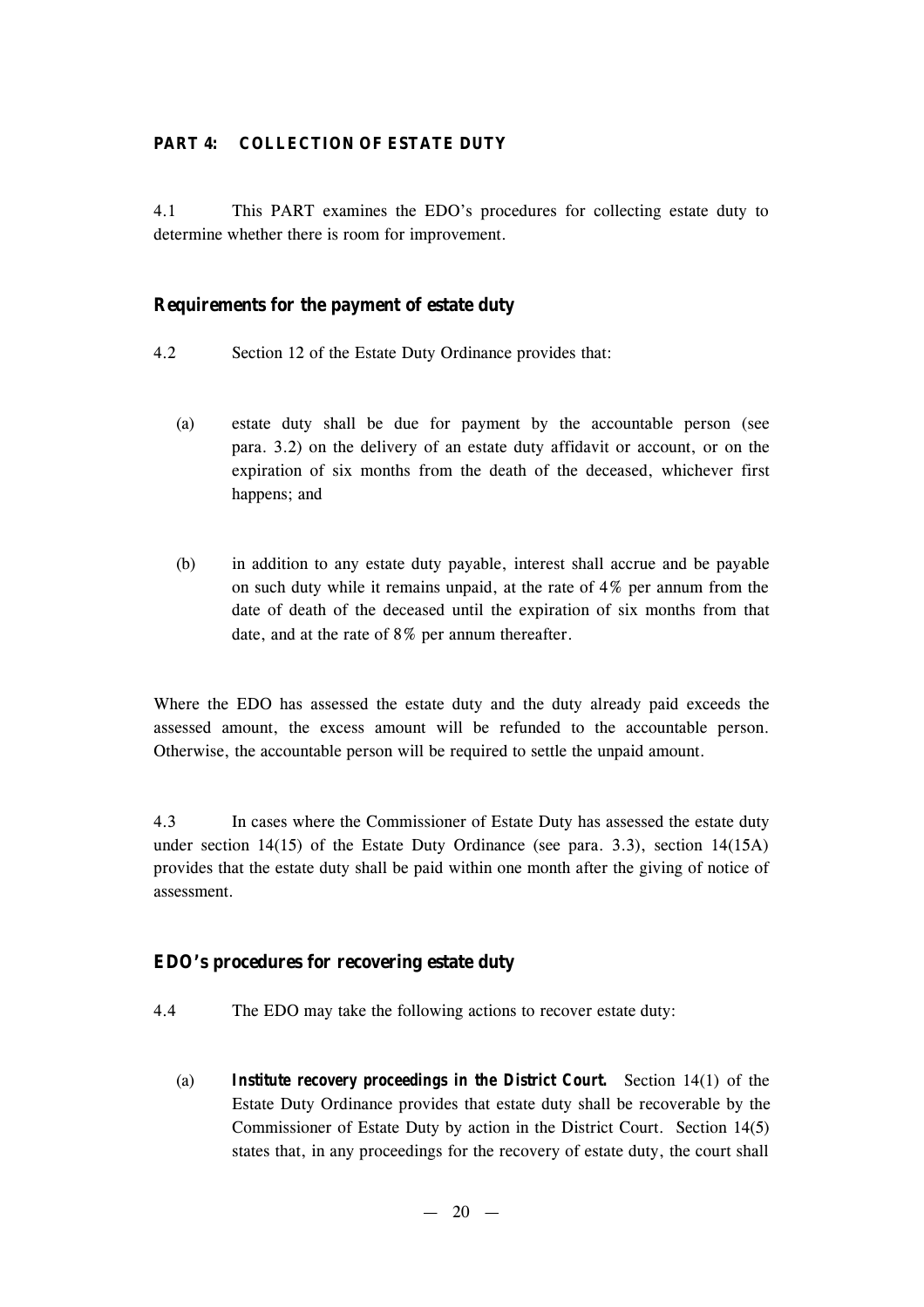## PART 4: COLLECTION OF ESTATE DUTY

4.1 This PART examines the EDO's procedures for collecting estate duty to determine whether there is room for improvement.

### Requirements for the payment of estate duty

4.2 Section 12 of the Estate Duty Ordinance provides that:

(a) estate duty shall be due for payment by the accountable person (see para. 3.2) on the delivery of an estate duty affidavit or account, or on the expiration of six months from the death of the deceased, whichever first happens; and

(b) in addition to any estate duty payable, interest shall accrue and be payable on such duty while it remains unpaid, at the rate of 4% per annum from the date of death of the deceased until the expiration of six months from that date, and at the rate of 8% per annum thereafter.

Where the EDO has assessed the estate duty and the duty already paid exceeds the assessed amount, the excess amount will be refunded to the accountable person. Otherwise, the accountable person will be required to settle the unpaid amount.

4.3 In cases where the Commissioner of Estate Duty has assessed the estate duty under section 14(15) of the Estate Duty Ordinance (see para. 3.3), section 14(15A) provides that the estate duty shall be paid within one month after the giving of notice of assessment.

### EDO's procedures for recovering estate duty

4.4 The EDO may take the following actions to recover estate duty:

(a) ***Institute recovery proceedings in the District Court.*** Section 14(1) of the Estate Duty Ordinance provides that estate duty shall be recoverable by the Commissioner of Estate Duty by action in the District Court. Section 14(5) states that, in any proceedings for the recovery of estate duty, the court shall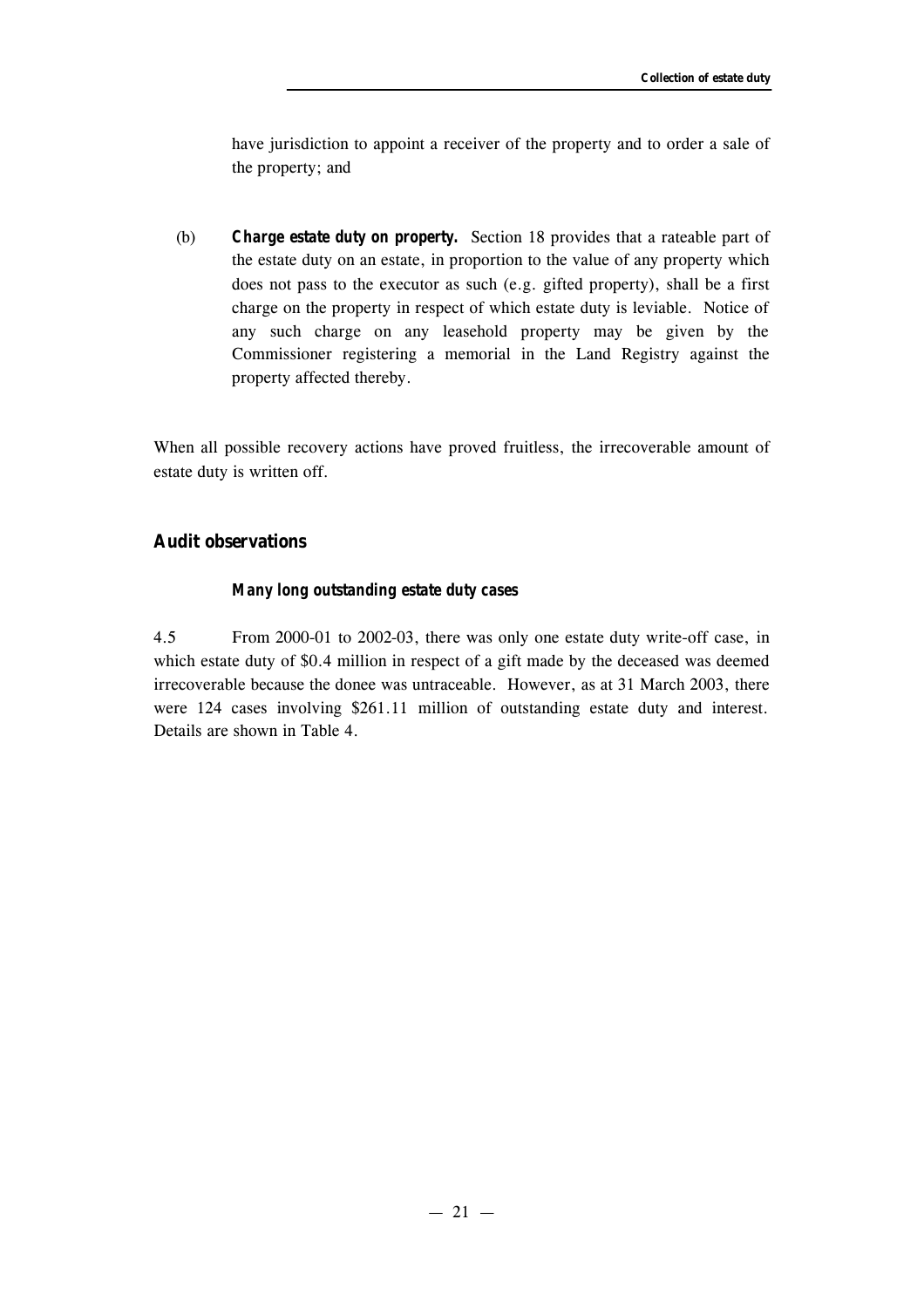have jurisdiction to appoint a receiver of the property and to order a sale of the property; and

(b) **Charge estate duty on property.** Section 18 provides that a rateable part of the estate duty on an estate, in proportion to the value of any property which does not pass to the executor as such (e.g. gifted property), shall be a first charge on the property in respect of which estate duty is leviable. Notice of any such charge on any leasehold property may be given by the Commissioner registering a memorial in the Land Registry against the property affected thereby.

When all possible recovery actions have proved fruitless, the irrecoverable amount of estate duty is written off.

## Audit observations

### *Many long outstanding estate duty cases*

4.5 From 2000-01 to 2002-03, there was only one estate duty write-off case, in which estate duty of $0.4 million in respect of a gift made by the deceased was deemed irrecoverable because the donee was untraceable. However, as at 31 March 2003, there were 124 cases involving $261.11 million of outstanding estate duty and interest. Details are shown in Table 4.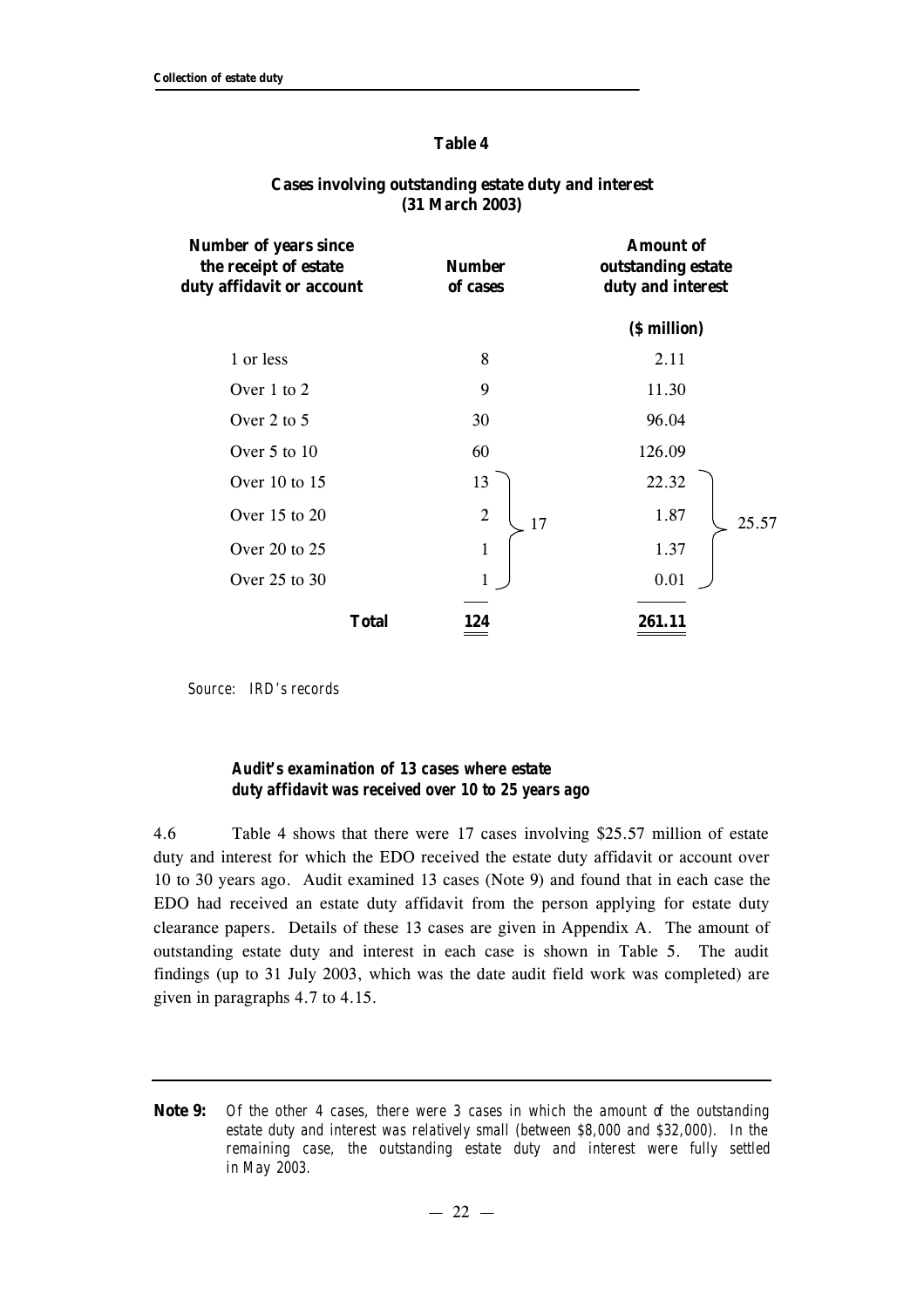**Table 4**

**Cases involving outstanding estate duty and interest (31 March 2003)**

| Number of years since the receipt of estate duty affidavit or account | Number of cases | | Amount of outstanding estate duty and interest ($ million) | |
|---|---|---|---|---|
| 1 or less | 8 | | 2.11 | |
| Over 1 to 2 | 9 | | 11.30 | |
| Over 2 to 5 | 30 | | 96.04 | |
| Over 5 to 10 | 60 | | 126.09 | |
| Over 10 to 15 | 13 | 17 | 22.32 | 25.57 |
| Over 15 to 20 | 2 | | 1.87 | |
| Over 20 to 25 | 1 | | 1.37 | |
| Over 25 to 30 | 1 | | 0.01 | |
| **Total** | **124** | | **261.11** | |

*Source: IRD's records*

***Audit's examination of 13 cases where estate duty affidavit was received over 10 to 25 years ago***

4.6 Table 4 shows that there were 17 cases involving $25.57 million of estate duty and interest for which the EDO received the estate duty affidavit or account over 10 to 30 years ago. Audit examined 13 cases (Note 9) and found that in each case the EDO had received an estate duty affidavit from the person applying for estate duty clearance papers. Details of these 13 cases are given in Appendix A. The amount of outstanding estate duty and interest in each case is shown in Table 5. The audit findings (up to 31 July 2003, which was the date audit field work was completed) are given in paragraphs 4.7 to 4.15.

---

**Note 9:** *Of the other 4 cases, there were 3 cases in which the amount of the outstanding estate duty and interest was relatively small (between $8,000 and $32,000). In the remaining case, the outstanding estate duty and interest were fully settled in May 2003.*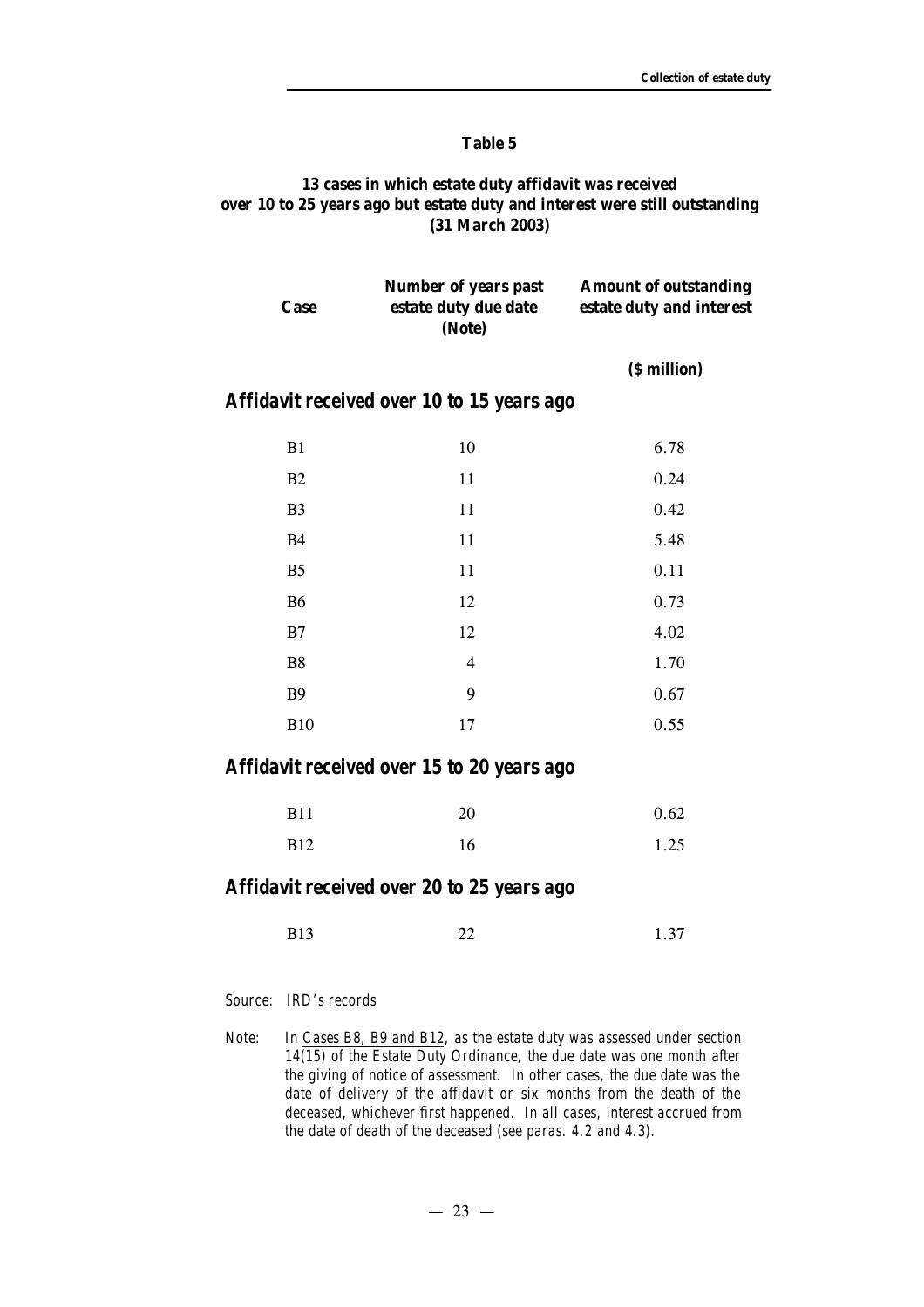**Table 5**

**13 cases in which estate duty affidavit was received over 10 to 25 years ago but estate duty and interest were still outstanding (31 March 2003)**

| Case | Number of years past estate duty due date (Note) | Amount of outstanding estate duty and interest |
|---|---|---|
| | | ($ million) |
| ***Affidavit received over 10 to 15 years ago*** | | |
| B1 | 10 | 6.78 |
| B2 | 11 | 0.24 |
| B3 | 11 | 0.42 |
| B4 | 11 | 5.48 |
| B5 | 11 | 0.11 |
| B6 | 12 | 0.73 |
| B7 | 12 | 4.02 |
| B8 | 4 | 1.70 |
| B9 | 9 | 0.67 |
| B10 | 17 | 0.55 |
| ***Affidavit received over 15 to 20 years ago*** | | |
| B11 | 20 | 0.62 |
| B12 | 16 | 1.25 |
| ***Affidavit received over 20 to 25 years ago*** | | |
| B13 | 22 | 1.37 |

*Source: IRD's records*

*Note: In Cases B8, B9 and B12, as the estate duty was assessed under section 14(15) of the Estate Duty Ordinance, the due date was one month after the giving of notice of assessment. In other cases, the due date was the date of delivery of the affidavit or six months from the death of the deceased, whichever first happened. In all cases, interest accrued from the date of death of the deceased (see paras. 4.2 and 4.3).*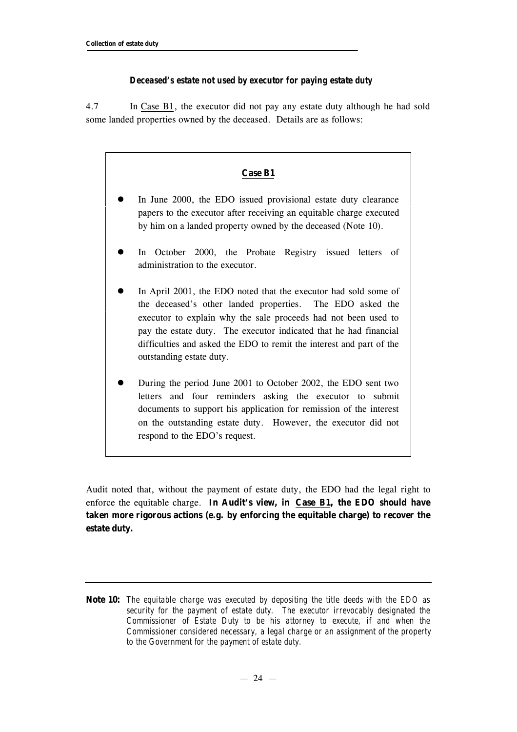### *Deceased's estate not used by executor for paying estate duty*

4.7 In Case B1, the executor did not pay any estate duty although he had sold some landed properties owned by the deceased. Details are as follows:

> **Case B1**
>
> - In June 2000, the EDO issued provisional estate duty clearance papers to the executor after receiving an equitable charge executed by him on a landed property owned by the deceased (Note 10).
> - In October 2000, the Probate Registry issued letters of administration to the executor.
> - In April 2001, the EDO noted that the executor had sold some of the deceased's other landed properties. The EDO asked the executor to explain why the sale proceeds had not been used to pay the estate duty. The executor indicated that he had financial difficulties and asked the EDO to remit the interest and part of the outstanding estate duty.
> - During the period June 2001 to October 2002, the EDO sent two letters and four reminders asking the executor to submit documents to support his application for remission of the interest on the outstanding estate duty. However, the executor did not respond to the EDO's request.

Audit noted that, without the payment of estate duty, the EDO had the legal right to enforce the equitable charge. **In Audit's view, in Case B1, the EDO should have taken more rigorous actions (e.g. by enforcing the equitable charge) to recover the estate duty.**

---

**Note 10:** *The equitable charge was executed by depositing the title deeds with the EDO as security for the payment of estate duty. The executor irrevocably designated the Commissioner of Estate Duty to be his attorney to execute, if and when the Commissioner considered necessary, a legal charge or an assignment of the property to the Government for the payment of estate duty.*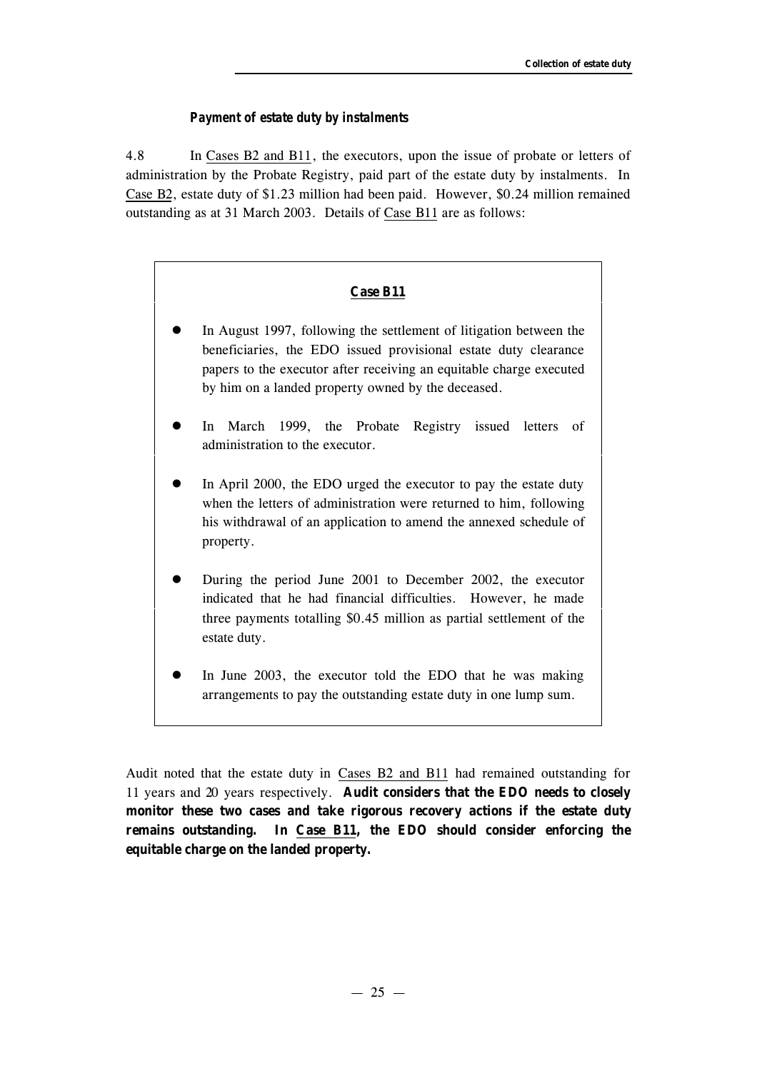### *Payment of estate duty by instalments*

4.8 In Cases B2 and B11, the executors, upon the issue of probate or letters of administration by the Probate Registry, paid part of the estate duty by instalments. In Case B2, estate duty of \$1.23 million had been paid. However, \$0.24 million remained outstanding as at 31 March 2003. Details of Case B11 are as follows:

**Case B11**

- In August 1997, following the settlement of litigation between the beneficiaries, the EDO issued provisional estate duty clearance papers to the executor after receiving an equitable charge executed by him on a landed property owned by the deceased.
- In March 1999, the Probate Registry issued letters of administration to the executor.
- In April 2000, the EDO urged the executor to pay the estate duty when the letters of administration were returned to him, following his withdrawal of an application to amend the annexed schedule of property.
- During the period June 2001 to December 2002, the executor indicated that he had financial difficulties. However, he made three payments totalling \$0.45 million as partial settlement of the estate duty.
- In June 2003, the executor told the EDO that he was making arrangements to pay the outstanding estate duty in one lump sum.

Audit noted that the estate duty in Cases B2 and B11 had remained outstanding for 11 years and 20 years respectively. **Audit considers that the EDO needs to closely monitor these two cases and take rigorous recovery actions if the estate duty remains outstanding. In Case B11, the EDO should consider enforcing the equitable charge on the landed property.**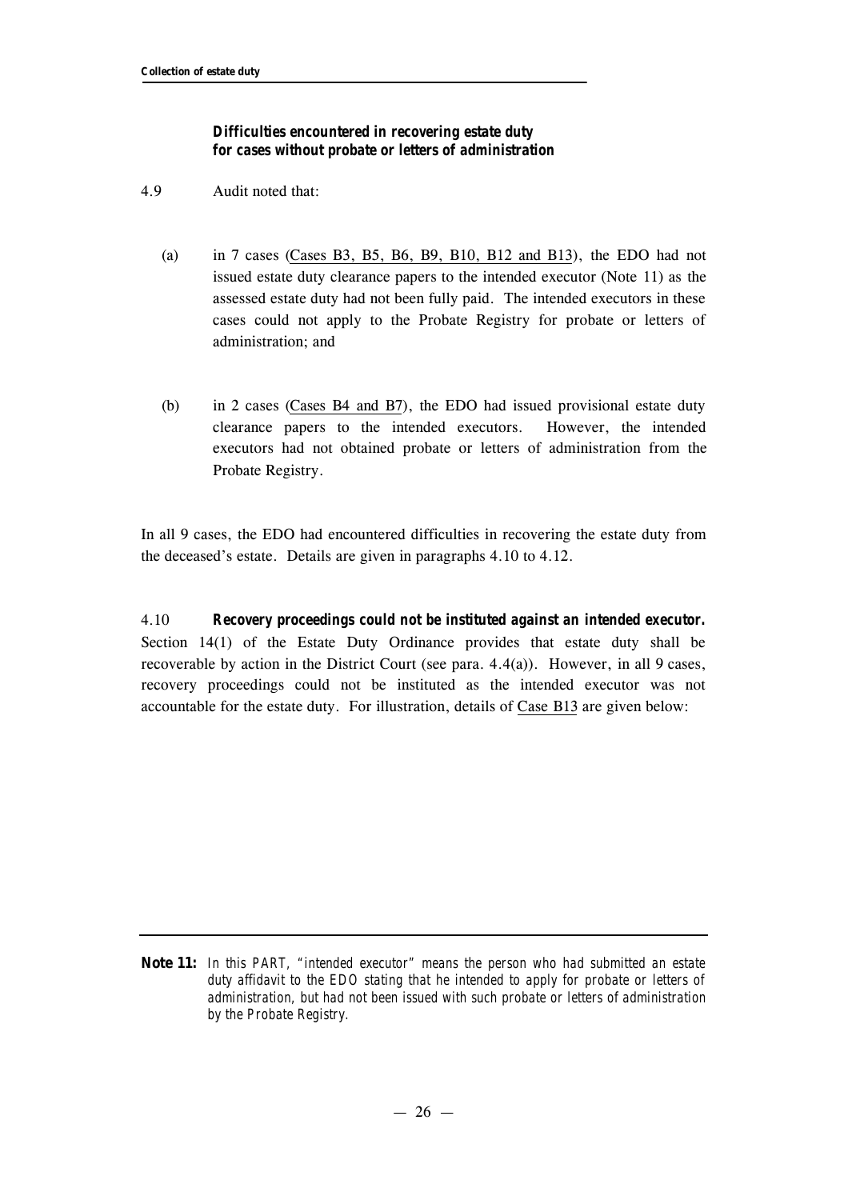### *Difficulties encountered in recovering estate duty for cases without probate or letters of administration*

4.9 Audit noted that:

(a) in 7 cases (Cases B3, B5, B6, B9, B10, B12 and B13), the EDO had not issued estate duty clearance papers to the intended executor (Note 11) as the assessed estate duty had not been fully paid. The intended executors in these cases could not apply to the Probate Registry for probate or letters of administration; and

(b) in 2 cases (Cases B4 and B7), the EDO had issued provisional estate duty clearance papers to the intended executors. However, the intended executors had not obtained probate or letters of administration from the Probate Registry.

In all 9 cases, the EDO had encountered difficulties in recovering the estate duty from the deceased's estate. Details are given in paragraphs 4.10 to 4.12.

4.10 ***Recovery proceedings could not be instituted against an intended executor.*** Section 14(1) of the Estate Duty Ordinance provides that estate duty shall be recoverable by action in the District Court (see para. 4.4(a)). However, in all 9 cases, recovery proceedings could not be instituted as the intended executor was not accountable for the estate duty. For illustration, details of Case B13 are given below:

---

**Note 11:** *In this PART, "intended executor" means the person who had submitted an estate duty affidavit to the EDO stating that he intended to apply for probate or letters of administration, but had not been issued with such probate or letters of administration by the Probate Registry.*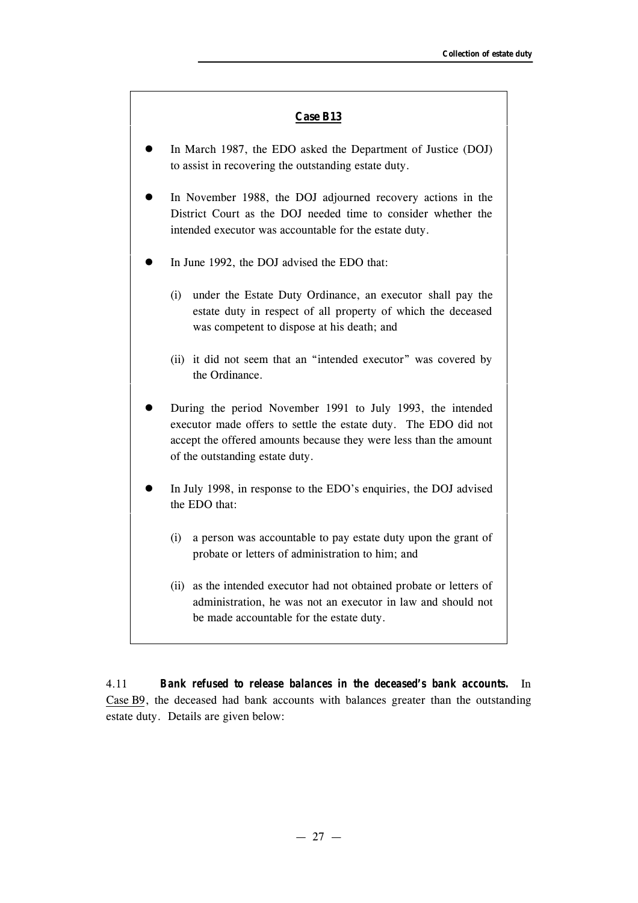**Case B13**

- In March 1987, the EDO asked the Department of Justice (DOJ) to assist in recovering the outstanding estate duty.

- In November 1988, the DOJ adjourned recovery actions in the District Court as the DOJ needed time to consider whether the intended executor was accountable for the estate duty.

- In June 1992, the DOJ advised the EDO that:

  (i) under the Estate Duty Ordinance, an executor shall pay the estate duty in respect of all property of which the deceased was competent to dispose at his death; and

  (ii) it did not seem that an "intended executor" was covered by the Ordinance.

- During the period November 1991 to July 1993, the intended executor made offers to settle the estate duty. The EDO did not accept the offered amounts because they were less than the amount of the outstanding estate duty.

- In July 1998, in response to the EDO's enquiries, the DOJ advised the EDO that:

  (i) a person was accountable to pay estate duty upon the grant of probate or letters of administration to him; and

  (ii) as the intended executor had not obtained probate or letters of administration, he was not an executor in law and should not be made accountable for the estate duty.

4.11 **Bank refused to release balances in the deceased's bank accounts.** In Case B9, the deceased had bank accounts with balances greater than the outstanding estate duty. Details are given below: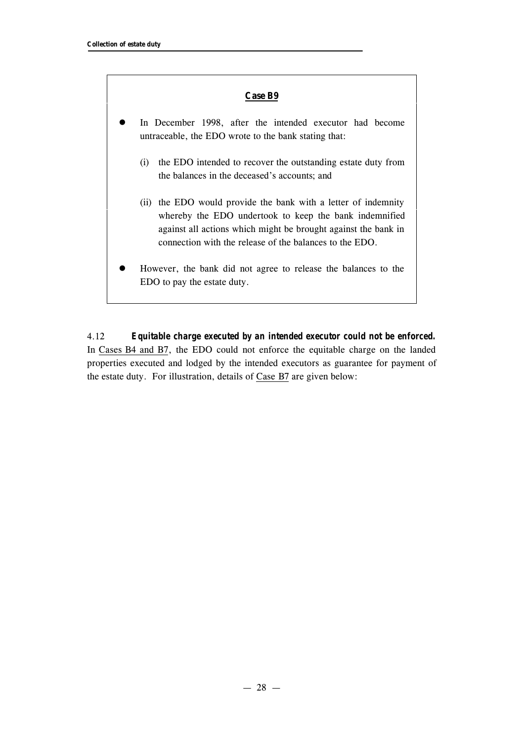**Case B9**

- In December 1998, after the intended executor had become untraceable, the EDO wrote to the bank stating that:

  (i) the EDO intended to recover the outstanding estate duty from the balances in the deceased's accounts; and

  (ii) the EDO would provide the bank with a letter of indemnity whereby the EDO undertook to keep the bank indemnified against all actions which might be brought against the bank in connection with the release of the balances to the EDO.

- However, the bank did not agree to release the balances to the EDO to pay the estate duty.

4.12 ***Equitable charge executed by an intended executor could not be enforced.*** In Cases B4 and B7, the EDO could not enforce the equitable charge on the landed properties executed and lodged by the intended executors as guarantee for payment of the estate duty. For illustration, details of Case B7 are given below: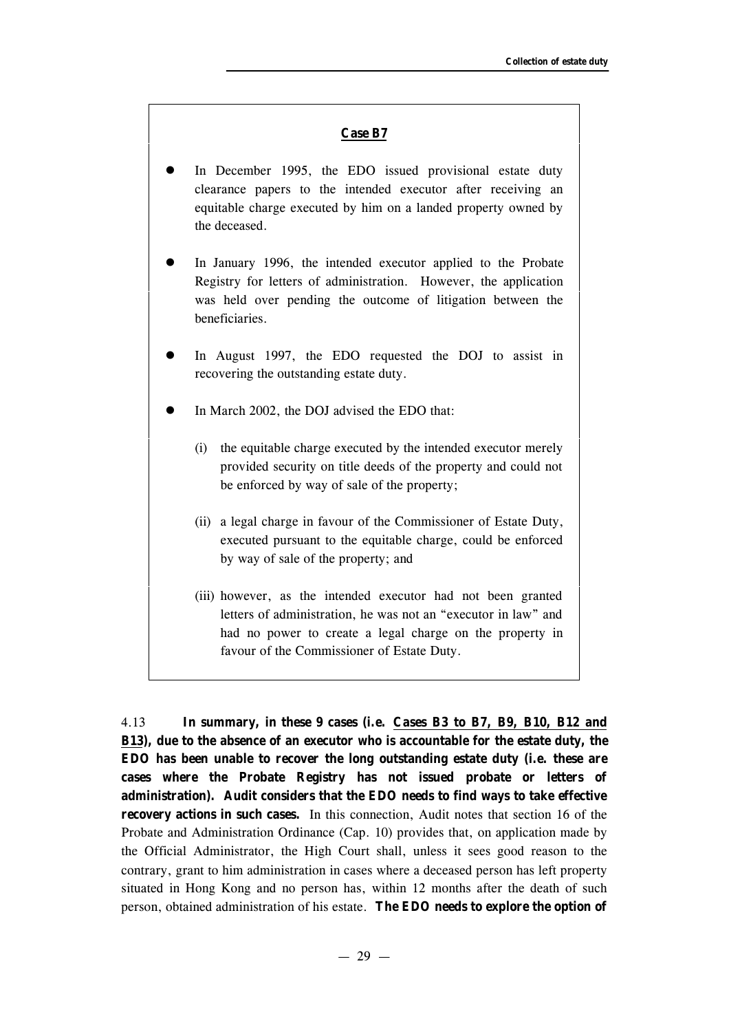**<u>Case B7</u>**

- In December 1995, the EDO issued provisional estate duty clearance papers to the intended executor after receiving an equitable charge executed by him on a landed property owned by the deceased.

- In January 1996, the intended executor applied to the Probate Registry for letters of administration. However, the application was held over pending the outcome of litigation between the beneficiaries.

- In August 1997, the EDO requested the DOJ to assist in recovering the outstanding estate duty.

- In March 2002, the DOJ advised the EDO that:

  (i) the equitable charge executed by the intended executor merely provided security on title deeds of the property and could not be enforced by way of sale of the property;

  (ii) a legal charge in favour of the Commissioner of Estate Duty, executed pursuant to the equitable charge, could be enforced by way of sale of the property; and

  (iii) however, as the intended executor had not been granted letters of administration, he was not an "executor in law" and had no power to create a legal charge on the property in favour of the Commissioner of Estate Duty.

4.13 **In summary, in these 9 cases (i.e. <u>Cases B3 to B7, B9, B10, B12 and B13</u>), due to the absence of an executor who is accountable for the estate duty, the EDO has been unable to recover the long outstanding estate duty (i.e. these are cases where the Probate Registry has not issued probate or letters of administration). Audit considers that the EDO needs to find ways to take effective recovery actions in such cases.** In this connection, Audit notes that section 16 of the Probate and Administration Ordinance (Cap. 10) provides that, on application made by the Official Administrator, the High Court shall, unless it sees good reason to the contrary, grant to him administration in cases where a deceased person has left property situated in Hong Kong and no person has, within 12 months after the death of such person, obtained administration of his estate. **The EDO needs to explore the option of**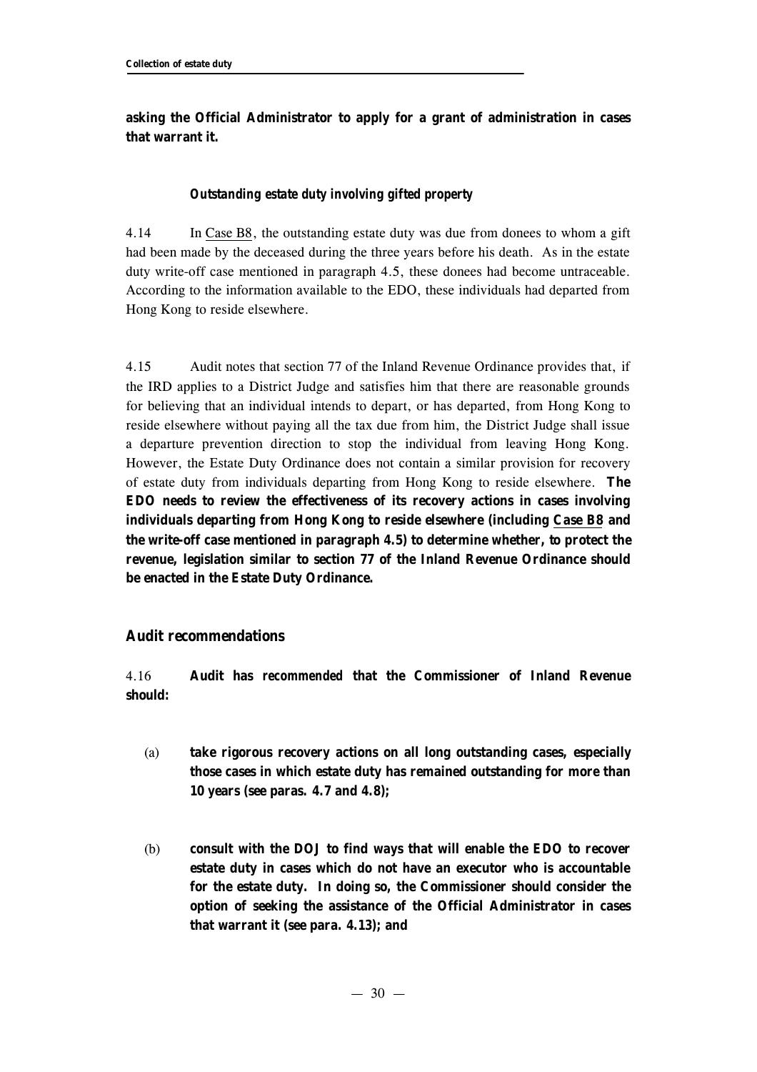**asking the Official Administrator to apply for a grant of administration in cases that warrant it.**

***Outstanding estate duty involving gifted property***

4.14 In Case B8, the outstanding estate duty was due from donees to whom a gift had been made by the deceased during the three years before his death. As in the estate duty write-off case mentioned in paragraph 4.5, these donees had become untraceable. According to the information available to the EDO, these individuals had departed from Hong Kong to reside elsewhere.

4.15 Audit notes that section 77 of the Inland Revenue Ordinance provides that, if the IRD applies to a District Judge and satisfies him that there are reasonable grounds for believing that an individual intends to depart, or has departed, from Hong Kong to reside elsewhere without paying all the tax due from him, the District Judge shall issue a departure prevention direction to stop the individual from leaving Hong Kong. However, the Estate Duty Ordinance does not contain a similar provision for recovery of estate duty from individuals departing from Hong Kong to reside elsewhere. **The EDO needs to review the effectiveness of its recovery actions in cases involving individuals departing from Hong Kong to reside elsewhere (including Case B8 and the write-off case mentioned in paragraph 4.5) to determine whether, to protect the revenue, legislation similar to section 77 of the Inland Revenue Ordinance should be enacted in the Estate Duty Ordinance.**

### Audit recommendations

4.16 **Audit has *recommended* that the Commissioner of Inland Revenue should:**

(a) **take rigorous recovery actions on all long outstanding cases, especially those cases in which estate duty has remained outstanding for more than 10 years (see paras. 4.7 and 4.8);**

(b) **consult with the DOJ to find ways that will enable the EDO to recover estate duty in cases which do not have an executor who is accountable for the estate duty. In doing so, the Commissioner should consider the option of seeking the assistance of the Official Administrator in cases that warrant it (see para. 4.13); and**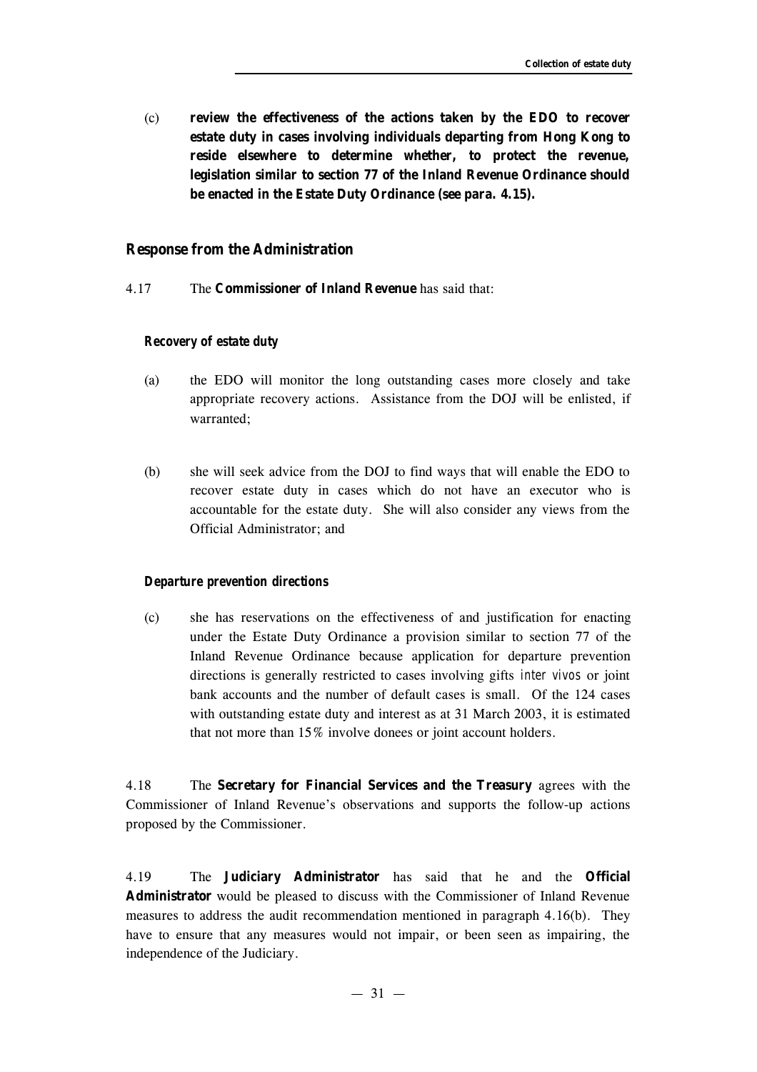(c) **review the effectiveness of the actions taken by the EDO to recover estate duty in cases involving individuals departing from Hong Kong to reside elsewhere to determine whether, to protect the revenue, legislation similar to section 77 of the Inland Revenue Ordinance should be enacted in the Estate Duty Ordinance (see para. 4.15).**

## Response from the Administration

4.17 The **Commissioner of Inland Revenue** has said that:

### *Recovery of estate duty*

(a) the EDO will monitor the long outstanding cases more closely and take appropriate recovery actions. Assistance from the DOJ will be enlisted, if warranted;

(b) she will seek advice from the DOJ to find ways that will enable the EDO to recover estate duty in cases which do not have an executor who is accountable for the estate duty. She will also consider any views from the Official Administrator; and

### *Departure prevention directions*

(c) she has reservations on the effectiveness of and justification for enacting under the Estate Duty Ordinance a provision similar to section 77 of the Inland Revenue Ordinance because application for departure prevention directions is generally restricted to cases involving gifts *inter vivos* or joint bank accounts and the number of default cases is small. Of the 124 cases with outstanding estate duty and interest as at 31 March 2003, it is estimated that not more than 15% involve donees or joint account holders.

4.18 The **Secretary for Financial Services and the Treasury** agrees with the Commissioner of Inland Revenue's observations and supports the follow-up actions proposed by the Commissioner.

4.19 The **Judiciary Administrator** has said that he and the **Official Administrator** would be pleased to discuss with the Commissioner of Inland Revenue measures to address the audit recommendation mentioned in paragraph 4.16(b). They have to ensure that any measures would not impair, or been seen as impairing, the independence of the Judiciary.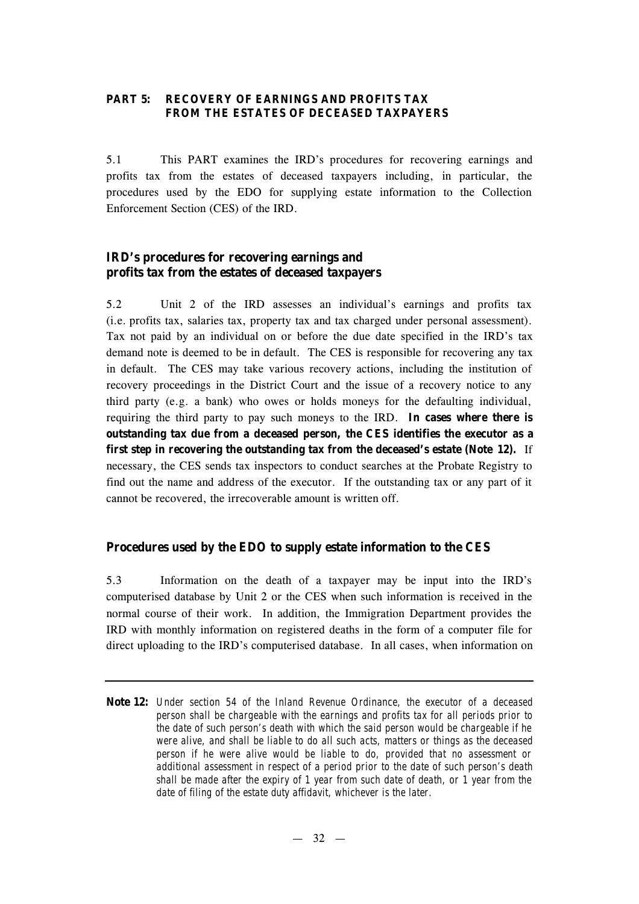## PART 5: RECOVERY OF EARNINGS AND PROFITS TAX FROM THE ESTATES OF DECEASED TAXPAYERS

5.1 This PART examines the IRD's procedures for recovering earnings and profits tax from the estates of deceased taxpayers including, in particular, the procedures used by the EDO for supplying estate information to the Collection Enforcement Section (CES) of the IRD.

### IRD's procedures for recovering earnings and profits tax from the estates of deceased taxpayers

5.2 Unit 2 of the IRD assesses an individual's earnings and profits tax (i.e. profits tax, salaries tax, property tax and tax charged under personal assessment). Tax not paid by an individual on or before the due date specified in the IRD's tax demand note is deemed to be in default. The CES is responsible for recovering any tax in default. The CES may take various recovery actions, including the institution of recovery proceedings in the District Court and the issue of a recovery notice to any third party (e.g. a bank) who owes or holds moneys for the defaulting individual, requiring the third party to pay such moneys to the IRD. **In cases where there is outstanding tax due from a deceased person, the CES identifies the executor as a first step in recovering the outstanding tax from the deceased's estate (Note 12).** If necessary, the CES sends tax inspectors to conduct searches at the Probate Registry to find out the name and address of the executor. If the outstanding tax or any part of it cannot be recovered, the irrecoverable amount is written off.

### Procedures used by the EDO to supply estate information to the CES

5.3 Information on the death of a taxpayer may be input into the IRD's computerised database by Unit 2 or the CES when such information is received in the normal course of their work. In addition, the Immigration Department provides the IRD with monthly information on registered deaths in the form of a computer file for direct uploading to the IRD's computerised database. In all cases, when information on

---

**Note 12:** *Under section 54 of the Inland Revenue Ordinance, the executor of a deceased person shall be chargeable with the earnings and profits tax for all periods prior to the date of such person's death with which the said person would be chargeable if he were alive, and shall be liable to do all such acts, matters or things as the deceased person if he were alive would be liable to do, provided that no assessment or additional assessment in respect of a period prior to the date of such person's death shall be made after the expiry of 1 year from such date of death, or 1 year from the date of filing of the estate duty affidavit, whichever is the later.*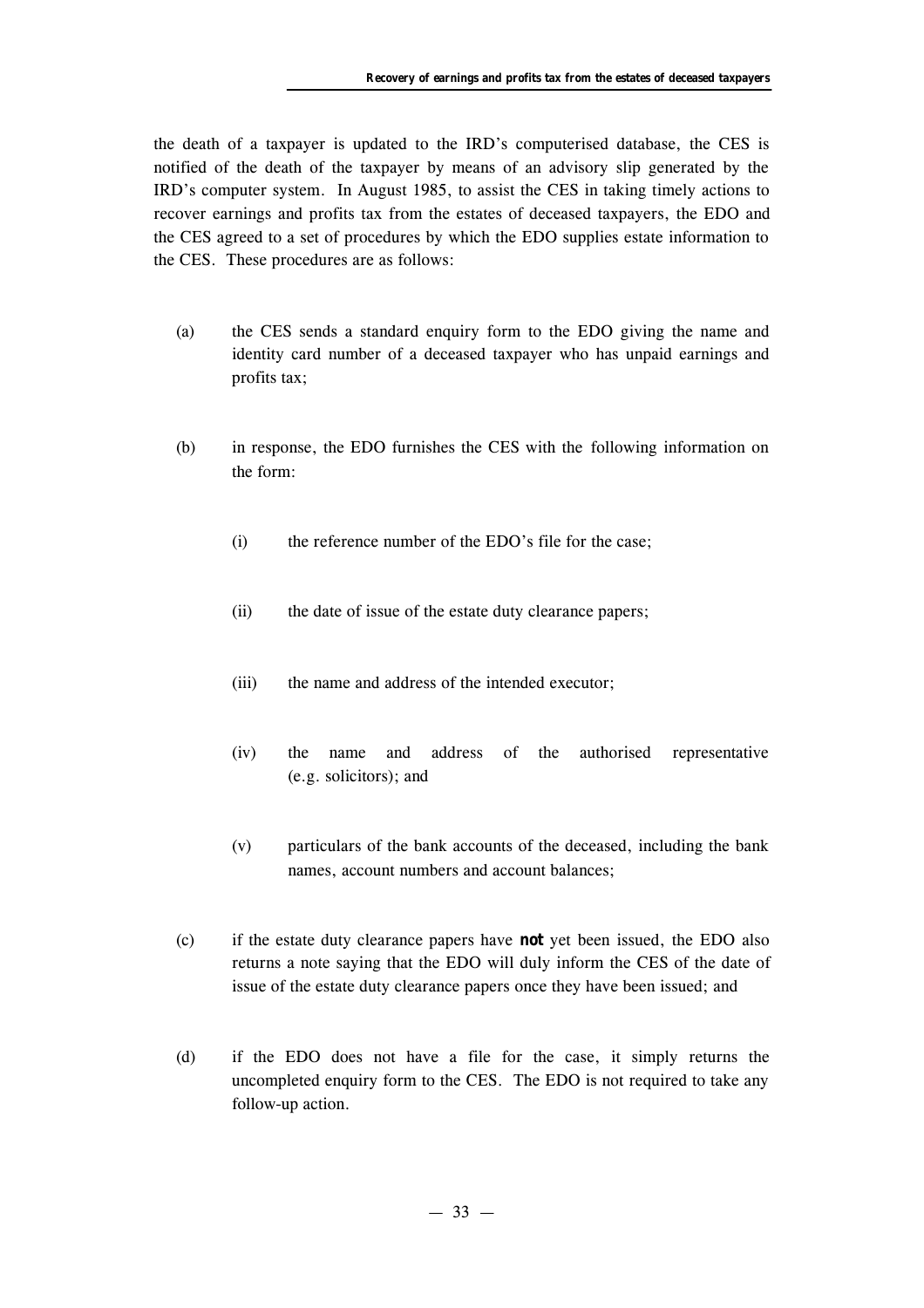the death of a taxpayer is updated to the IRD's computerised database, the CES is notified of the death of the taxpayer by means of an advisory slip generated by the IRD's computer system. In August 1985, to assist the CES in taking timely actions to recover earnings and profits tax from the estates of deceased taxpayers, the EDO and the CES agreed to a set of procedures by which the EDO supplies estate information to the CES. These procedures are as follows:

(a) the CES sends a standard enquiry form to the EDO giving the name and identity card number of a deceased taxpayer who has unpaid earnings and profits tax;

(b) in response, the EDO furnishes the CES with the following information on the form:

  (i) the reference number of the EDO's file for the case;

  (ii) the date of issue of the estate duty clearance papers;

  (iii) the name and address of the intended executor;

  (iv) the name and address of the authorised representative (e.g. solicitors); and

  (v) particulars of the bank accounts of the deceased, including the bank names, account numbers and account balances;

(c) if the estate duty clearance papers have **not** yet been issued, the EDO also returns a note saying that the EDO will duly inform the CES of the date of issue of the estate duty clearance papers once they have been issued; and

(d) if the EDO does not have a file for the case, it simply returns the uncompleted enquiry form to the CES. The EDO is not required to take any follow-up action.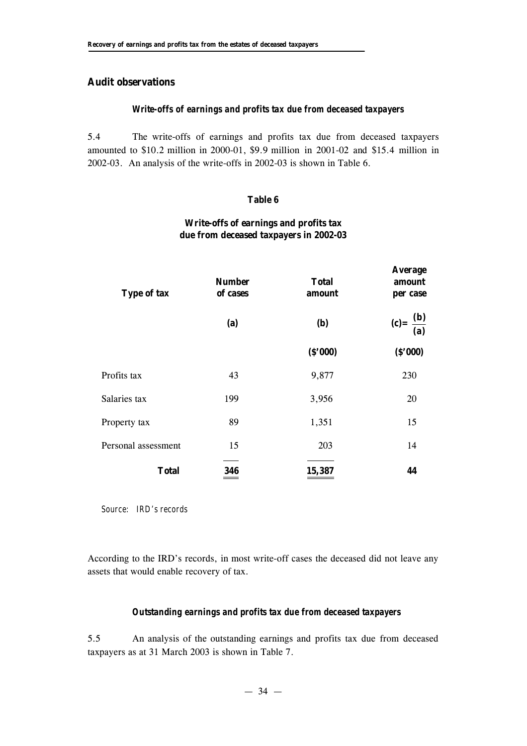## Audit observations

### *Write-offs of earnings and profits tax due from deceased taxpayers*

5.4 The write-offs of earnings and profits tax due from deceased taxpayers amounted to $10.2 million in 2000-01, $9.9 million in 2001-02 and $15.4 million in 2002-03. An analysis of the write-offs in 2002-03 is shown in Table 6.

**Table 6**

**Write-offs of earnings and profits tax due from deceased taxpayers in 2002-03**

| Type of tax | Number of cases | Total amount | Average amount per case |
|---|---|---|---|
| | (a) | (b) | $(c) = \frac{(b)}{(a)}$ |
| | | ($'000) | ($'000) |
| Profits tax | 43 | 9,877 | 230 |
| Salaries tax | 199 | 3,956 | 20 |
| Property tax | 89 | 1,351 | 15 |
| Personal assessment | 15 | 203 | 14 |
| **Total** | **346** | **15,387** | **44** |

*Source: IRD's records*

According to the IRD's records, in most write-off cases the deceased did not leave any assets that would enable recovery of tax.

### *Outstanding earnings and profits tax due from deceased taxpayers*

5.5 An analysis of the outstanding earnings and profits tax due from deceased taxpayers as at 31 March 2003 is shown in Table 7.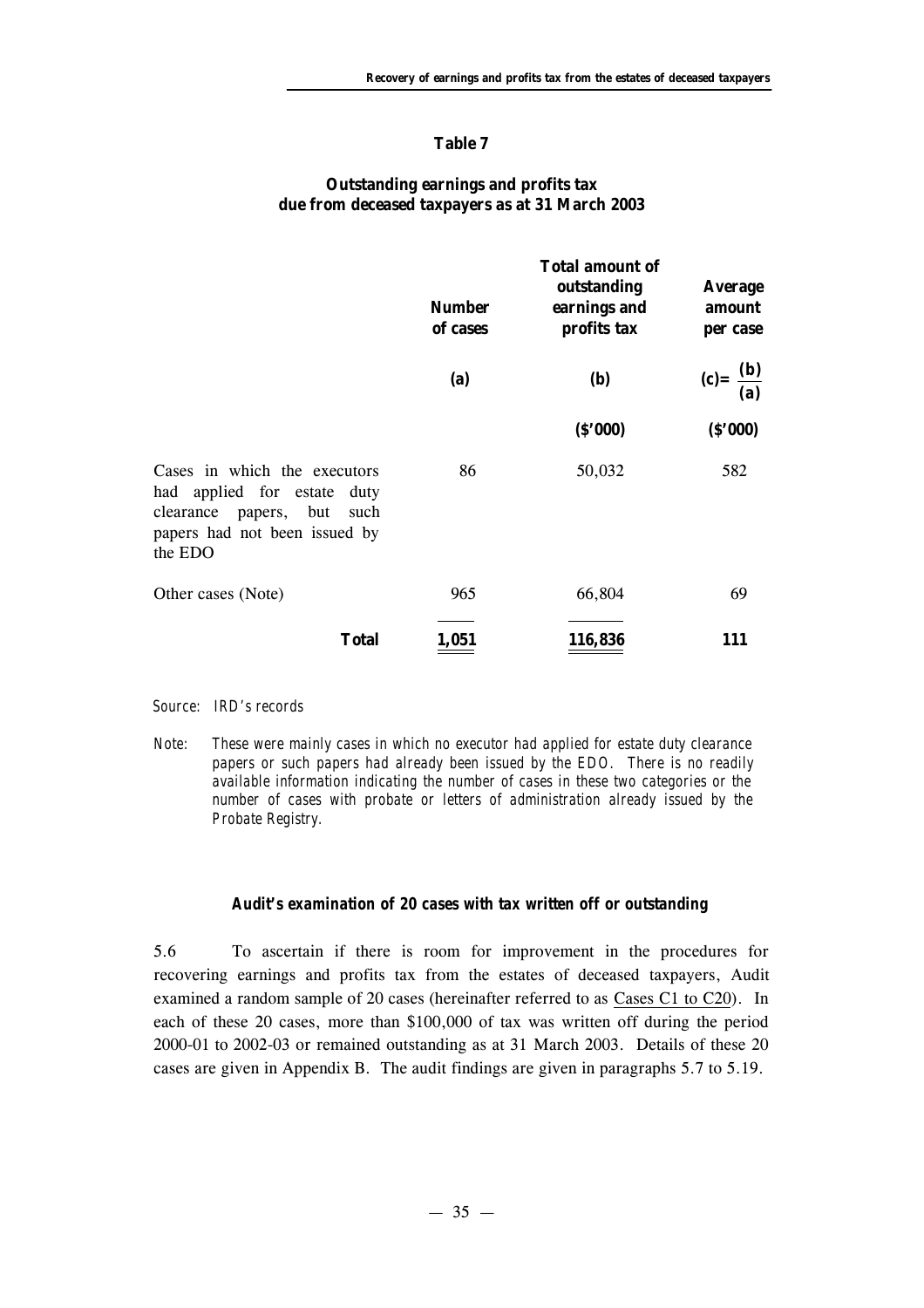**Table 7**

**Outstanding earnings and profits tax due from deceased taxpayers as at 31 March 2003**

| | Number of cases | Total amount of outstanding earnings and profits tax | Average amount per case |
|---|---|---|---|
| | (a) | (b) | $(c)=\frac{(b)}{(a)}$ |
| | | ($'000) | ($'000) |
| Cases in which the executors had applied for estate duty clearance papers, but such papers had not been issued by the EDO | 86 | 50,032 | 582 |
| Other cases (Note) | 965 | 66,804 | 69 |
| **Total** | **1,051** | **116,836** | **111** |

*Source: IRD's records*

*Note: These were mainly cases in which no executor had applied for estate duty clearance papers or such papers had already been issued by the EDO. There is no readily available information indicating the number of cases in these two categories or the number of cases with probate or letters of administration already issued by the Probate Registry.*

**Audit's examination of 20 cases with tax written off or outstanding**

5.6 To ascertain if there is room for improvement in the procedures for recovering earnings and profits tax from the estates of deceased taxpayers, Audit examined a random sample of 20 cases (hereinafter referred to as Cases C1 to C20). In each of these 20 cases, more than $100,000 of tax was written off during the period 2000-01 to 2002-03 or remained outstanding as at 31 March 2003. Details of these 20 cases are given in Appendix B. The audit findings are given in paragraphs 5.7 to 5.19.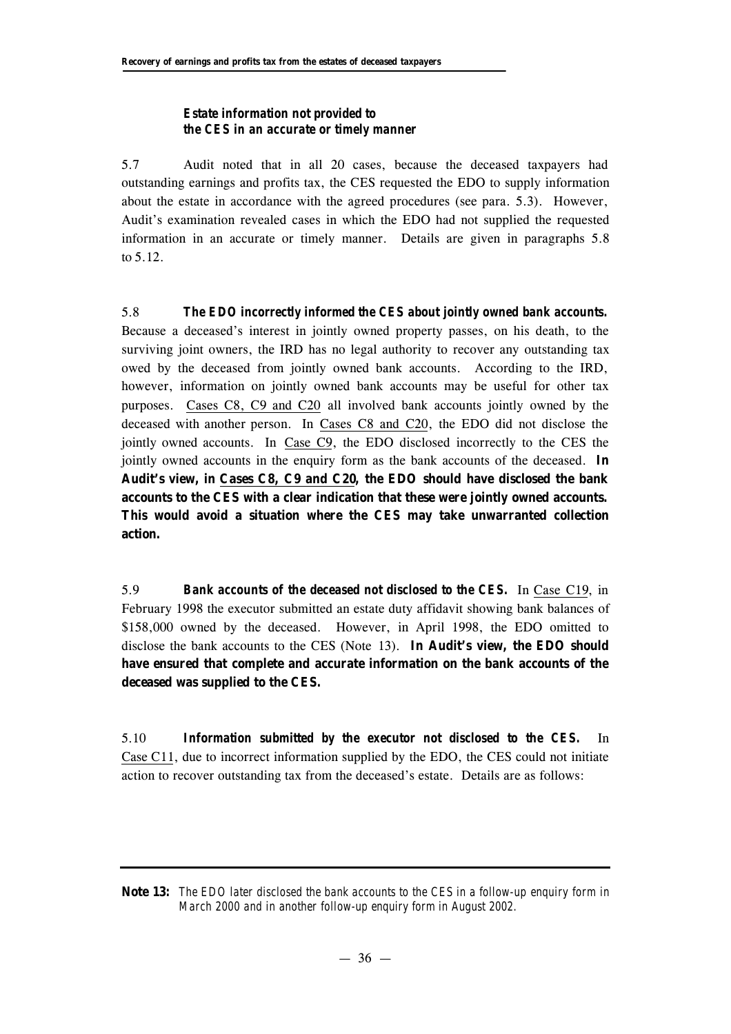### *Estate information not provided to the CES in an accurate or timely manner*

5.7 Audit noted that in all 20 cases, because the deceased taxpayers had outstanding earnings and profits tax, the CES requested the EDO to supply information about the estate in accordance with the agreed procedures (see para. 5.3). However, Audit's examination revealed cases in which the EDO had not supplied the requested information in an accurate or timely manner. Details are given in paragraphs 5.8 to 5.12.

5.8 ***The EDO incorrectly informed the CES about jointly owned bank accounts.*** Because a deceased's interest in jointly owned property passes, on his death, to the surviving joint owners, the IRD has no legal authority to recover any outstanding tax owed by the deceased from jointly owned bank accounts. According to the IRD, however, information on jointly owned bank accounts may be useful for other tax purposes. Cases C8, C9 and C20 all involved bank accounts jointly owned by the deceased with another person. In Cases C8 and C20, the EDO did not disclose the jointly owned accounts. In Case C9, the EDO disclosed incorrectly to the CES the jointly owned accounts in the enquiry form as the bank accounts of the deceased. **In Audit's view, in Cases C8, C9 and C20, the EDO should have disclosed the bank accounts to the CES with a clear indication that these were jointly owned accounts. This would avoid a situation where the CES may take unwarranted collection action.**

5.9 ***Bank accounts of the deceased not disclosed to the CES.*** In Case C19, in February 1998 the executor submitted an estate duty affidavit showing bank balances of $158,000 owned by the deceased. However, in April 1998, the EDO omitted to disclose the bank accounts to the CES (Note 13). **In Audit's view, the EDO should have ensured that complete and accurate information on the bank accounts of the deceased was supplied to the CES.**

5.10 ***Information submitted by the executor not disclosed to the CES.*** In Case C11, due to incorrect information supplied by the EDO, the CES could not initiate action to recover outstanding tax from the deceased's estate. Details are as follows:

---

**Note 13:** *The EDO later disclosed the bank accounts to the CES in a follow-up enquiry form in March 2000 and in another follow-up enquiry form in August 2002.*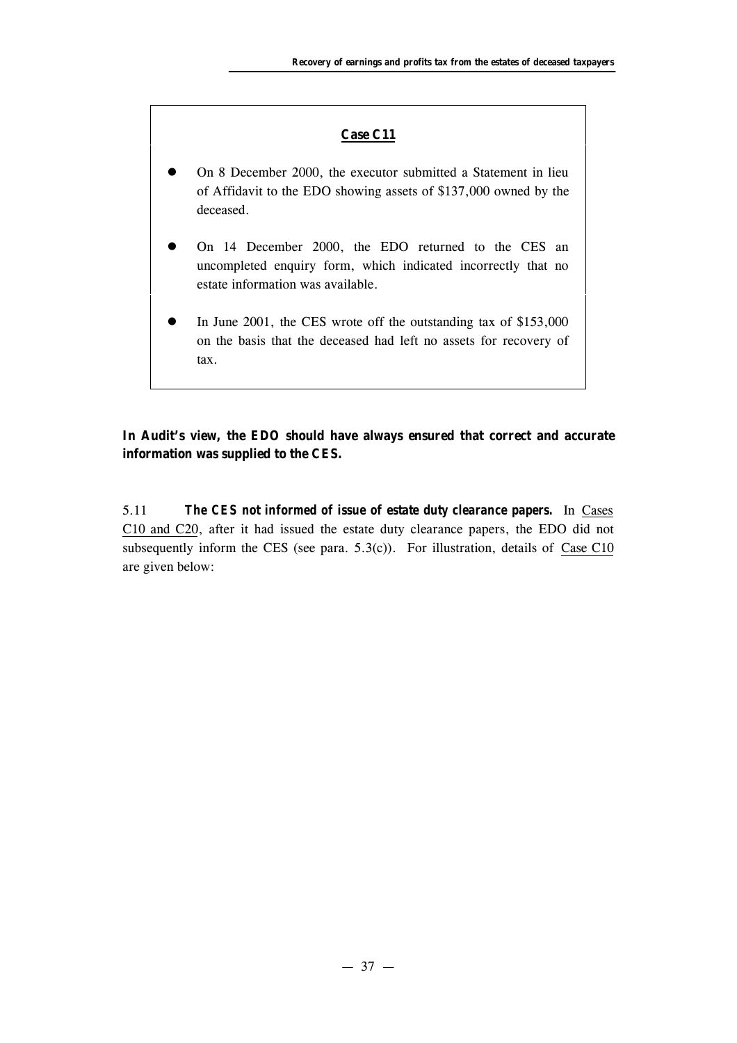**Case C11**

- On 8 December 2000, the executor submitted a Statement in lieu of Affidavit to the EDO showing assets of $137,000 owned by the deceased.

- On 14 December 2000, the EDO returned to the CES an uncompleted enquiry form, which indicated incorrectly that no estate information was available.

- In June 2001, the CES wrote off the outstanding tax of $153,000 on the basis that the deceased had left no assets for recovery of tax.

**In Audit's view, the EDO should have always ensured that correct and accurate information was supplied to the CES.**

5.11 ***The CES not informed of issue of estate duty clearance papers.*** In Cases C10 and C20, after it had issued the estate duty clearance papers, the EDO did not subsequently inform the CES (see para. 5.3(c)). For illustration, details of Case C10 are given below: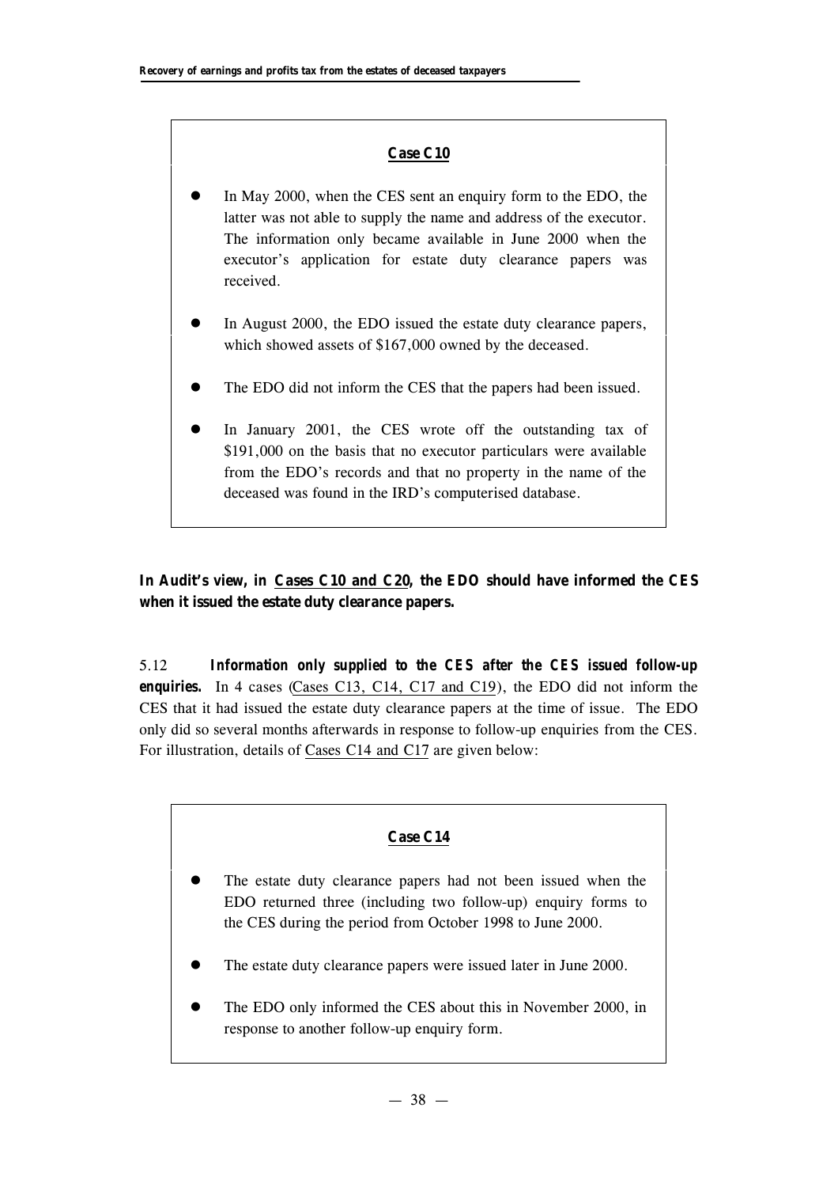**Case C10**

- In May 2000, when the CES sent an enquiry form to the EDO, the latter was not able to supply the name and address of the executor. The information only became available in June 2000 when the executor's application for estate duty clearance papers was received.
- In August 2000, the EDO issued the estate duty clearance papers, which showed assets of $167,000 owned by the deceased.
- The EDO did not inform the CES that the papers had been issued.
- In January 2001, the CES wrote off the outstanding tax of $191,000 on the basis that no executor particulars were available from the EDO's records and that no property in the name of the deceased was found in the IRD's computerised database.

**In Audit's view, in Cases C10 and C20, the EDO should have informed the CES when it issued the estate duty clearance papers.**

5.12 ***Information only supplied to the CES after the CES issued follow-up enquiries.*** In 4 cases (Cases C13, C14, C17 and C19), the EDO did not inform the CES that it had issued the estate duty clearance papers at the time of issue. The EDO only did so several months afterwards in response to follow-up enquiries from the CES. For illustration, details of Cases C14 and C17 are given below:

**Case C14**

- The estate duty clearance papers had not been issued when the EDO returned three (including two follow-up) enquiry forms to the CES during the period from October 1998 to June 2000.
- The estate duty clearance papers were issued later in June 2000.
- The EDO only informed the CES about this in November 2000, in response to another follow-up enquiry form.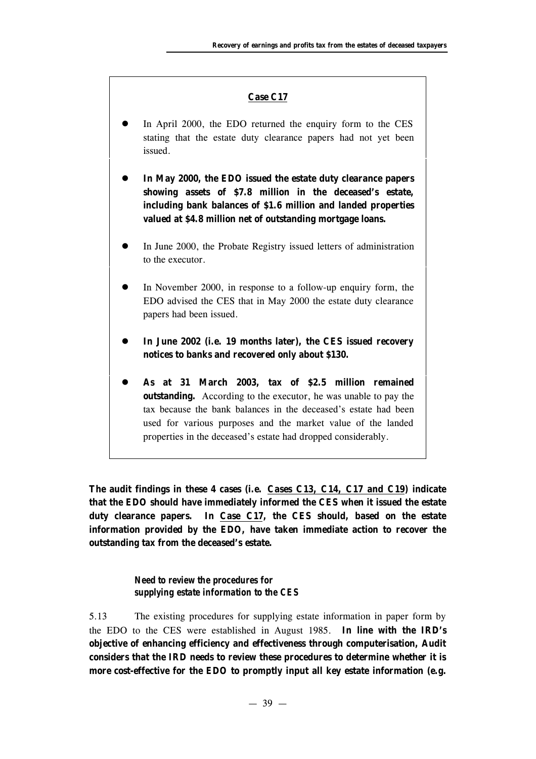**Case C17**

- In April 2000, the EDO returned the enquiry form to the CES stating that the estate duty clearance papers had not yet been issued.
- **In May 2000, the EDO issued the estate duty clearance papers showing assets of $7.8 million in the deceased's estate, including bank balances of $1.6 million and landed properties valued at $4.8 million net of outstanding mortgage loans.**
- In June 2000, the Probate Registry issued letters of administration to the executor.
- In November 2000, in response to a follow-up enquiry form, the EDO advised the CES that in May 2000 the estate duty clearance papers had been issued.
- **In June 2002 (i.e. 19 months later), the CES issued recovery notices to banks and recovered only about $130.**
- **As at 31 March 2003, tax of $2.5 million remained outstanding.** According to the executor, he was unable to pay the tax because the bank balances in the deceased's estate had been used for various purposes and the market value of the landed properties in the deceased's estate had dropped considerably.

**The audit findings in these 4 cases (i.e. Cases C13, C14, C17 and C19) indicate that the EDO should have immediately informed the CES when it issued the estate duty clearance papers. In Case C17, the CES should, based on the estate information provided by the EDO, have taken immediate action to recover the outstanding tax from the deceased's estate.**

***Need to review the procedures for supplying estate information to the CES***

5.13 The existing procedures for supplying estate information in paper form by the EDO to the CES were established in August 1985. **In line with the IRD's objective of enhancing efficiency and effectiveness through computerisation, Audit considers that the IRD needs to review these procedures to determine whether it is more cost-effective for the EDO to promptly input all key estate information (e.g.**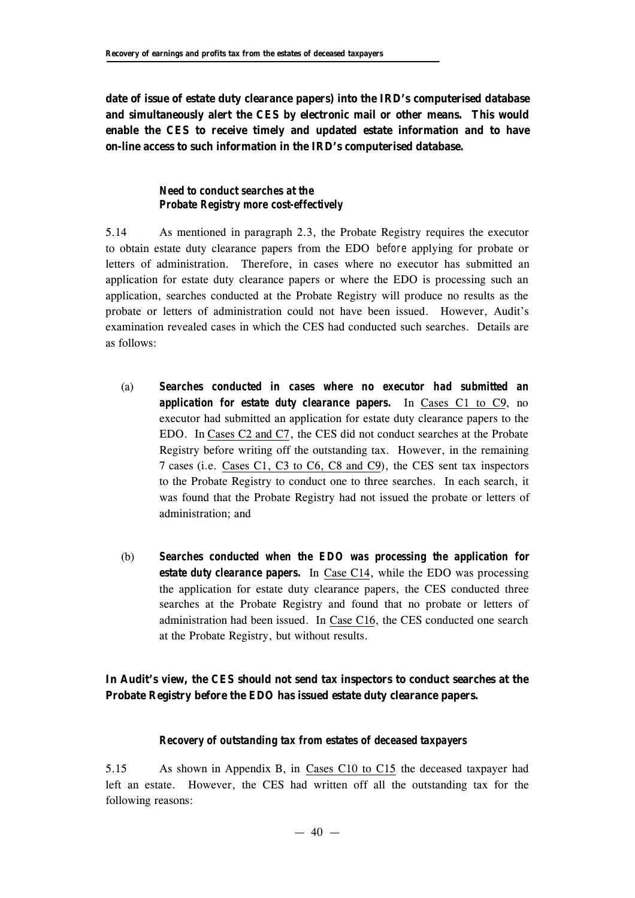**date of issue of estate duty clearance papers) into the IRD's computerised database and simultaneously alert the CES by electronic mail or other means. This would enable the CES to receive timely and updated estate information and to have on-line access to such information in the IRD's computerised database.**

### *Need to conduct searches at the Probate Registry more cost-effectively*

5.14 As mentioned in paragraph 2.3, the Probate Registry requires the executor to obtain estate duty clearance papers from the EDO *before* applying for probate or letters of administration. Therefore, in cases where no executor has submitted an application for estate duty clearance papers or where the EDO is processing such an application, searches conducted at the Probate Registry will produce no results as the probate or letters of administration could not have been issued. However, Audit's examination revealed cases in which the CES had conducted such searches. Details are as follows:

(a) ***Searches conducted in cases where no executor had submitted an application for estate duty clearance papers.*** In Cases C1 to C9, no executor had submitted an application for estate duty clearance papers to the EDO. In Cases C2 and C7, the CES did not conduct searches at the Probate Registry before writing off the outstanding tax. However, in the remaining 7 cases (i.e. Cases C1, C3 to C6, C8 and C9), the CES sent tax inspectors to the Probate Registry to conduct one to three searches. In each search, it was found that the Probate Registry had not issued the probate or letters of administration; and

(b) ***Searches conducted when the EDO was processing the application for estate duty clearance papers.*** In Case C14, while the EDO was processing the application for estate duty clearance papers, the CES conducted three searches at the Probate Registry and found that no probate or letters of administration had been issued. In Case C16, the CES conducted one search at the Probate Registry, but without results.

**In Audit's view, the CES should not send tax inspectors to conduct searches at the Probate Registry before the EDO has issued estate duty clearance papers.**

### *Recovery of outstanding tax from estates of deceased taxpayers*

5.15 As shown in Appendix B, in Cases C10 to C15 the deceased taxpayer had left an estate. However, the CES had written off all the outstanding tax for the following reasons: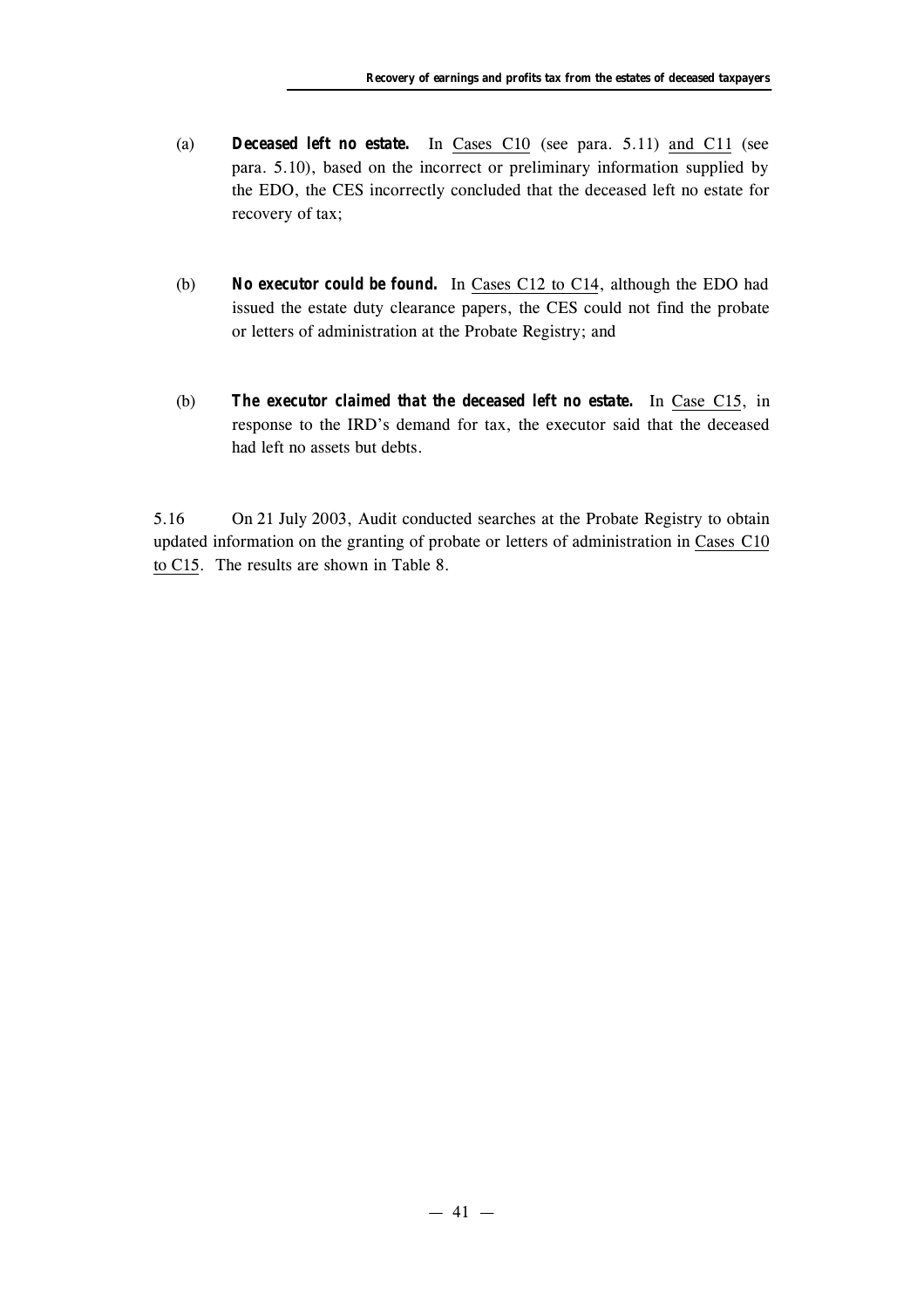(a) ***Deceased left no estate.*** In Cases C10 (see para. 5.11) and C11 (see para. 5.10), based on the incorrect or preliminary information supplied by the EDO, the CES incorrectly concluded that the deceased left no estate for recovery of tax;

(b) ***No executor could be found.*** In Cases C12 to C14, although the EDO had issued the estate duty clearance papers, the CES could not find the probate or letters of administration at the Probate Registry; and

(b) ***The executor claimed that the deceased left no estate.*** In Case C15, in response to the IRD's demand for tax, the executor said that the deceased had left no assets but debts.

5.16 On 21 July 2003, Audit conducted searches at the Probate Registry to obtain updated information on the granting of probate or letters of administration in Cases C10 to C15. The results are shown in Table 8.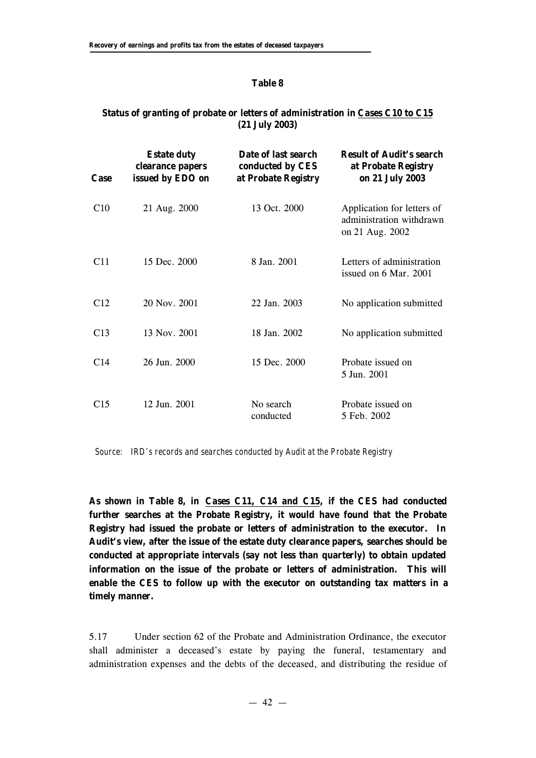**Table 8**

**Status of granting of probate or letters of administration in Cases C10 to C15 (21 July 2003)**

| Case | Estate duty clearance papers issued by EDO on | Date of last search conducted by CES at Probate Registry | Result of Audit's search at Probate Registry on 21 July 2003 |
|---|---|---|---|
| C10 | 21 Aug. 2000 | 13 Oct. 2000 | Application for letters of administration withdrawn on 21 Aug. 2002 |
| C11 | 15 Dec. 2000 | 8 Jan. 2001 | Letters of administration issued on 6 Mar. 2001 |
| C12 | 20 Nov. 2001 | 22 Jan. 2003 | No application submitted |
| C13 | 13 Nov. 2001 | 18 Jan. 2002 | No application submitted |
| C14 | 26 Jun. 2000 | 15 Dec. 2000 | Probate issued on 5 Jun. 2001 |
| C15 | 12 Jun. 2001 | No search conducted | Probate issued on 5 Feb. 2002 |

*Source: IRD's records and searches conducted by Audit at the Probate Registry*

**As shown in Table 8, in Cases C11, C14 and C15, if the CES had conducted further searches at the Probate Registry, it would have found that the Probate Registry had issued the probate or letters of administration to the executor. In Audit's view, after the issue of the estate duty clearance papers, searches should be conducted at appropriate intervals (say not less than quarterly) to obtain updated information on the issue of the probate or letters of administration. This will enable the CES to follow up with the executor on outstanding tax matters in a timely manner.**

5.17 Under section 62 of the Probate and Administration Ordinance, the executor shall administer a deceased's estate by paying the funeral, testamentary and administration expenses and the debts of the deceased, and distributing the residue of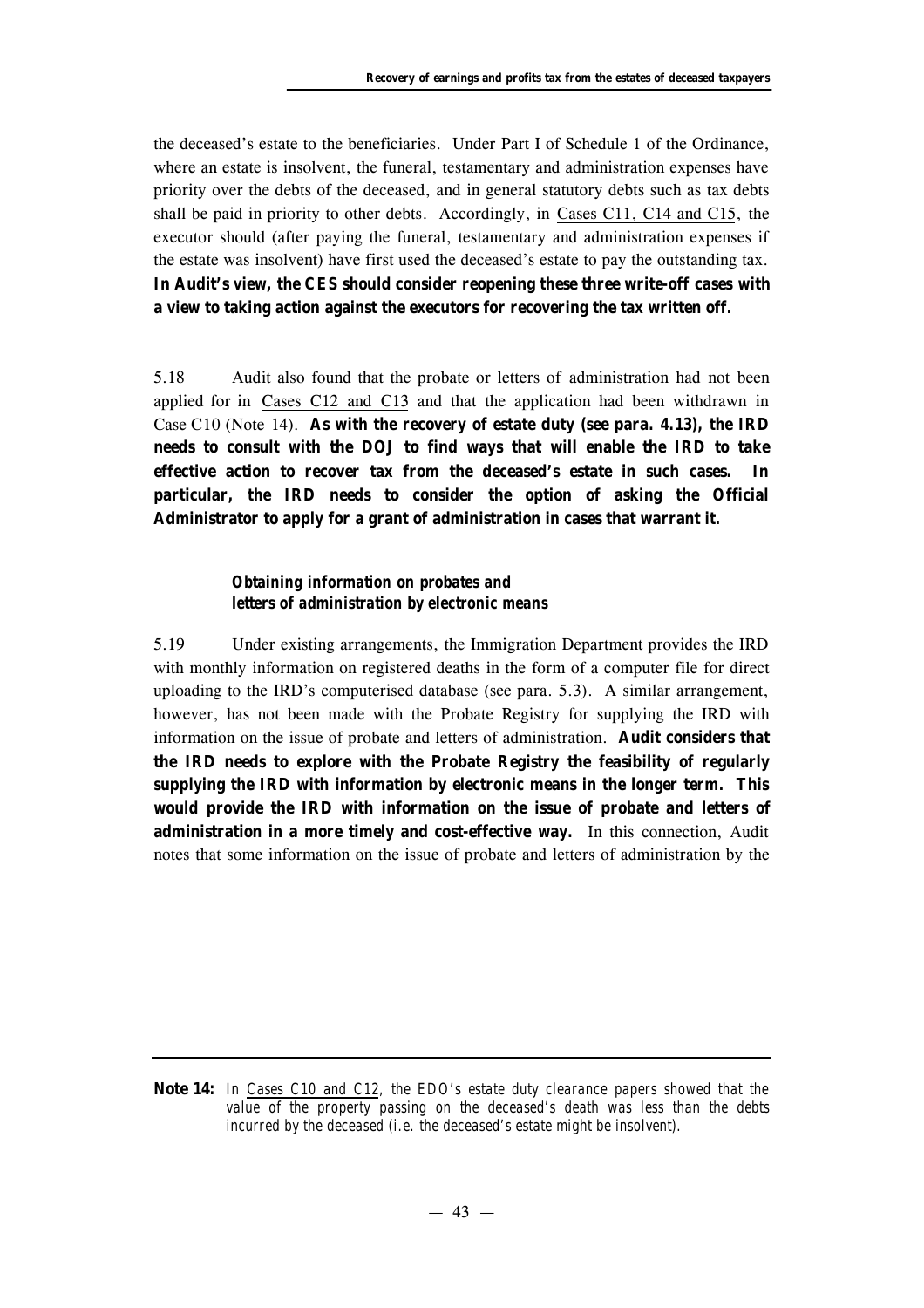the deceased's estate to the beneficiaries. Under Part I of Schedule 1 of the Ordinance, where an estate is insolvent, the funeral, testamentary and administration expenses have priority over the debts of the deceased, and in general statutory debts such as tax debts shall be paid in priority to other debts. Accordingly, in Cases C11, C14 and C15, the executor should (after paying the funeral, testamentary and administration expenses if the estate was insolvent) have first used the deceased's estate to pay the outstanding tax. **In Audit's view, the CES should consider reopening these three write-off cases with a view to taking action against the executors for recovering the tax written off.**

5.18 Audit also found that the probate or letters of administration had not been applied for in Cases C12 and C13 and that the application had been withdrawn in Case C10 (Note 14). **As with the recovery of estate duty (see para. 4.13), the IRD needs to consult with the DOJ to find ways that will enable the IRD to take effective action to recover tax from the deceased's estate in such cases. In particular, the IRD needs to consider the option of asking the Official Administrator to apply for a grant of administration in cases that warrant it.**

***Obtaining information on probates and letters of administration by electronic means***

5.19 Under existing arrangements, the Immigration Department provides the IRD with monthly information on registered deaths in the form of a computer file for direct uploading to the IRD's computerised database (see para. 5.3). A similar arrangement, however, has not been made with the Probate Registry for supplying the IRD with information on the issue of probate and letters of administration. **Audit considers that the IRD needs to explore with the Probate Registry the feasibility of regularly supplying the IRD with information by electronic means in the longer term. This would provide the IRD with information on the issue of probate and letters of administration in a more timely and cost-effective way.** In this connection, Audit notes that some information on the issue of probate and letters of administration by the

---

**Note 14:** *In Cases C10 and C12, the EDO's estate duty clearance papers showed that the value of the property passing on the deceased's death was less than the debts incurred by the deceased (i.e. the deceased's estate might be insolvent).*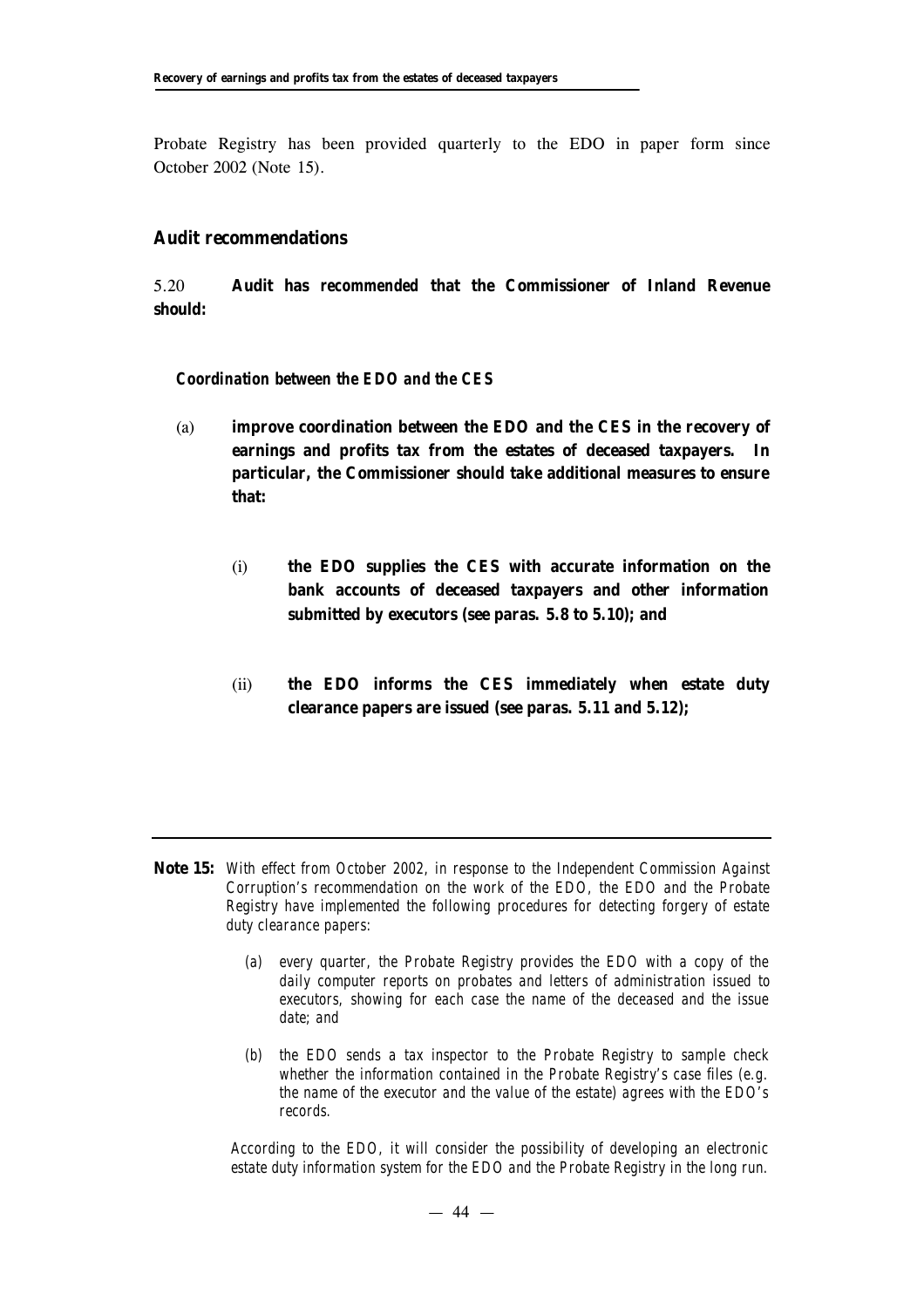Probate Registry has been provided quarterly to the EDO in paper form since October 2002 (Note 15).

## Audit recommendations

5.20 **Audit has recommended that the Commissioner of Inland Revenue should:**

***Coordination between the EDO and the CES***

(a) **improve coordination between the EDO and the CES in the recovery of earnings and profits tax from the estates of deceased taxpayers. In particular, the Commissioner should take additional measures to ensure that:**

   (i) **the EDO supplies the CES with accurate information on the bank accounts of deceased taxpayers and other information submitted by executors (see paras. 5.8 to 5.10); and**

   (ii) **the EDO informs the CES immediately when estate duty clearance papers are issued (see paras. 5.11 and 5.12);**

---

**Note 15:** *With effect from October 2002, in response to the Independent Commission Against Corruption's recommendation on the work of the EDO, the EDO and the Probate Registry have implemented the following procedures for detecting forgery of estate duty clearance papers:*

*(a) every quarter, the Probate Registry provides the EDO with a copy of the daily computer reports on probates and letters of administration issued to executors, showing for each case the name of the deceased and the issue date; and*

*(b) the EDO sends a tax inspector to the Probate Registry to sample check whether the information contained in the Probate Registry's case files (e.g. the name of the executor and the value of the estate) agrees with the EDO's records.*

*According to the EDO, it will consider the possibility of developing an electronic estate duty information system for the EDO and the Probate Registry in the long run.*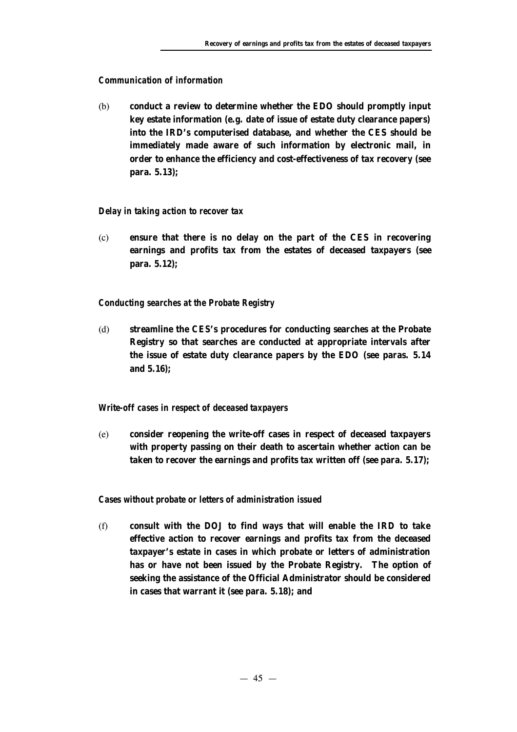*Communication of information*

(b) **conduct a review to determine whether the EDO should promptly input key estate information (e.g. date of issue of estate duty clearance papers) into the IRD's computerised database, and whether the CES should be immediately made aware of such information by electronic mail, in order to enhance the efficiency and cost-effectiveness of tax recovery (see para. 5.13);**

*Delay in taking action to recover tax*

(c) **ensure that there is no delay on the part of the CES in recovering earnings and profits tax from the estates of deceased taxpayers (see para. 5.12);**

*Conducting searches at the Probate Registry*

(d) **streamline the CES's procedures for conducting searches at the Probate Registry so that searches are conducted at appropriate intervals after the issue of estate duty clearance papers by the EDO (see paras. 5.14 and 5.16);**

*Write-off cases in respect of deceased taxpayers*

(e) **consider reopening the write-off cases in respect of deceased taxpayers with property passing on their death to ascertain whether action can be taken to recover the earnings and profits tax written off (see para. 5.17);**

*Cases without probate or letters of administration issued*

(f) **consult with the DOJ to find ways that will enable the IRD to take effective action to recover earnings and profits tax from the deceased taxpayer's estate in cases in which probate or letters of administration has or have not been issued by the Probate Registry. The option of seeking the assistance of the Official Administrator should be considered in cases that warrant it (see para. 5.18); and**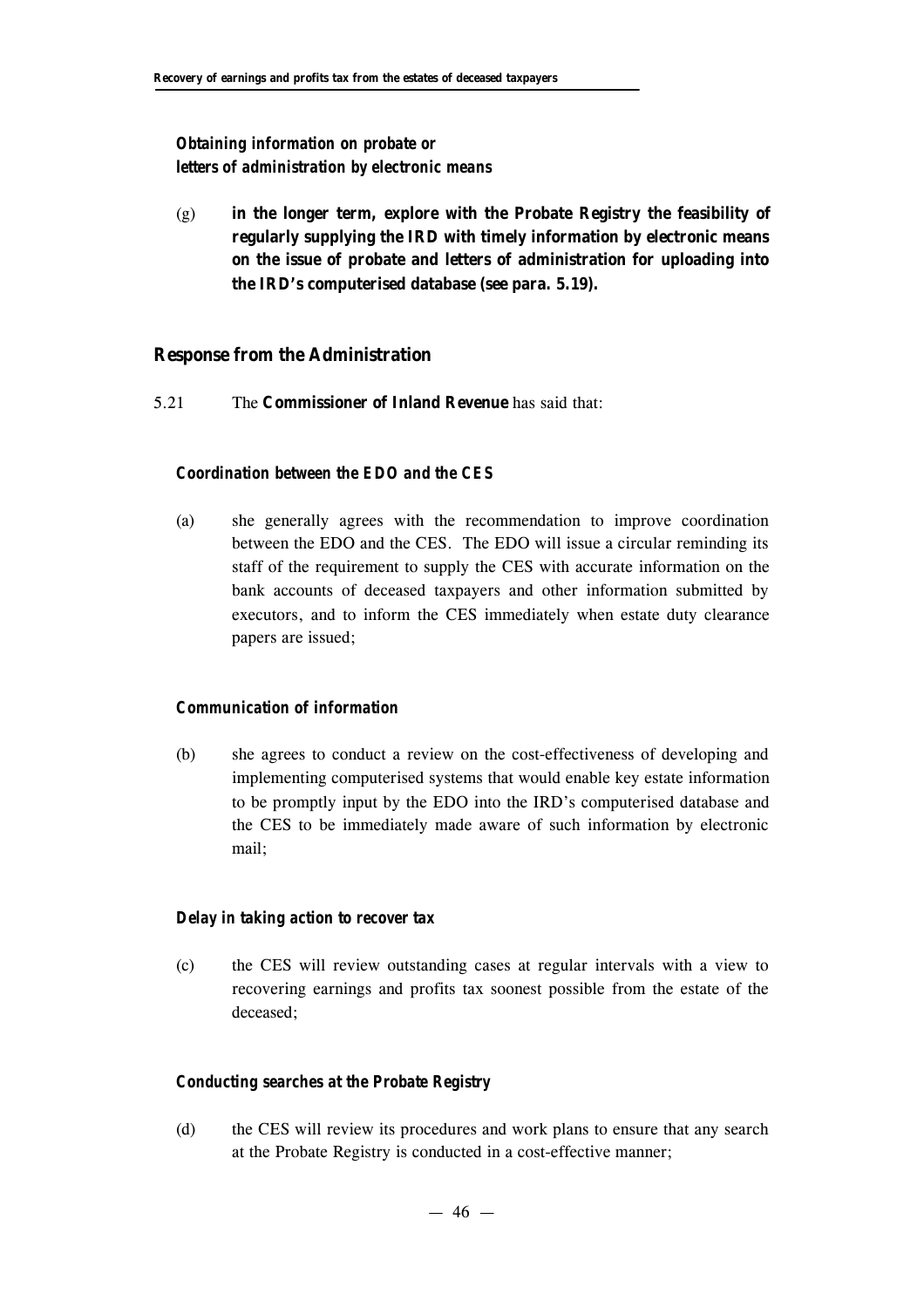***Obtaining information on probate or letters of administration by electronic means***

(g) **in the longer term, explore with the Probate Registry the feasibility of regularly supplying the IRD with timely information by electronic means on the issue of probate and letters of administration for uploading into the IRD's computerised database (see para. 5.19).**

## Response from the Administration

5.21 The **Commissioner of Inland Revenue** has said that:

***Coordination between the EDO and the CES***

(a) she generally agrees with the recommendation to improve coordination between the EDO and the CES. The EDO will issue a circular reminding its staff of the requirement to supply the CES with accurate information on the bank accounts of deceased taxpayers and other information submitted by executors, and to inform the CES immediately when estate duty clearance papers are issued;

***Communication of information***

(b) she agrees to conduct a review on the cost-effectiveness of developing and implementing computerised systems that would enable key estate information to be promptly input by the EDO into the IRD's computerised database and the CES to be immediately made aware of such information by electronic mail;

***Delay in taking action to recover tax***

(c) the CES will review outstanding cases at regular intervals with a view to recovering earnings and profits tax soonest possible from the estate of the deceased;

***Conducting searches at the Probate Registry***

(d) the CES will review its procedures and work plans to ensure that any search at the Probate Registry is conducted in a cost-effective manner;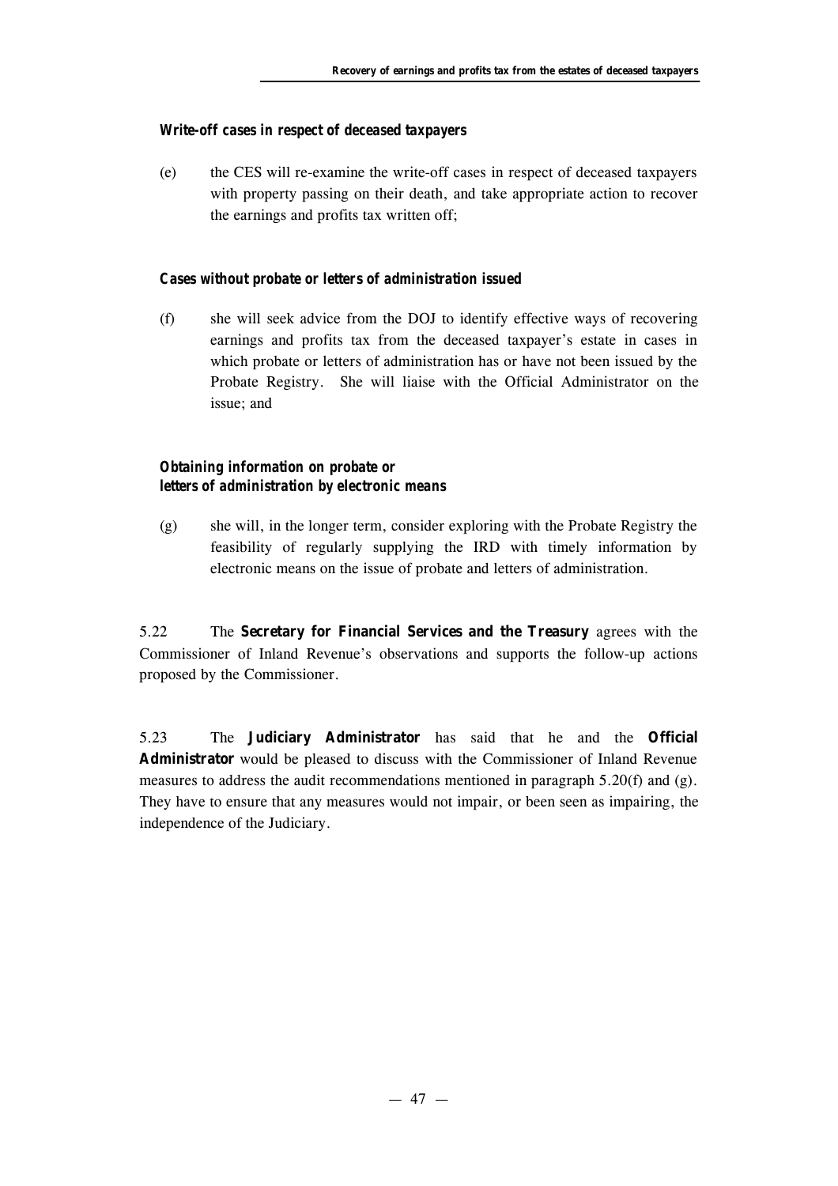***Write-off cases in respect of deceased taxpayers***

(e) the CES will re-examine the write-off cases in respect of deceased taxpayers with property passing on their death, and take appropriate action to recover the earnings and profits tax written off;

***Cases without probate or letters of administration issued***

(f) she will seek advice from the DOJ to identify effective ways of recovering earnings and profits tax from the deceased taxpayer's estate in cases in which probate or letters of administration has or have not been issued by the Probate Registry. She will liaise with the Official Administrator on the issue; and

***Obtaining information on probate or letters of administration by electronic means***

(g) she will, in the longer term, consider exploring with the Probate Registry the feasibility of regularly supplying the IRD with timely information by electronic means on the issue of probate and letters of administration.

5.22 The **Secretary for Financial Services and the Treasury** agrees with the Commissioner of Inland Revenue's observations and supports the follow-up actions proposed by the Commissioner.

5.23 The **Judiciary Administrator** has said that he and the **Official Administrator** would be pleased to discuss with the Commissioner of Inland Revenue measures to address the audit recommendations mentioned in paragraph 5.20(f) and (g). They have to ensure that any measures would not impair, or been seen as impairing, the independence of the Judiciary.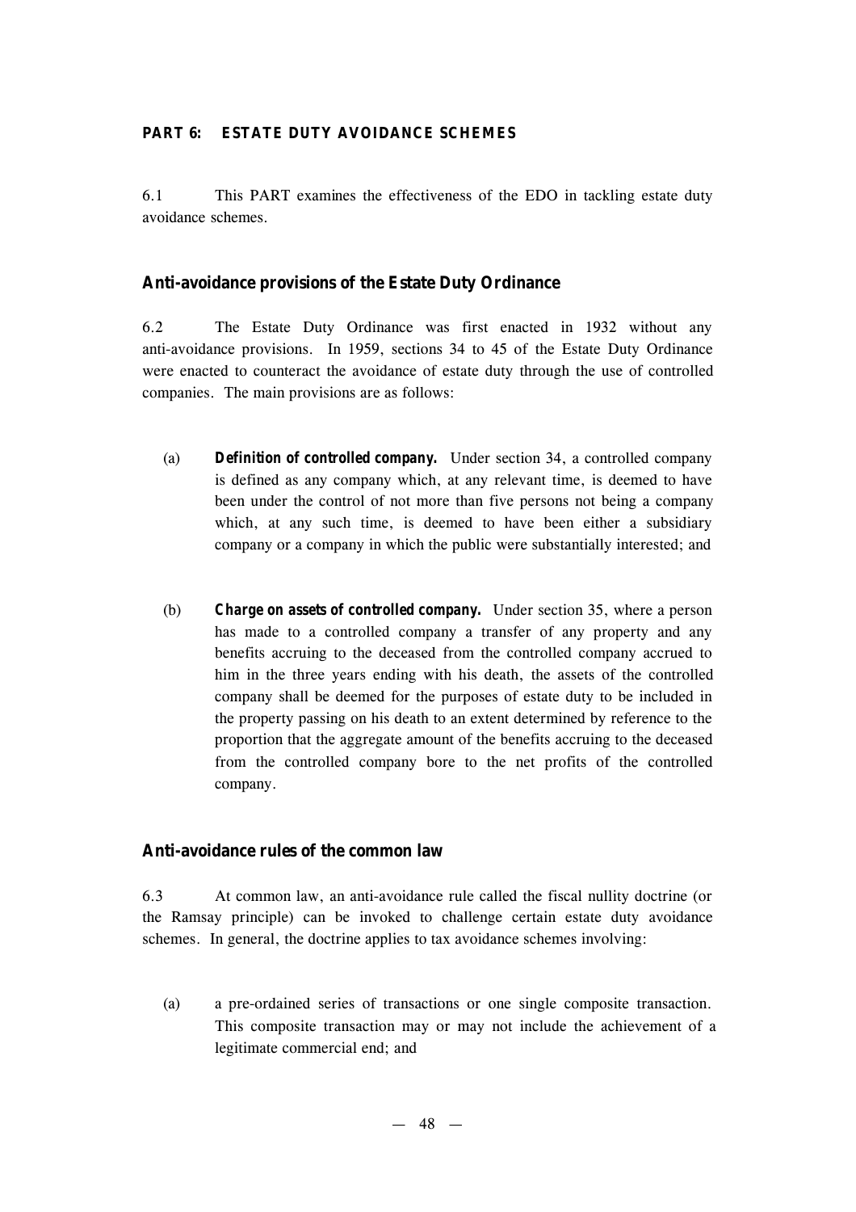## PART 6: ESTATE DUTY AVOIDANCE SCHEMES

6.1 This PART examines the effectiveness of the EDO in tackling estate duty avoidance schemes.

### Anti-avoidance provisions of the Estate Duty Ordinance

6.2 The Estate Duty Ordinance was first enacted in 1932 without any anti-avoidance provisions. In 1959, sections 34 to 45 of the Estate Duty Ordinance were enacted to counteract the avoidance of estate duty through the use of controlled companies. The main provisions are as follows:

(a) ***Definition of controlled company.*** Under section 34, a controlled company is defined as any company which, at any relevant time, is deemed to have been under the control of not more than five persons not being a company which, at any such time, is deemed to have been either a subsidiary company or a company in which the public were substantially interested; and

(b) ***Charge on assets of controlled company.*** Under section 35, where a person has made to a controlled company a transfer of any property and any benefits accruing to the deceased from the controlled company accrued to him in the three years ending with his death, the assets of the controlled company shall be deemed for the purposes of estate duty to be included in the property passing on his death to an extent determined by reference to the proportion that the aggregate amount of the benefits accruing to the deceased from the controlled company bore to the net profits of the controlled company.

### Anti-avoidance rules of the common law

6.3 At common law, an anti-avoidance rule called the fiscal nullity doctrine (or the Ramsay principle) can be invoked to challenge certain estate duty avoidance schemes. In general, the doctrine applies to tax avoidance schemes involving:

(a) a pre-ordained series of transactions or one single composite transaction. This composite transaction may or may not include the achievement of a legitimate commercial end; and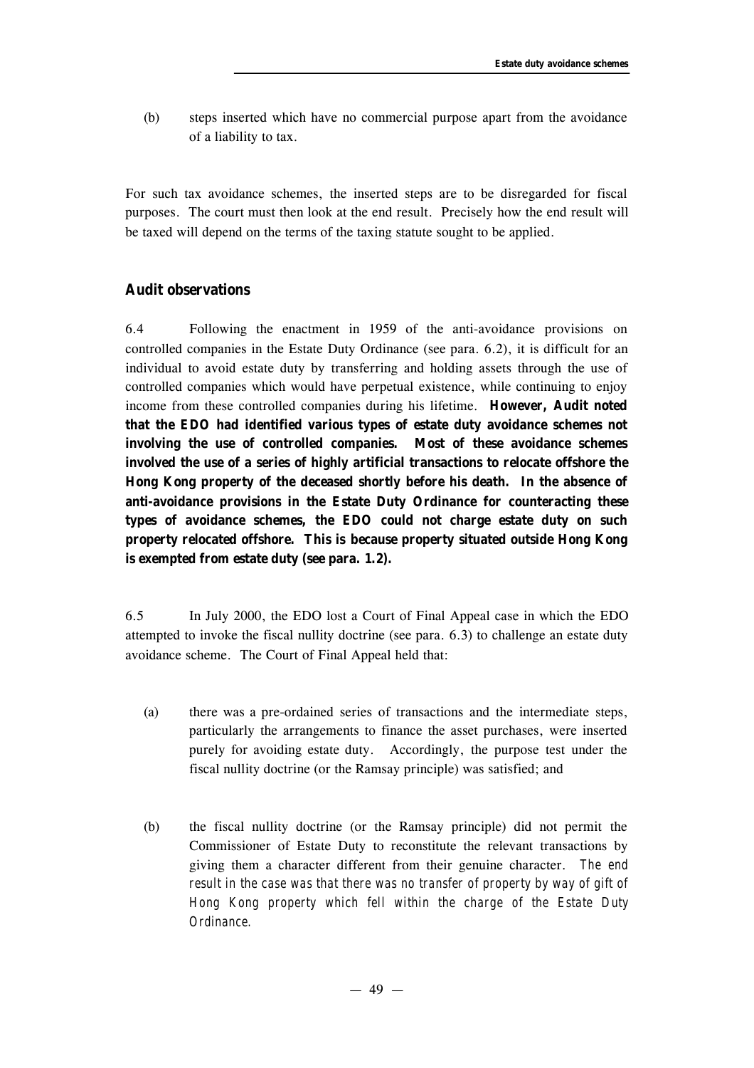(b) steps inserted which have no commercial purpose apart from the avoidance of a liability to tax.

For such tax avoidance schemes, the inserted steps are to be disregarded for fiscal purposes. The court must then look at the end result. Precisely how the end result will be taxed will depend on the terms of the taxing statute sought to be applied.

### Audit observations

6.4 Following the enactment in 1959 of the anti-avoidance provisions on controlled companies in the Estate Duty Ordinance (see para. 6.2), it is difficult for an individual to avoid estate duty by transferring and holding assets through the use of controlled companies which would have perpetual existence, while continuing to enjoy income from these controlled companies during his lifetime. **However, Audit noted that the EDO had identified various types of estate duty avoidance schemes not involving the use of controlled companies. Most of these avoidance schemes involved the use of a series of highly artificial transactions to relocate offshore the Hong Kong property of the deceased shortly before his death. In the absence of anti-avoidance provisions in the Estate Duty Ordinance for counteracting these types of avoidance schemes, the EDO could not charge estate duty on such property relocated offshore. This is because property situated outside Hong Kong is exempted from estate duty (see para. 1.2).**

6.5 In July 2000, the EDO lost a Court of Final Appeal case in which the EDO attempted to invoke the fiscal nullity doctrine (see para. 6.3) to challenge an estate duty avoidance scheme. The Court of Final Appeal held that:

(a) there was a pre-ordained series of transactions and the intermediate steps, particularly the arrangements to finance the asset purchases, were inserted purely for avoiding estate duty. Accordingly, the purpose test under the fiscal nullity doctrine (or the Ramsay principle) was satisfied; and

(b) the fiscal nullity doctrine (or the Ramsay principle) did not permit the Commissioner of Estate Duty to reconstitute the relevant transactions by giving them a character different from their genuine character. *The end result in the case was that there was no transfer of property by way of gift of Hong Kong property which fell within the charge of the Estate Duty Ordinance.*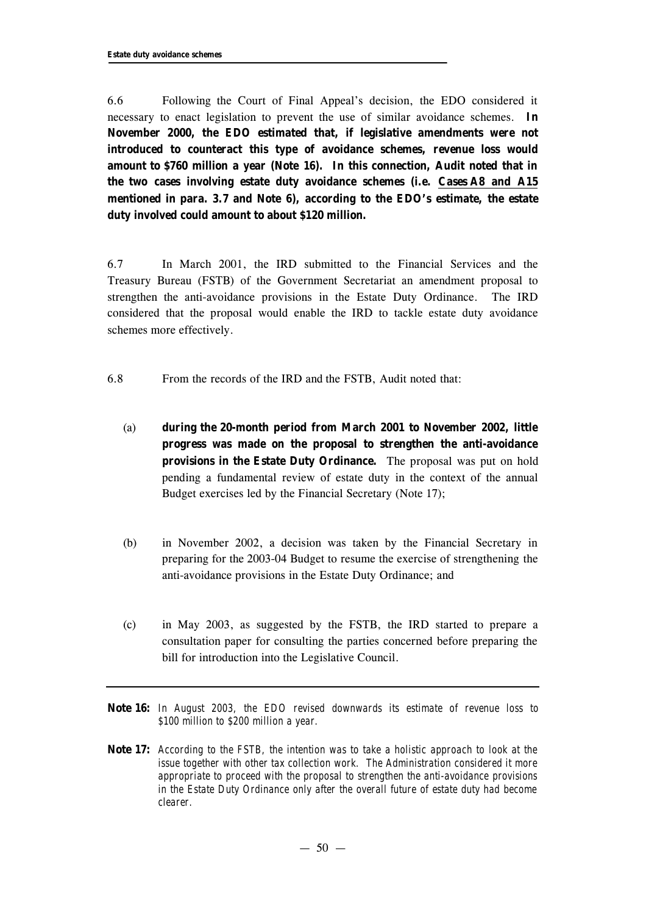6.6 Following the Court of Final Appeal's decision, the EDO considered it necessary to enact legislation to prevent the use of similar avoidance schemes. **In November 2000, the EDO estimated that, if legislative amendments were not introduced to counteract this type of avoidance schemes, revenue loss would amount to $760 million a year (Note 16). In this connection, Audit noted that in the two cases involving estate duty avoidance schemes (i.e. <u>Cases A8 and A15</u> mentioned in para. 3.7 and Note 6), according to the EDO's estimate, the estate duty involved could amount to about $120 million.**

6.7 In March 2001, the IRD submitted to the Financial Services and the Treasury Bureau (FSTB) of the Government Secretariat an amendment proposal to strengthen the anti-avoidance provisions in the Estate Duty Ordinance. The IRD considered that the proposal would enable the IRD to tackle estate duty avoidance schemes more effectively.

6.8 From the records of the IRD and the FSTB, Audit noted that:

(a) **during the 20-month period from March 2001 to November 2002, little progress was made on the proposal to strengthen the anti-avoidance provisions in the Estate Duty Ordinance.** The proposal was put on hold pending a fundamental review of estate duty in the context of the annual Budget exercises led by the Financial Secretary (Note 17);

(b) in November 2002, a decision was taken by the Financial Secretary in preparing for the 2003-04 Budget to resume the exercise of strengthening the anti-avoidance provisions in the Estate Duty Ordinance; and

(c) in May 2003, as suggested by the FSTB, the IRD started to prepare a consultation paper for consulting the parties concerned before preparing the bill for introduction into the Legislative Council.

---

**Note 16:** *In August 2003, the EDO revised downwards its estimate of revenue loss to $100 million to $200 million a year.*

**Note 17:** *According to the FSTB, the intention was to take a holistic approach to look at the issue together with other tax collection work. The Administration considered it more appropriate to proceed with the proposal to strengthen the anti-avoidance provisions in the Estate Duty Ordinance only after the overall future of estate duty had become clearer.*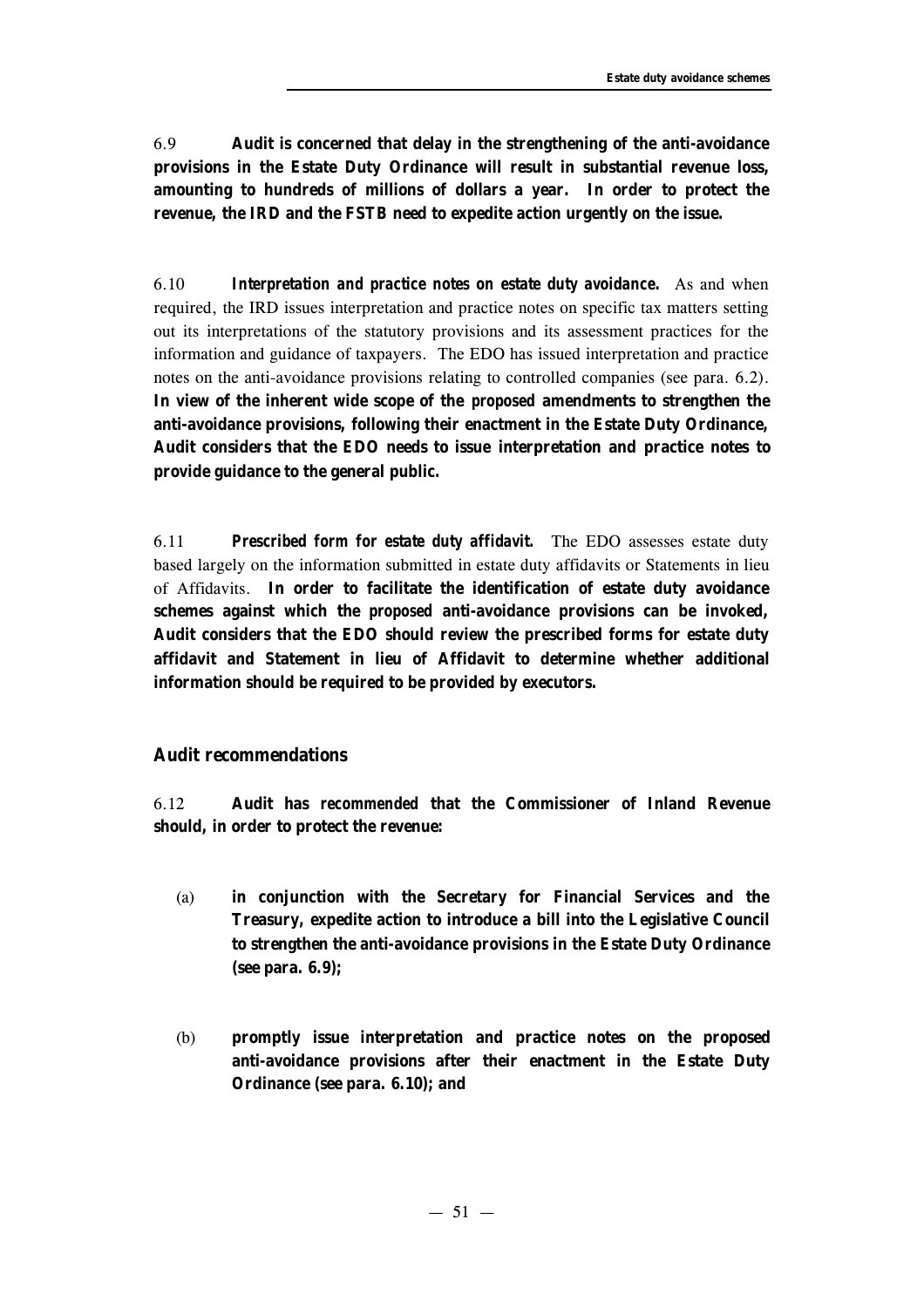6.9 **Audit is concerned that delay in the strengthening of the anti-avoidance provisions in the Estate Duty Ordinance will result in substantial revenue loss, amounting to hundreds of millions of dollars a year. In order to protect the revenue, the IRD and the FSTB need to expedite action urgently on the issue.**

6.10 ***Interpretation and practice notes on estate duty avoidance.*** As and when required, the IRD issues interpretation and practice notes on specific tax matters setting out its interpretations of the statutory provisions and its assessment practices for the information and guidance of taxpayers. The EDO has issued interpretation and practice notes on the anti-avoidance provisions relating to controlled companies (see para. 6.2). **In view of the inherent wide scope of the proposed amendments to strengthen the anti-avoidance provisions, following their enactment in the Estate Duty Ordinance, Audit considers that the EDO needs to issue interpretation and practice notes to provide guidance to the general public.**

6.11 ***Prescribed form for estate duty affidavit.*** The EDO assesses estate duty based largely on the information submitted in estate duty affidavits or Statements in lieu of Affidavits. **In order to facilitate the identification of estate duty avoidance schemes against which the proposed anti-avoidance provisions can be invoked, Audit considers that the EDO should review the prescribed forms for estate duty affidavit and Statement in lieu of Affidavit to determine whether additional information should be required to be provided by executors.**

## Audit recommendations

6.12 **Audit has *recommended* that the Commissioner of Inland Revenue should, in order to protect the revenue:**

(a) **in conjunction with the Secretary for Financial Services and the Treasury, expedite action to introduce a bill into the Legislative Council to strengthen the anti-avoidance provisions in the Estate Duty Ordinance (see para. 6.9);**

(b) **promptly issue interpretation and practice notes on the proposed anti-avoidance provisions after their enactment in the Estate Duty Ordinance (see para. 6.10); and**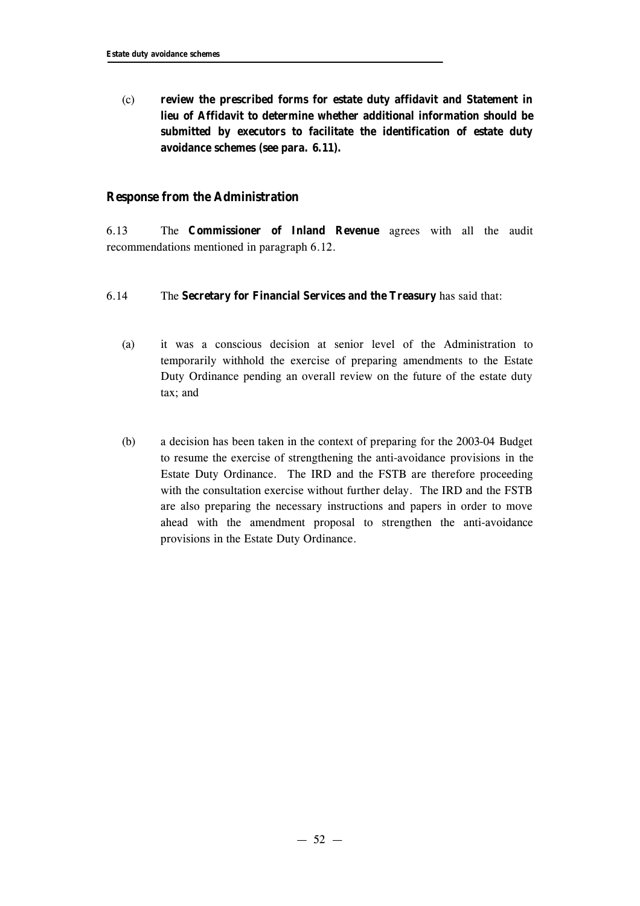(c) **review the prescribed forms for estate duty affidavit and Statement in lieu of Affidavit to determine whether additional information should be submitted by executors to facilitate the identification of estate duty avoidance schemes (see para. 6.11).**

### Response from the Administration

6.13 The **Commissioner of Inland Revenue** agrees with all the audit recommendations mentioned in paragraph 6.12.

6.14 The **Secretary for Financial Services and the Treasury** has said that:

(a) it was a conscious decision at senior level of the Administration to temporarily withhold the exercise of preparing amendments to the Estate Duty Ordinance pending an overall review on the future of the estate duty tax; and

(b) a decision has been taken in the context of preparing for the 2003-04 Budget to resume the exercise of strengthening the anti-avoidance provisions in the Estate Duty Ordinance. The IRD and the FSTB are therefore proceeding with the consultation exercise without further delay. The IRD and the FSTB are also preparing the necessary instructions and papers in order to move ahead with the amendment proposal to strengthen the anti-avoidance provisions in the Estate Duty Ordinance.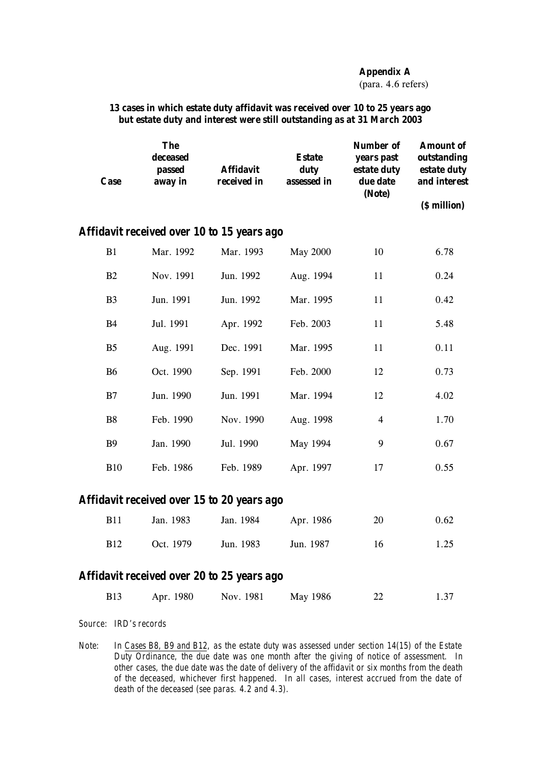**Appendix A**
(para. 4.6 refers)

**13 cases in which estate duty affidavit was received over 10 to 25 years ago but estate duty and interest were still outstanding as at 31 March 2003**

| Case | The deceased passed away in | Affidavit received in | Estate duty assessed in | Number of years past estate duty due date (Note) | Amount of outstanding estate duty and interest ($ million) |
|---|---|---|---|---|---|
| ***Affidavit received over 10 to 15 years ago*** | | | | | |
| B1 | Mar. 1992 | Mar. 1993 | May 2000 | 10 | 6.78 |
| B2 | Nov. 1991 | Jun. 1992 | Aug. 1994 | 11 | 0.24 |
| B3 | Jun. 1991 | Jun. 1992 | Mar. 1995 | 11 | 0.42 |
| B4 | Jul. 1991 | Apr. 1992 | Feb. 2003 | 11 | 5.48 |
| B5 | Aug. 1991 | Dec. 1991 | Mar. 1995 | 11 | 0.11 |
| B6 | Oct. 1990 | Sep. 1991 | Feb. 2000 | 12 | 0.73 |
| B7 | Jun. 1990 | Jun. 1991 | Mar. 1994 | 12 | 4.02 |
| B8 | Feb. 1990 | Nov. 1990 | Aug. 1998 | 4 | 1.70 |
| B9 | Jan. 1990 | Jul. 1990 | May 1994 | 9 | 0.67 |
| B10 | Feb. 1986 | Feb. 1989 | Apr. 1997 | 17 | 0.55 |
| ***Affidavit received over 15 to 20 years ago*** | | | | | |
| B11 | Jan. 1983 | Jan. 1984 | Apr. 1986 | 20 | 0.62 |
| B12 | Oct. 1979 | Jun. 1983 | Jun. 1987 | 16 | 1.25 |
| ***Affidavit received over 20 to 25 years ago*** | | | | | |
| B13 | Apr. 1980 | Nov. 1981 | May 1986 | 22 | 1.37 |

Source: IRD's records

Note: In Cases B8, B9 and B12, as the estate duty was assessed under section 14(15) of the Estate Duty Ordinance, the due date was one month after the giving of notice of assessment. In other cases, the due date was the date of delivery of the affidavit or six months from the death of the deceased, whichever first happened. In all cases, interest accrued from the date of death of the deceased (see paras. 4.2 and 4.3).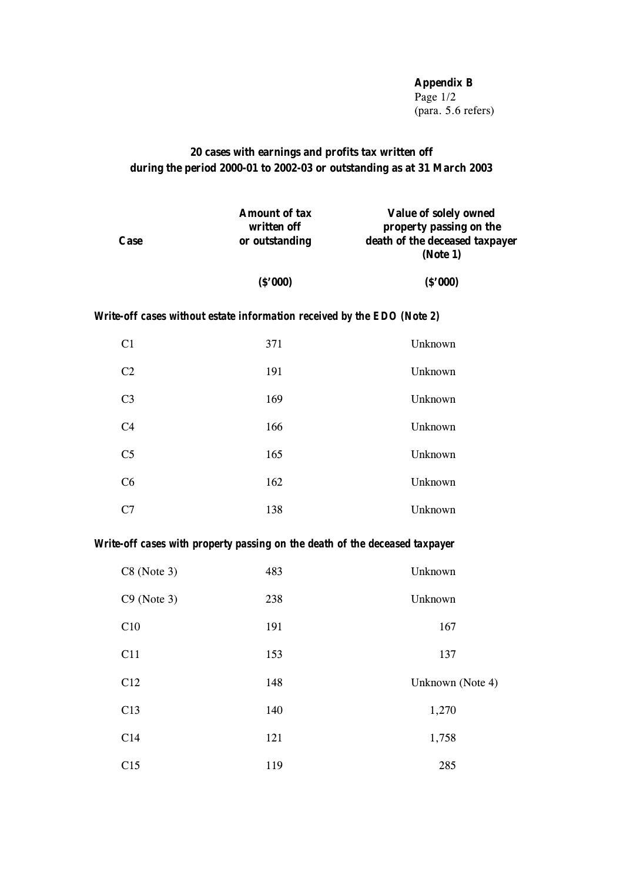**Appendix B**
Page 1/2
(para. 5.6 refers)

## 20 cases with earnings and profits tax written off during the period 2000-01 to 2002-03 or outstanding as at 31 March 2003

| Case | Amount of tax written off or outstanding | Value of solely owned property passing on the death of the deceased taxpayer (Note 1) |
|---|---|---|
| | **($'000)** | **($'000)** |
| ***Write-off cases without estate information received by the EDO (Note 2)*** | | |
| C1 | 371 | Unknown |
| C2 | 191 | Unknown |
| C3 | 169 | Unknown |
| C4 | 166 | Unknown |
| C5 | 165 | Unknown |
| C6 | 162 | Unknown |
| C7 | 138 | Unknown |
| ***Write-off cases with property passing on the death of the deceased taxpayer*** | | |
| C8 (Note 3) | 483 | Unknown |
| C9 (Note 3) | 238 | Unknown |
| C10 | 191 | 167 |
| C11 | 153 | 137 |
| C12 | 148 | Unknown (Note 4) |
| C13 | 140 | 1,270 |
| C14 | 121 | 1,758 |
| C15 | 119 | 285 |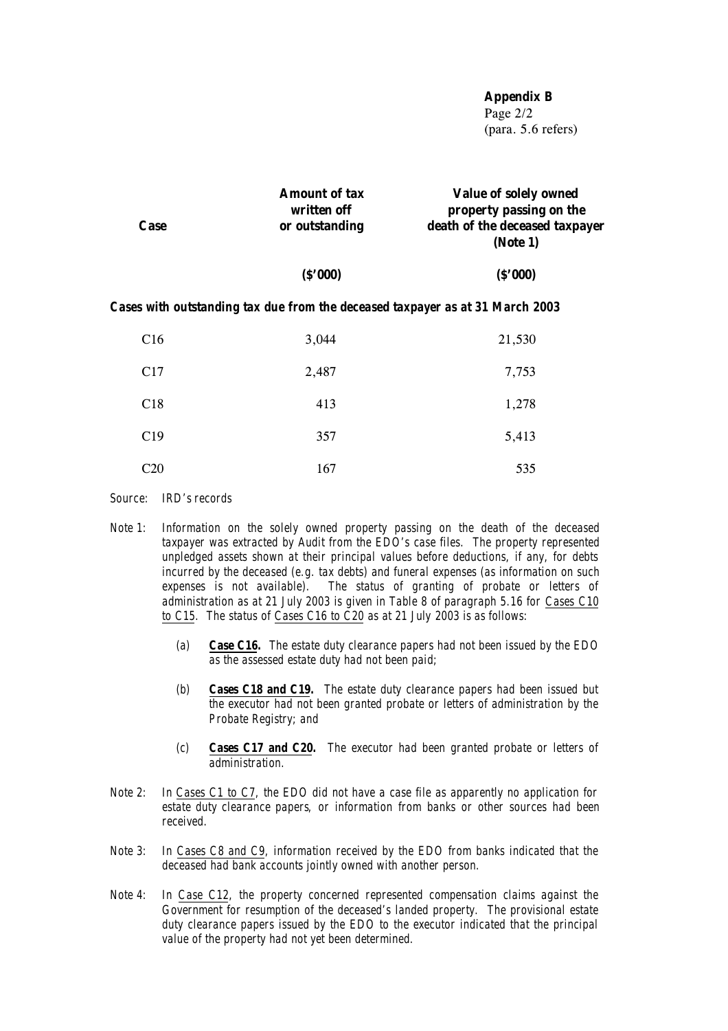**Appendix B**
Page 2/2
(para. 5.6 refers)

| Case | Amount of tax written off or outstanding | Value of solely owned property passing on the death of the deceased taxpayer (Note 1) |
|---|---|---|
| | **($'000)** | **($'000)** |
| ***Cases with outstanding tax due from the deceased taxpayer as at 31 March 2003*** | | |
| C16 | 3,044 | 21,530 |
| C17 | 2,487 | 7,753 |
| C18 | 413 | 1,278 |
| C19 | 357 | 5,413 |
| C20 | 167 | 535 |

*Source: IRD's records*

*Note 1: Information on the solely owned property passing on the death of the deceased taxpayer was extracted by Audit from the EDO's case files. The property represented unpledged assets shown at their principal values before deductions, if any, for debts incurred by the deceased (e.g. tax debts) and funeral expenses (as information on such expenses is not available). The status of granting of probate or letters of administration as at 21 July 2003 is given in Table 8 of paragraph 5.16 for Cases C10 to C15. The status of Cases C16 to C20 as at 21 July 2003 is as follows:*

- *(a)* ***Case C16.*** *The estate duty clearance papers had not been issued by the EDO as the assessed estate duty had not been paid;*
- *(b)* ***Cases C18 and C19.*** *The estate duty clearance papers had been issued but the executor had not been granted probate or letters of administration by the Probate Registry; and*
- *(c)* ***Cases C17 and C20.*** *The executor had been granted probate or letters of administration.*

*Note 2: In Cases C1 to C7, the EDO did not have a case file as apparently no application for estate duty clearance papers, or information from banks or other sources had been received.*

*Note 3: In Cases C8 and C9, information received by the EDO from banks indicated that the deceased had bank accounts jointly owned with another person.*

*Note 4: In Case C12, the property concerned represented compensation claims against the Government for resumption of the deceased's landed property. The provisional estate duty clearance papers issued by the EDO to the executor indicated that the principal value of the property had not yet been determined.*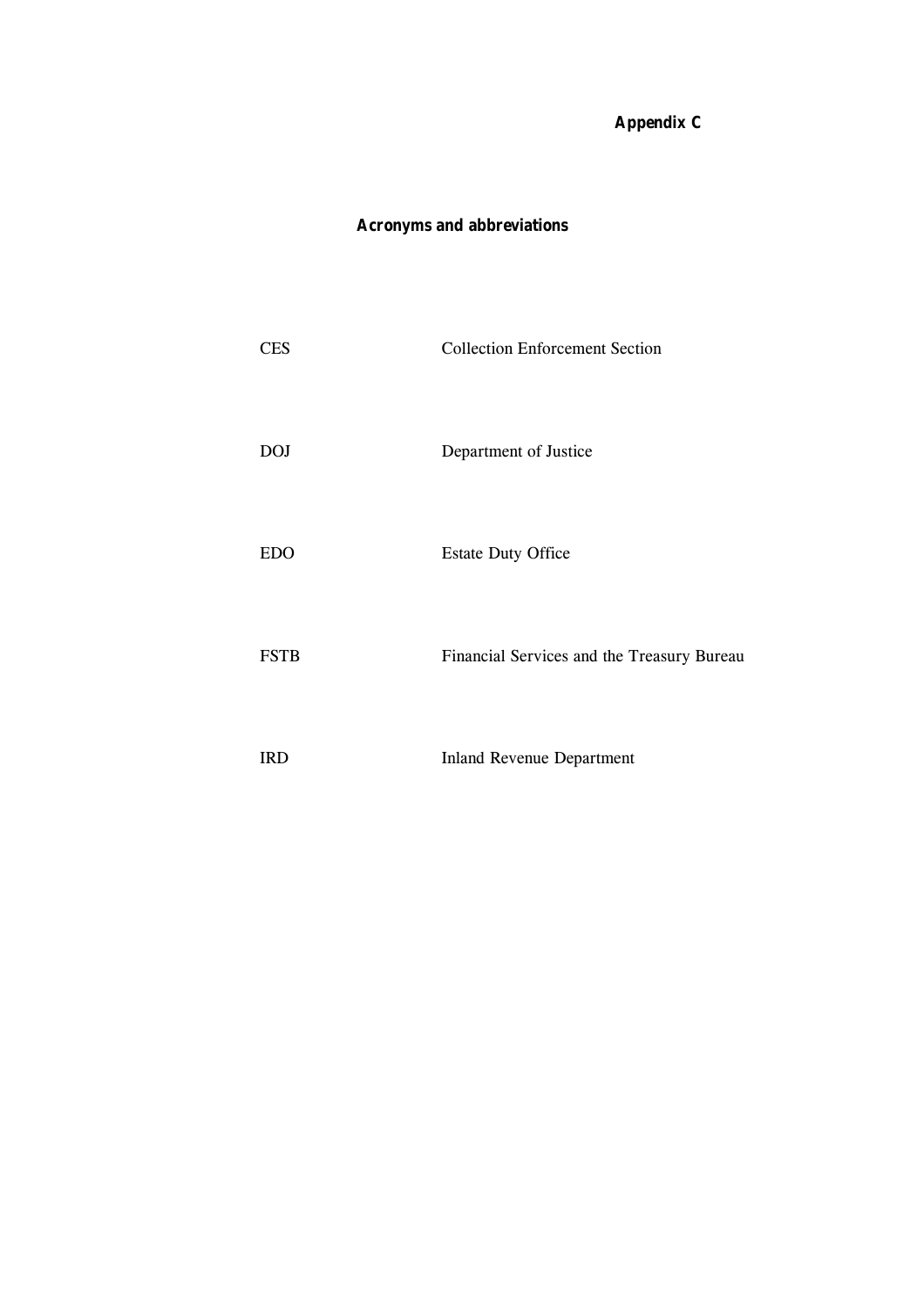**Appendix C**

## Acronyms and abbreviations

| | |
|---|---|
| CES | Collection Enforcement Section |
| DOJ | Department of Justice |
| EDO | Estate Duty Office |
| FSTB | Financial Services and the Treasury Bureau |
| IRD | Inland Revenue Department |